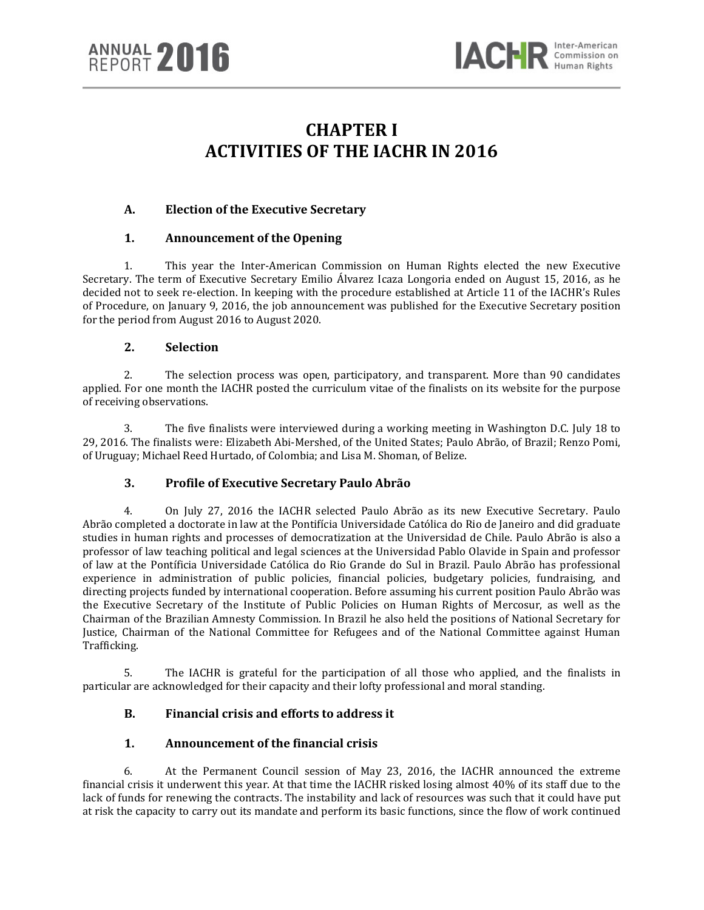# CHAPTER I
# ACTIVITIES OF THE IACHR IN 2016

## A. Election of the Executive Secretary

### 1. Announcement of the Opening

1. This year the Inter-American Commission on Human Rights elected the new Executive Secretary. The term of Executive Secretary Emilio Álvarez Icaza Longoria ended on August 15, 2016, as he decided not to seek re-election. In keeping with the procedure established at Article 11 of the IACHR's Rules of Procedure, on January 9, 2016, the job announcement was published for the Executive Secretary position for the period from August 2016 to August 2020.

### 2. Selection

2. The selection process was open, participatory, and transparent. More than 90 candidates applied. For one month the IACHR posted the curriculum vitae of the finalists on its website for the purpose of receiving observations.

3. The five finalists were interviewed during a working meeting in Washington D.C. July 18 to 29, 2016. The finalists were: Elizabeth Abi-Mershed, of the United States; Paulo Abrão, of Brazil; Renzo Pomi, of Uruguay; Michael Reed Hurtado, of Colombia; and Lisa M. Shoman, of Belize.

### 3. Profile of Executive Secretary Paulo Abrão

4. On July 27, 2016 the IACHR selected Paulo Abrão as its new Executive Secretary. Paulo Abrão completed a doctorate in law at the Pontifícia Universidade Católica do Rio de Janeiro and did graduate studies in human rights and processes of democratization at the Universidad de Chile. Paulo Abrão is also a professor of law teaching political and legal sciences at the Universidad Pablo Olavide in Spain and professor of law at the Pontifícia Universidade Católica do Rio Grande do Sul in Brazil. Paulo Abrão has professional experience in administration of public policies, financial policies, budgetary policies, fundraising, and directing projects funded by international cooperation. Before assuming his current position Paulo Abrão was the Executive Secretary of the Institute of Public Policies on Human Rights of Mercosur, as well as the Chairman of the Brazilian Amnesty Commission. In Brazil he also held the positions of National Secretary for Justice, Chairman of the National Committee for Refugees and of the National Committee against Human Trafficking.

5. The IACHR is grateful for the participation of all those who applied, and the finalists in particular are acknowledged for their capacity and their lofty professional and moral standing.

## B. Financial crisis and efforts to address it

### 1. Announcement of the financial crisis

6. At the Permanent Council session of May 23, 2016, the IACHR announced the extreme financial crisis it underwent this year. At that time the IACHR risked losing almost 40% of its staff due to the lack of funds for renewing the contracts. The instability and lack of resources was such that it could have put at risk the capacity to carry out its mandate and perform its basic functions, since the flow of work continued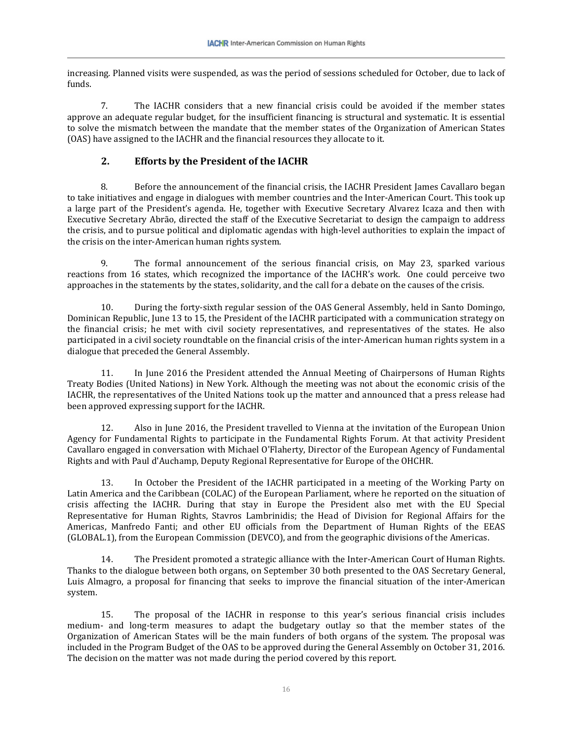increasing. Planned visits were suspended, as was the period of sessions scheduled for October, due to lack of funds.

7. The IACHR considers that a new financial crisis could be avoided if the member states approve an adequate regular budget, for the insufficient financing is structural and systematic. It is essential to solve the mismatch between the mandate that the member states of the Organization of American States (OAS) have assigned to the IACHR and the financial resources they allocate to it.

## 2. Efforts by the President of the IACHR

8. Before the announcement of the financial crisis, the IACHR President James Cavallaro began to take initiatives and engage in dialogues with member countries and the Inter-American Court. This took up a large part of the President's agenda. He, together with Executive Secretary Alvarez Icaza and then with Executive Secretary Abrão, directed the staff of the Executive Secretariat to design the campaign to address the crisis, and to pursue political and diplomatic agendas with high-level authorities to explain the impact of the crisis on the inter-American human rights system.

9. The formal announcement of the serious financial crisis, on May 23, sparked various reactions from 16 states, which recognized the importance of the IACHR's work. One could perceive two approaches in the statements by the states, solidarity, and the call for a debate on the causes of the crisis.

10. During the forty-sixth regular session of the OAS General Assembly, held in Santo Domingo, Dominican Republic, June 13 to 15, the President of the IACHR participated with a communication strategy on the financial crisis; he met with civil society representatives, and representatives of the states. He also participated in a civil society roundtable on the financial crisis of the inter-American human rights system in a dialogue that preceded the General Assembly.

11. In June 2016 the President attended the Annual Meeting of Chairpersons of Human Rights Treaty Bodies (United Nations) in New York. Although the meeting was not about the economic crisis of the IACHR, the representatives of the United Nations took up the matter and announced that a press release had been approved expressing support for the IACHR.

12. Also in June 2016, the President travelled to Vienna at the invitation of the European Union Agency for Fundamental Rights to participate in the Fundamental Rights Forum. At that activity President Cavallaro engaged in conversation with Michael O'Flaherty, Director of the European Agency of Fundamental Rights and with Paul d'Auchamp, Deputy Regional Representative for Europe of the OHCHR.

13. In October the President of the IACHR participated in a meeting of the Working Party on Latin America and the Caribbean (COLAC) of the European Parliament, where he reported on the situation of crisis affecting the IACHR. During that stay in Europe the President also met with the EU Special Representative for Human Rights, Stavros Lambrinidis; the Head of Division for Regional Affairs for the Americas, Manfredo Fanti; and other EU officials from the Department of Human Rights of the EEAS (GLOBAL.1), from the European Commission (DEVCO), and from the geographic divisions of the Americas.

14. The President promoted a strategic alliance with the Inter-American Court of Human Rights. Thanks to the dialogue between both organs, on September 30 both presented to the OAS Secretary General, Luis Almagro, a proposal for financing that seeks to improve the financial situation of the inter-American system.

15. The proposal of the IACHR in response to this year's serious financial crisis includes medium- and long-term measures to adapt the budgetary outlay so that the member states of the Organization of American States will be the main funders of both organs of the system. The proposal was included in the Program Budget of the OAS to be approved during the General Assembly on October 31, 2016. The decision on the matter was not made during the period covered by this report.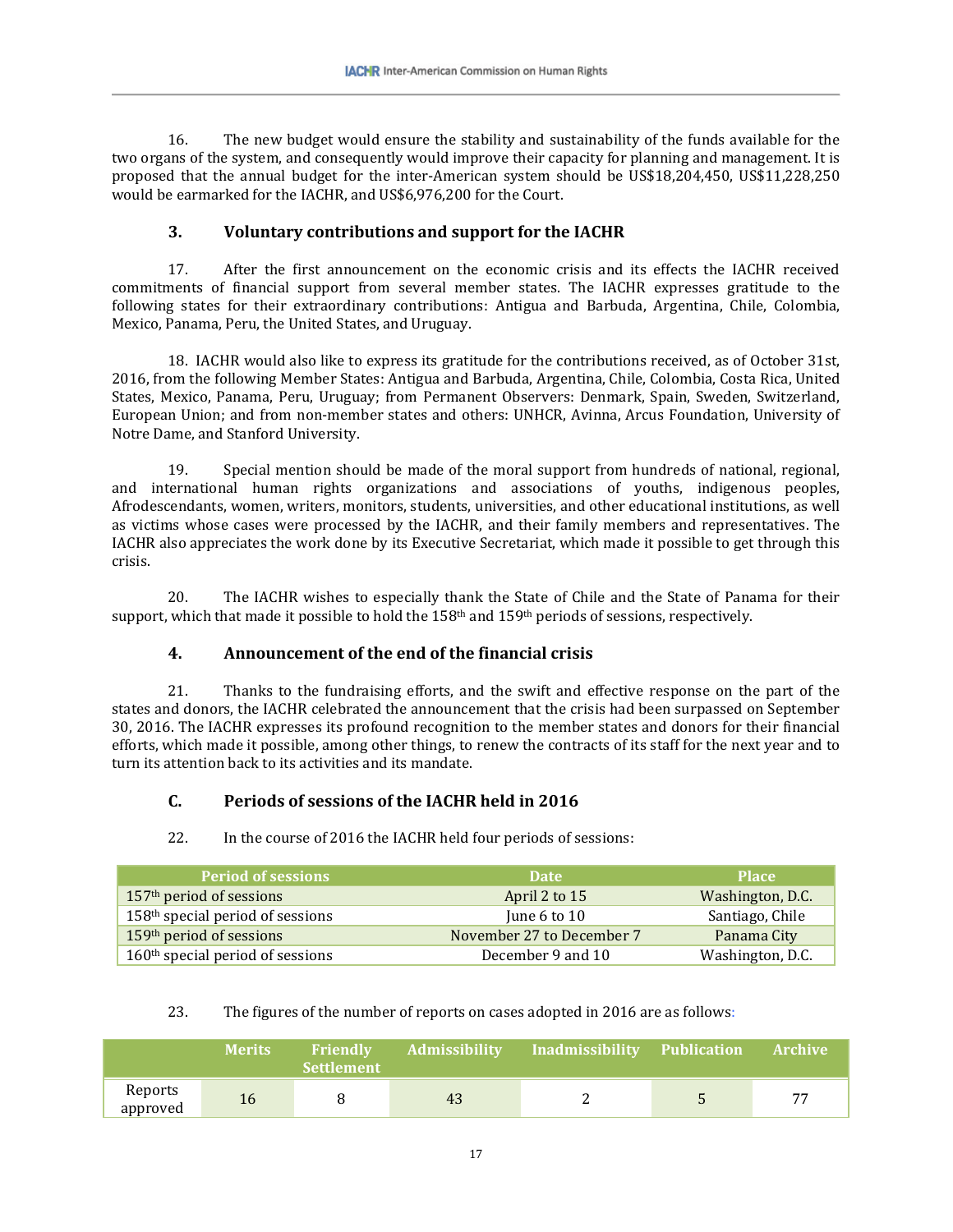16. The new budget would ensure the stability and sustainability of the funds available for the two organs of the system, and consequently would improve their capacity for planning and management. It is proposed that the annual budget for the inter-American system should be US$18,204,450, US$11,228,250 would be earmarked for the IACHR, and US$6,976,200 for the Court.

### 3. Voluntary contributions and support for the IACHR

17. After the first announcement on the economic crisis and its effects the IACHR received commitments of financial support from several member states. The IACHR expresses gratitude to the following states for their extraordinary contributions: Antigua and Barbuda, Argentina, Chile, Colombia, Mexico, Panama, Peru, the United States, and Uruguay.

18. IACHR would also like to express its gratitude for the contributions received, as of October 31st, 2016, from the following Member States: Antigua and Barbuda, Argentina, Chile, Colombia, Costa Rica, United States, Mexico, Panama, Peru, Uruguay; from Permanent Observers: Denmark, Spain, Sweden, Switzerland, European Union; and from non-member states and others: UNHCR, Avinna, Arcus Foundation, University of Notre Dame, and Stanford University.

19. Special mention should be made of the moral support from hundreds of national, regional, and international human rights organizations and associations of youths, indigenous peoples, Afrodescendants, women, writers, monitors, students, universities, and other educational institutions, as well as victims whose cases were processed by the IACHR, and their family members and representatives. The IACHR also appreciates the work done by its Executive Secretariat, which made it possible to get through this crisis.

20. The IACHR wishes to especially thank the State of Chile and the State of Panama for their support, which that made it possible to hold the 158th and 159th periods of sessions, respectively.

### 4. Announcement of the end of the financial crisis

21. Thanks to the fundraising efforts, and the swift and effective response on the part of the states and donors, the IACHR celebrated the announcement that the crisis had been surpassed on September 30, 2016. The IACHR expresses its profound recognition to the member states and donors for their financial efforts, which made it possible, among other things, to renew the contracts of its staff for the next year and to turn its attention back to its activities and its mandate.

## C. Periods of sessions of the IACHR held in 2016

22. In the course of 2016 the IACHR held four periods of sessions:

| Period of sessions | Date | Place |
|---|---|---|
| 157th period of sessions | April 2 to 15 | Washington, D.C. |
| 158th special period of sessions | June 6 to 10 | Santiago, Chile |
| 159th period of sessions | November 27 to December 7 | Panama City |
| 160th special period of sessions | December 9 and 10 | Washington, D.C. |

23. The figures of the number of reports on cases adopted in 2016 are as follows:

| | Merits | Friendly Settlement | Admissibility | Inadmissibility | Publication | Archive |
|---|---|---|---|---|---|---|
| Reports approved | 16 | 8 | 43 | 2 | 5 | 77 |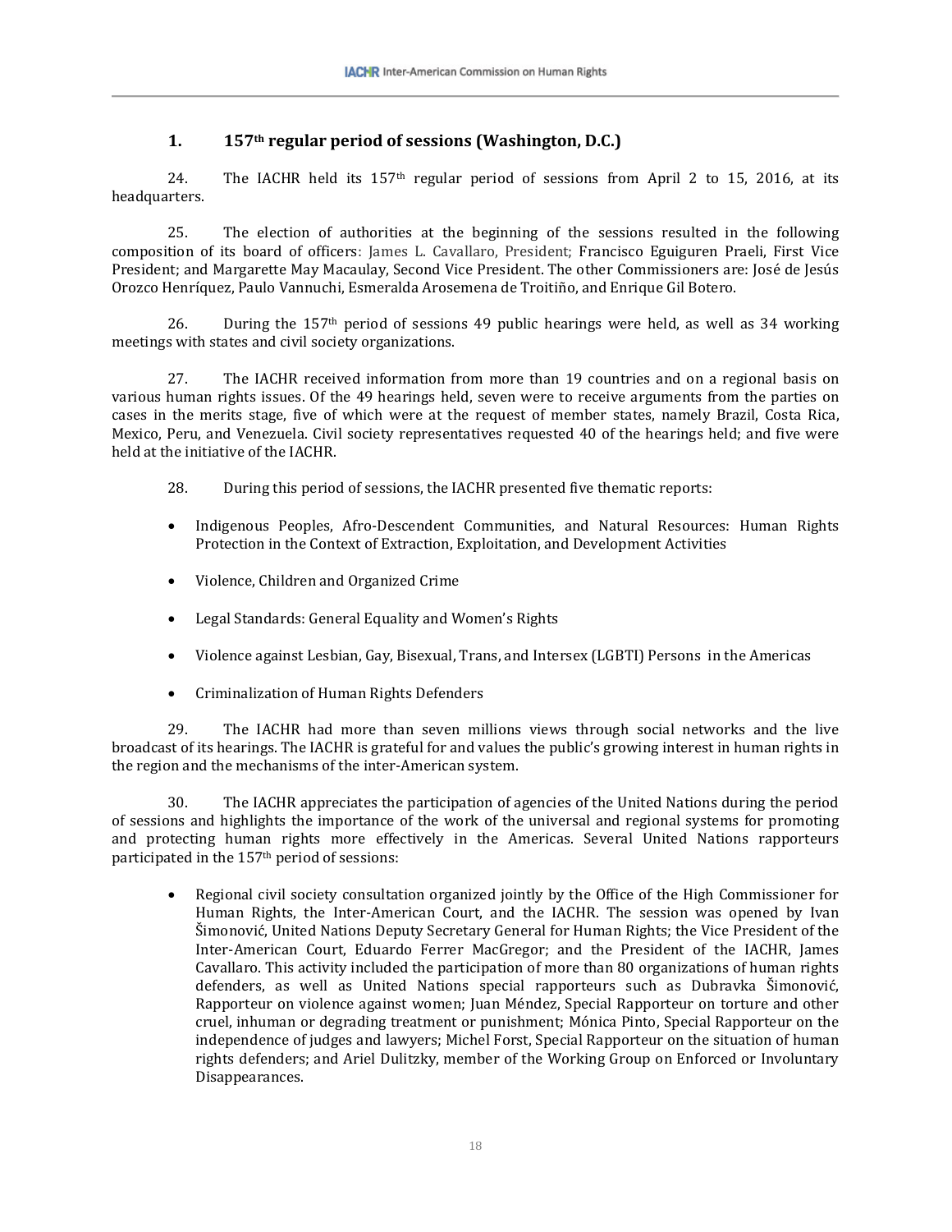### 1. 157th regular period of sessions (Washington, D.C.)

24. The IACHR held its 157th regular period of sessions from April 2 to 15, 2016, at its headquarters.

25. The election of authorities at the beginning of the sessions resulted in the following composition of its board of officers: James L. Cavallaro, President; Francisco Eguiguren Praeli, First Vice President; and Margarette May Macaulay, Second Vice President. The other Commissioners are: José de Jesús Orozco Henríquez, Paulo Vannuchi, Esmeralda Arosemena de Troitiño, and Enrique Gil Botero.

26. During the 157th period of sessions 49 public hearings were held, as well as 34 working meetings with states and civil society organizations.

27. The IACHR received information from more than 19 countries and on a regional basis on various human rights issues. Of the 49 hearings held, seven were to receive arguments from the parties on cases in the merits stage, five of which were at the request of member states, namely Brazil, Costa Rica, Mexico, Peru, and Venezuela. Civil society representatives requested 40 of the hearings held; and five were held at the initiative of the IACHR.

28. During this period of sessions, the IACHR presented five thematic reports:

- Indigenous Peoples, Afro-Descendent Communities, and Natural Resources: Human Rights Protection in the Context of Extraction, Exploitation, and Development Activities
- Violence, Children and Organized Crime
- Legal Standards: General Equality and Women's Rights
- Violence against Lesbian, Gay, Bisexual, Trans, and Intersex (LGBTI) Persons in the Americas
- Criminalization of Human Rights Defenders

29. The IACHR had more than seven millions views through social networks and the live broadcast of its hearings. The IACHR is grateful for and values the public's growing interest in human rights in the region and the mechanisms of the inter-American system.

30. The IACHR appreciates the participation of agencies of the United Nations during the period of sessions and highlights the importance of the work of the universal and regional systems for promoting and protecting human rights more effectively in the Americas. Several United Nations rapporteurs participated in the 157th period of sessions:

- Regional civil society consultation organized jointly by the Office of the High Commissioner for Human Rights, the Inter-American Court, and the IACHR. The session was opened by Ivan Šimonović, United Nations Deputy Secretary General for Human Rights; the Vice President of the Inter-American Court, Eduardo Ferrer MacGregor; and the President of the IACHR, James Cavallaro. This activity included the participation of more than 80 organizations of human rights defenders, as well as United Nations special rapporteurs such as Dubravka Šimonović, Rapporteur on violence against women; Juan Méndez, Special Rapporteur on torture and other cruel, inhuman or degrading treatment or punishment; Mónica Pinto, Special Rapporteur on the independence of judges and lawyers; Michel Forst, Special Rapporteur on the situation of human rights defenders; and Ariel Dulitzky, member of the Working Group on Enforced or Involuntary Disappearances.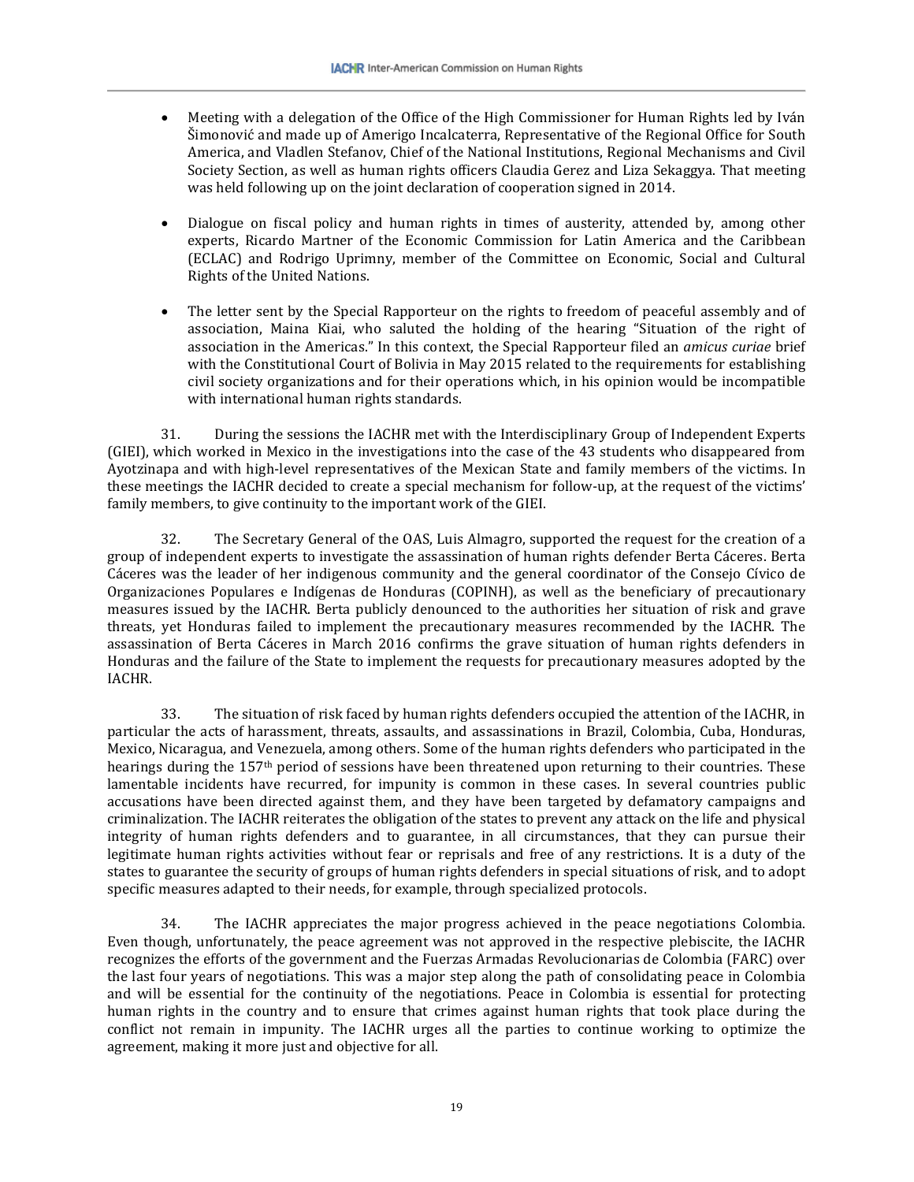- Meeting with a delegation of the Office of the High Commissioner for Human Rights led by Iván Šimonović and made up of Amerigo Incalcaterra, Representative of the Regional Office for South America, and Vladlen Stefanov, Chief of the National Institutions, Regional Mechanisms and Civil Society Section, as well as human rights officers Claudia Gerez and Liza Sekaggya. That meeting was held following up on the joint declaration of cooperation signed in 2014.

- Dialogue on fiscal policy and human rights in times of austerity, attended by, among other experts, Ricardo Martner of the Economic Commission for Latin America and the Caribbean (ECLAC) and Rodrigo Uprimny, member of the Committee on Economic, Social and Cultural Rights of the United Nations.

- The letter sent by the Special Rapporteur on the rights to freedom of peaceful assembly and of association, Maina Kiai, who saluted the holding of the hearing "Situation of the right of association in the Americas." In this context, the Special Rapporteur filed an *amicus curiae* brief with the Constitutional Court of Bolivia in May 2015 related to the requirements for establishing civil society organizations and for their operations which, in his opinion would be incompatible with international human rights standards.

31. During the sessions the IACHR met with the Interdisciplinary Group of Independent Experts (GIEI), which worked in Mexico in the investigations into the case of the 43 students who disappeared from Ayotzinapa and with high-level representatives of the Mexican State and family members of the victims. In these meetings the IACHR decided to create a special mechanism for follow-up, at the request of the victims' family members, to give continuity to the important work of the GIEI.

32. The Secretary General of the OAS, Luis Almagro, supported the request for the creation of a group of independent experts to investigate the assassination of human rights defender Berta Cáceres. Berta Cáceres was the leader of her indigenous community and the general coordinator of the Consejo Cívico de Organizaciones Populares e Indígenas de Honduras (COPINH), as well as the beneficiary of precautionary measures issued by the IACHR. Berta publicly denounced to the authorities her situation of risk and grave threats, yet Honduras failed to implement the precautionary measures recommended by the IACHR. The assassination of Berta Cáceres in March 2016 confirms the grave situation of human rights defenders in Honduras and the failure of the State to implement the requests for precautionary measures adopted by the IACHR.

33. The situation of risk faced by human rights defenders occupied the attention of the IACHR, in particular the acts of harassment, threats, assaults, and assassinations in Brazil, Colombia, Cuba, Honduras, Mexico, Nicaragua, and Venezuela, among others. Some of the human rights defenders who participated in the hearings during the 157th period of sessions have been threatened upon returning to their countries. These lamentable incidents have recurred, for impunity is common in these cases. In several countries public accusations have been directed against them, and they have been targeted by defamatory campaigns and criminalization. The IACHR reiterates the obligation of the states to prevent any attack on the life and physical integrity of human rights defenders and to guarantee, in all circumstances, that they can pursue their legitimate human rights activities without fear or reprisals and free of any restrictions. It is a duty of the states to guarantee the security of groups of human rights defenders in special situations of risk, and to adopt specific measures adapted to their needs, for example, through specialized protocols.

34. The IACHR appreciates the major progress achieved in the peace negotiations Colombia. Even though, unfortunately, the peace agreement was not approved in the respective plebiscite, the IACHR recognizes the efforts of the government and the Fuerzas Armadas Revolucionarias de Colombia (FARC) over the last four years of negotiations. This was a major step along the path of consolidating peace in Colombia and will be essential for the continuity of the negotiations. Peace in Colombia is essential for protecting human rights in the country and to ensure that crimes against human rights that took place during the conflict not remain in impunity. The IACHR urges all the parties to continue working to optimize the agreement, making it more just and objective for all.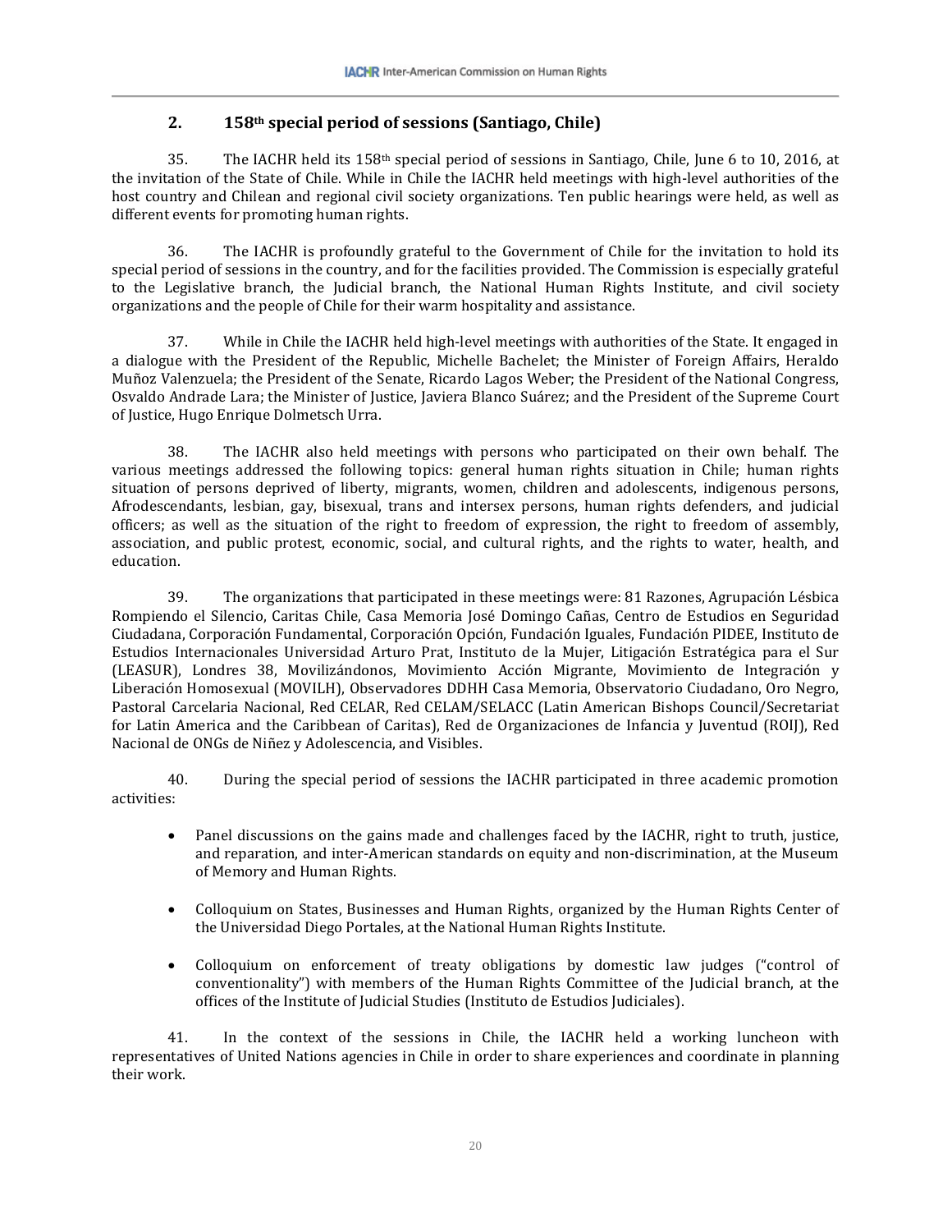## 2. 158th special period of sessions (Santiago, Chile)

35. The IACHR held its 158th special period of sessions in Santiago, Chile, June 6 to 10, 2016, at the invitation of the State of Chile. While in Chile the IACHR held meetings with high-level authorities of the host country and Chilean and regional civil society organizations. Ten public hearings were held, as well as different events for promoting human rights.

36. The IACHR is profoundly grateful to the Government of Chile for the invitation to hold its special period of sessions in the country, and for the facilities provided. The Commission is especially grateful to the Legislative branch, the Judicial branch, the National Human Rights Institute, and civil society organizations and the people of Chile for their warm hospitality and assistance.

37. While in Chile the IACHR held high-level meetings with authorities of the State. It engaged in a dialogue with the President of the Republic, Michelle Bachelet; the Minister of Foreign Affairs, Heraldo Muñoz Valenzuela; the President of the Senate, Ricardo Lagos Weber; the President of the National Congress, Osvaldo Andrade Lara; the Minister of Justice, Javiera Blanco Suárez; and the President of the Supreme Court of Justice, Hugo Enrique Dolmetsch Urra.

38. The IACHR also held meetings with persons who participated on their own behalf. The various meetings addressed the following topics: general human rights situation in Chile; human rights situation of persons deprived of liberty, migrants, women, children and adolescents, indigenous persons, Afrodescendants, lesbian, gay, bisexual, trans and intersex persons, human rights defenders, and judicial officers; as well as the situation of the right to freedom of expression, the right to freedom of assembly, association, and public protest, economic, social, and cultural rights, and the rights to water, health, and education.

39. The organizations that participated in these meetings were: 81 Razones, Agrupación Lésbica Rompiendo el Silencio, Caritas Chile, Casa Memoria José Domingo Cañas, Centro de Estudios en Seguridad Ciudadana, Corporación Fundamental, Corporación Opción, Fundación Iguales, Fundación PIDEE, Instituto de Estudios Internacionales Universidad Arturo Prat, Instituto de la Mujer, Litigación Estratégica para el Sur (LEASUR), Londres 38, Movilizándonos, Movimiento Acción Migrante, Movimiento de Integración y Liberación Homosexual (MOVILH), Observadores DDHH Casa Memoria, Observatorio Ciudadano, Oro Negro, Pastoral Carcelaria Nacional, Red CELAR, Red CELAM/SELACC (Latin American Bishops Council/Secretariat for Latin America and the Caribbean of Caritas), Red de Organizaciones de Infancia y Juventud (ROIJ), Red Nacional de ONGs de Niñez y Adolescencia, and Visibles.

40. During the special period of sessions the IACHR participated in three academic promotion activities:

- Panel discussions on the gains made and challenges faced by the IACHR, right to truth, justice, and reparation, and inter-American standards on equity and non-discrimination, at the Museum of Memory and Human Rights.

- Colloquium on States, Businesses and Human Rights, organized by the Human Rights Center of the Universidad Diego Portales, at the National Human Rights Institute.

- Colloquium on enforcement of treaty obligations by domestic law judges ("control of conventionality") with members of the Human Rights Committee of the Judicial branch, at the offices of the Institute of Judicial Studies (Instituto de Estudios Judiciales).

41. In the context of the sessions in Chile, the IACHR held a working luncheon with representatives of United Nations agencies in Chile in order to share experiences and coordinate in planning their work.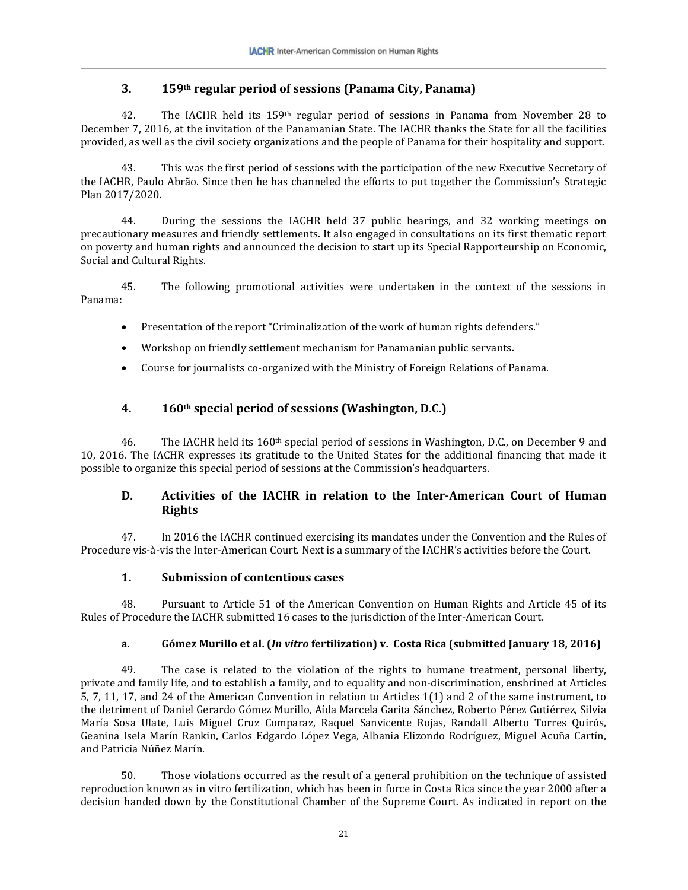### 3. 159th regular period of sessions (Panama City, Panama)

42. The IACHR held its 159th regular period of sessions in Panama from November 28 to December 7, 2016, at the invitation of the Panamanian State. The IACHR thanks the State for all the facilities provided, as well as the civil society organizations and the people of Panama for their hospitality and support.

43. This was the first period of sessions with the participation of the new Executive Secretary of the IACHR, Paulo Abrão. Since then he has channeled the efforts to put together the Commission's Strategic Plan 2017/2020.

44. During the sessions the IACHR held 37 public hearings, and 32 working meetings on precautionary measures and friendly settlements. It also engaged in consultations on its first thematic report on poverty and human rights and announced the decision to start up its Special Rapporteurship on Economic, Social and Cultural Rights.

45. The following promotional activities were undertaken in the context of the sessions in Panama:

- Presentation of the report "Criminalization of the work of human rights defenders."
- Workshop on friendly settlement mechanism for Panamanian public servants.
- Course for journalists co-organized with the Ministry of Foreign Relations of Panama.

### 4. 160th special period of sessions (Washington, D.C.)

46. The IACHR held its 160th special period of sessions in Washington, D.C., on December 9 and 10, 2016. The IACHR expresses its gratitude to the United States for the additional financing that made it possible to organize this special period of sessions at the Commission's headquarters.

## D. Activities of the IACHR in relation to the Inter-American Court of Human Rights

47. In 2016 the IACHR continued exercising its mandates under the Convention and the Rules of Procedure vis-à-vis the Inter-American Court. Next is a summary of the IACHR's activities before the Court.

### 1. Submission of contentious cases

48. Pursuant to Article 51 of the American Convention on Human Rights and Article 45 of its Rules of Procedure the IACHR submitted 16 cases to the jurisdiction of the Inter-American Court.

#### a. Gómez Murillo et al. (*In vitro* fertilization) v. Costa Rica (submitted January 18, 2016)

49. The case is related to the violation of the rights to humane treatment, personal liberty, private and family life, and to establish a family, and to equality and non-discrimination, enshrined at Articles 5, 7, 11, 17, and 24 of the American Convention in relation to Articles 1(1) and 2 of the same instrument, to the detriment of Daniel Gerardo Gómez Murillo, Aída Marcela Garita Sánchez, Roberto Pérez Gutiérrez, Silvia María Sosa Ulate, Luis Miguel Cruz Comparaz, Raquel Sanvicente Rojas, Randall Alberto Torres Quirós, Geanina Isela Marín Rankin, Carlos Edgardo López Vega, Albania Elizondo Rodríguez, Miguel Acuña Cartín, and Patricia Núñez Marín.

50. Those violations occurred as the result of a general prohibition on the technique of assisted reproduction known as in vitro fertilization, which has been in force in Costa Rica since the year 2000 after a decision handed down by the Constitutional Chamber of the Supreme Court. As indicated in report on the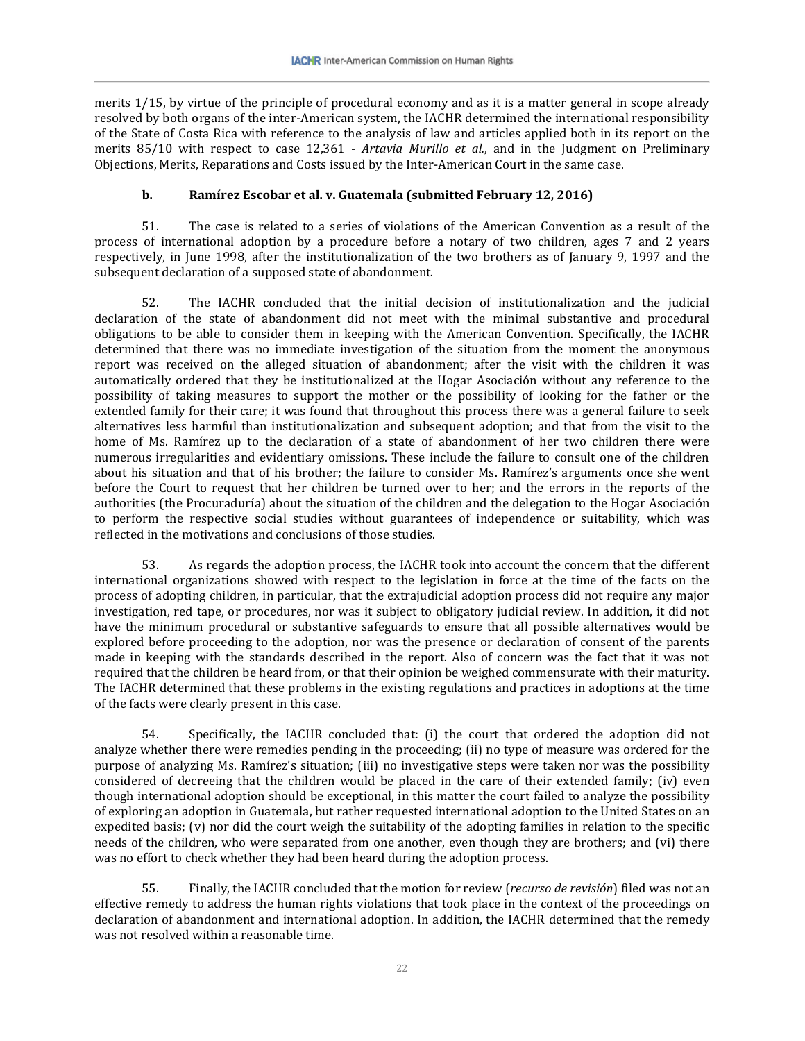merits 1/15, by virtue of the principle of procedural economy and as it is a matter general in scope already resolved by both organs of the inter-American system, the IACHR determined the international responsibility of the State of Costa Rica with reference to the analysis of law and articles applied both in its report on the merits 85/10 with respect to case 12,361 - *Artavia Murillo et al.*, and in the Judgment on Preliminary Objections, Merits, Reparations and Costs issued by the Inter-American Court in the same case.

#### b. Ramírez Escobar et al. v. Guatemala (submitted February 12, 2016)

51. The case is related to a series of violations of the American Convention as a result of the process of international adoption by a procedure before a notary of two children, ages 7 and 2 years respectively, in June 1998, after the institutionalization of the two brothers as of January 9, 1997 and the subsequent declaration of a supposed state of abandonment.

52. The IACHR concluded that the initial decision of institutionalization and the judicial declaration of the state of abandonment did not meet with the minimal substantive and procedural obligations to be able to consider them in keeping with the American Convention. Specifically, the IACHR determined that there was no immediate investigation of the situation from the moment the anonymous report was received on the alleged situation of abandonment; after the visit with the children it was automatically ordered that they be institutionalized at the Hogar Asociación without any reference to the possibility of taking measures to support the mother or the possibility of looking for the father or the extended family for their care; it was found that throughout this process there was a general failure to seek alternatives less harmful than institutionalization and subsequent adoption; and that from the visit to the home of Ms. Ramírez up to the declaration of a state of abandonment of her two children there were numerous irregularities and evidentiary omissions. These include the failure to consult one of the children about his situation and that of his brother; the failure to consider Ms. Ramírez's arguments once she went before the Court to request that her children be turned over to her; and the errors in the reports of the authorities (the Procuraduría) about the situation of the children and the delegation to the Hogar Asociación to perform the respective social studies without guarantees of independence or suitability, which was reflected in the motivations and conclusions of those studies.

53. As regards the adoption process, the IACHR took into account the concern that the different international organizations showed with respect to the legislation in force at the time of the facts on the process of adopting children, in particular, that the extrajudicial adoption process did not require any major investigation, red tape, or procedures, nor was it subject to obligatory judicial review. In addition, it did not have the minimum procedural or substantive safeguards to ensure that all possible alternatives would be explored before proceeding to the adoption, nor was the presence or declaration of consent of the parents made in keeping with the standards described in the report. Also of concern was the fact that it was not required that the children be heard from, or that their opinion be weighed commensurate with their maturity. The IACHR determined that these problems in the existing regulations and practices in adoptions at the time of the facts were clearly present in this case.

54. Specifically, the IACHR concluded that: (i) the court that ordered the adoption did not analyze whether there were remedies pending in the proceeding; (ii) no type of measure was ordered for the purpose of analyzing Ms. Ramírez's situation; (iii) no investigative steps were taken nor was the possibility considered of decreeing that the children would be placed in the care of their extended family; (iv) even though international adoption should be exceptional, in this matter the court failed to analyze the possibility of exploring an adoption in Guatemala, but rather requested international adoption to the United States on an expedited basis; (v) nor did the court weigh the suitability of the adopting families in relation to the specific needs of the children, who were separated from one another, even though they are brothers; and (vi) there was no effort to check whether they had been heard during the adoption process.

55. Finally, the IACHR concluded that the motion for review (*recurso de revisión*) filed was not an effective remedy to address the human rights violations that took place in the context of the proceedings on declaration of abandonment and international adoption. In addition, the IACHR determined that the remedy was not resolved within a reasonable time.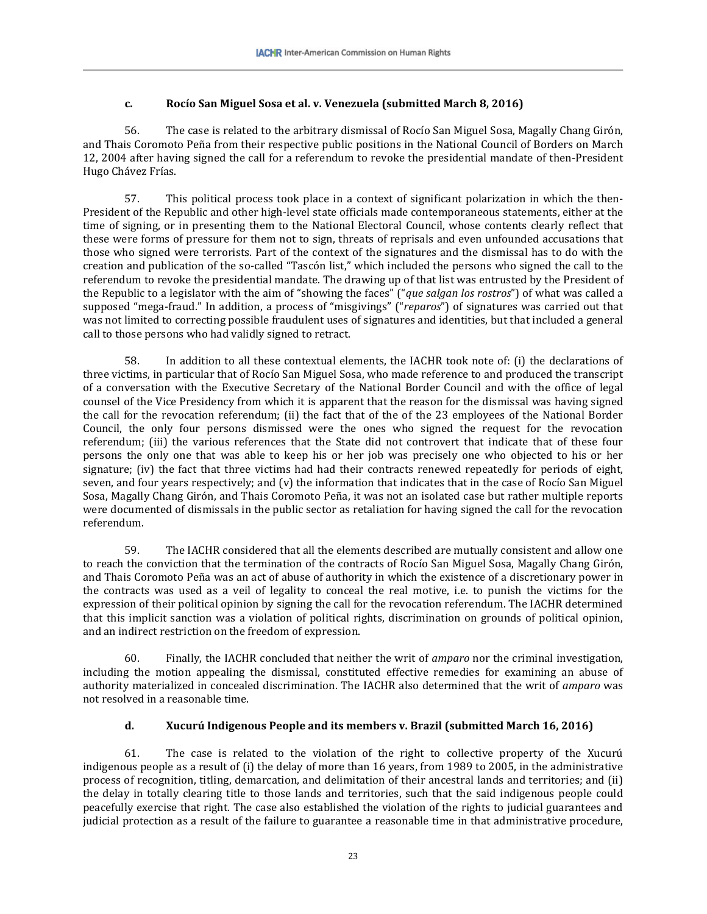#### c. Rocío San Miguel Sosa et al. v. Venezuela (submitted March 8, 2016)

56. The case is related to the arbitrary dismissal of Rocío San Miguel Sosa, Magally Chang Girón, and Thais Coromoto Peña from their respective public positions in the National Council of Borders on March 12, 2004 after having signed the call for a referendum to revoke the presidential mandate of then-President Hugo Chávez Frías.

57. This political process took place in a context of significant polarization in which the then-President of the Republic and other high-level state officials made contemporaneous statements, either at the time of signing, or in presenting them to the National Electoral Council, whose contents clearly reflect that these were forms of pressure for them not to sign, threats of reprisals and even unfounded accusations that those who signed were terrorists. Part of the context of the signatures and the dismissal has to do with the creation and publication of the so-called "Tascón list," which included the persons who signed the call to the referendum to revoke the presidential mandate. The drawing up of that list was entrusted by the President of the Republic to a legislator with the aim of "showing the faces" ("*que salgan los rostros*") of what was called a supposed "mega-fraud." In addition, a process of "misgivings" ("*reparos*") of signatures was carried out that was not limited to correcting possible fraudulent uses of signatures and identities, but that included a general call to those persons who had validly signed to retract.

58. In addition to all these contextual elements, the IACHR took note of: (i) the declarations of three victims, in particular that of Rocío San Miguel Sosa, who made reference to and produced the transcript of a conversation with the Executive Secretary of the National Border Council and with the office of legal counsel of the Vice Presidency from which it is apparent that the reason for the dismissal was having signed the call for the revocation referendum; (ii) the fact that of the of the 23 employees of the National Border Council, the only four persons dismissed were the ones who signed the request for the revocation referendum; (iii) the various references that the State did not controvert that indicate that of these four persons the only one that was able to keep his or her job was precisely one who objected to his or her signature; (iv) the fact that three victims had had their contracts renewed repeatedly for periods of eight, seven, and four years respectively; and (v) the information that indicates that in the case of Rocío San Miguel Sosa, Magally Chang Girón, and Thais Coromoto Peña, it was not an isolated case but rather multiple reports were documented of dismissals in the public sector as retaliation for having signed the call for the revocation referendum.

59. The IACHR considered that all the elements described are mutually consistent and allow one to reach the conviction that the termination of the contracts of Rocío San Miguel Sosa, Magally Chang Girón, and Thais Coromoto Peña was an act of abuse of authority in which the existence of a discretionary power in the contracts was used as a veil of legality to conceal the real motive, i.e. to punish the victims for the expression of their political opinion by signing the call for the revocation referendum. The IACHR determined that this implicit sanction was a violation of political rights, discrimination on grounds of political opinion, and an indirect restriction on the freedom of expression.

60. Finally, the IACHR concluded that neither the writ of *amparo* nor the criminal investigation, including the motion appealing the dismissal, constituted effective remedies for examining an abuse of authority materialized in concealed discrimination. The IACHR also determined that the writ of *amparo* was not resolved in a reasonable time.

#### d. Xucurú Indigenous People and its members v. Brazil (submitted March 16, 2016)

61. The case is related to the violation of the right to collective property of the Xucurú indigenous people as a result of (i) the delay of more than 16 years, from 1989 to 2005, in the administrative process of recognition, titling, demarcation, and delimitation of their ancestral lands and territories; and (ii) the delay in totally clearing title to those lands and territories, such that the said indigenous people could peacefully exercise that right. The case also established the violation of the rights to judicial guarantees and judicial protection as a result of the failure to guarantee a reasonable time in that administrative procedure,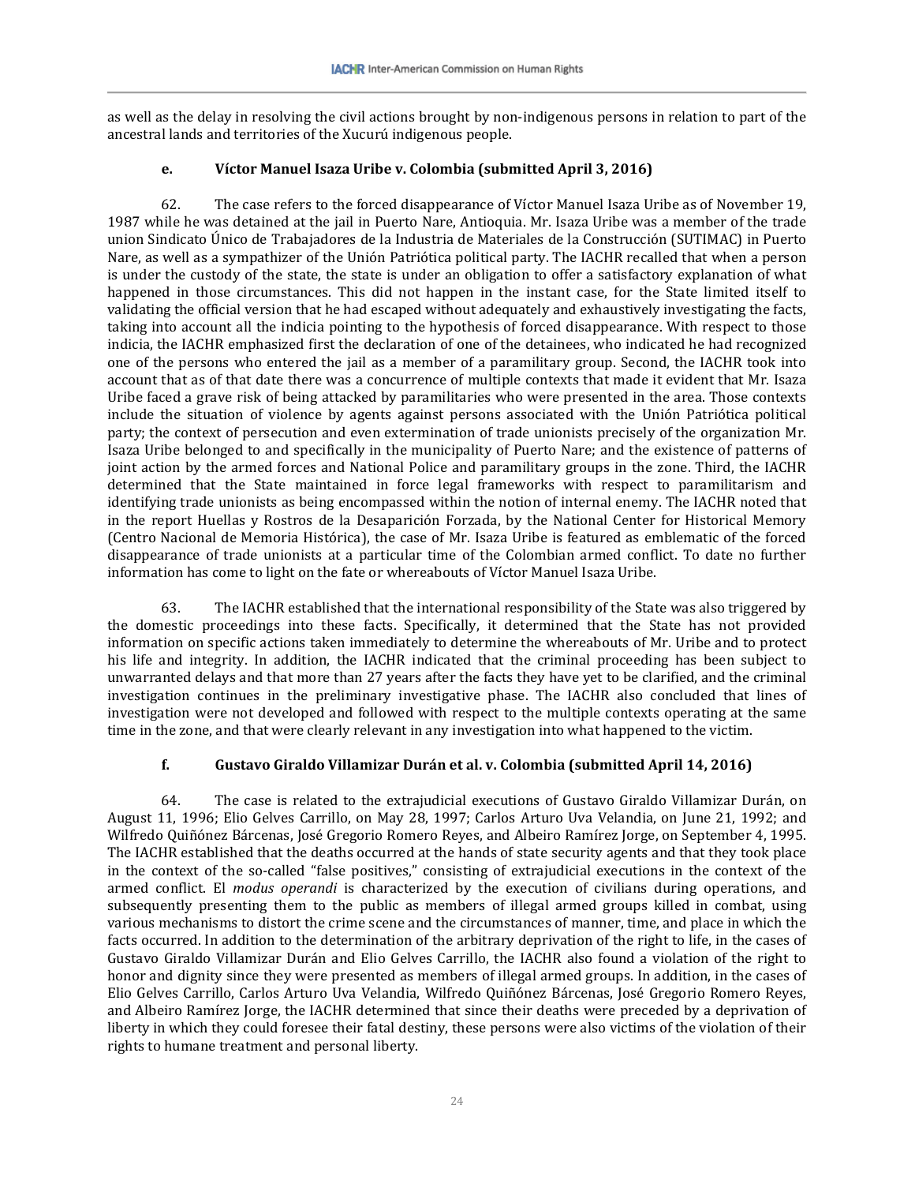as well as the delay in resolving the civil actions brought by non-indigenous persons in relation to part of the ancestral lands and territories of the Xucurú indigenous people.

#### e. Víctor Manuel Isaza Uribe v. Colombia (submitted April 3, 2016)

62. The case refers to the forced disappearance of Víctor Manuel Isaza Uribe as of November 19, 1987 while he was detained at the jail in Puerto Nare, Antioquia. Mr. Isaza Uribe was a member of the trade union Sindicato Único de Trabajadores de la Industria de Materiales de la Construcción (SUTIMAC) in Puerto Nare, as well as a sympathizer of the Unión Patriótica political party. The IACHR recalled that when a person is under the custody of the state, the state is under an obligation to offer a satisfactory explanation of what happened in those circumstances. This did not happen in the instant case, for the State limited itself to validating the official version that he had escaped without adequately and exhaustively investigating the facts, taking into account all the indicia pointing to the hypothesis of forced disappearance. With respect to those indicia, the IACHR emphasized first the declaration of one of the detainees, who indicated he had recognized one of the persons who entered the jail as a member of a paramilitary group. Second, the IACHR took into account that as of that date there was a concurrence of multiple contexts that made it evident that Mr. Isaza Uribe faced a grave risk of being attacked by paramilitaries who were presented in the area. Those contexts include the situation of violence by agents against persons associated with the Unión Patriótica political party; the context of persecution and even extermination of trade unionists precisely of the organization Mr. Isaza Uribe belonged to and specifically in the municipality of Puerto Nare; and the existence of patterns of joint action by the armed forces and National Police and paramilitary groups in the zone. Third, the IACHR determined that the State maintained in force legal frameworks with respect to paramilitarism and identifying trade unionists as being encompassed within the notion of internal enemy. The IACHR noted that in the report Huellas y Rostros de la Desaparición Forzada, by the National Center for Historical Memory (Centro Nacional de Memoria Histórica), the case of Mr. Isaza Uribe is featured as emblematic of the forced disappearance of trade unionists at a particular time of the Colombian armed conflict. To date no further information has come to light on the fate or whereabouts of Víctor Manuel Isaza Uribe.

63. The IACHR established that the international responsibility of the State was also triggered by the domestic proceedings into these facts. Specifically, it determined that the State has not provided information on specific actions taken immediately to determine the whereabouts of Mr. Uribe and to protect his life and integrity. In addition, the IACHR indicated that the criminal proceeding has been subject to unwarranted delays and that more than 27 years after the facts they have yet to be clarified, and the criminal investigation continues in the preliminary investigative phase. The IACHR also concluded that lines of investigation were not developed and followed with respect to the multiple contexts operating at the same time in the zone, and that were clearly relevant in any investigation into what happened to the victim.

#### f. Gustavo Giraldo Villamizar Durán et al. v. Colombia (submitted April 14, 2016)

64. The case is related to the extrajudicial executions of Gustavo Giraldo Villamizar Durán, on August 11, 1996; Elio Gelves Carrillo, on May 28, 1997; Carlos Arturo Uva Velandia, on June 21, 1992; and Wilfredo Quiñónez Bárcenas, José Gregorio Romero Reyes, and Albeiro Ramírez Jorge, on September 4, 1995. The IACHR established that the deaths occurred at the hands of state security agents and that they took place in the context of the so-called "false positives," consisting of extrajudicial executions in the context of the armed conflict. El *modus operandi* is characterized by the execution of civilians during operations, and subsequently presenting them to the public as members of illegal armed groups killed in combat, using various mechanisms to distort the crime scene and the circumstances of manner, time, and place in which the facts occurred. In addition to the determination of the arbitrary deprivation of the right to life, in the cases of Gustavo Giraldo Villamizar Durán and Elio Gelves Carrillo, the IACHR also found a violation of the right to honor and dignity since they were presented as members of illegal armed groups. In addition, in the cases of Elio Gelves Carrillo, Carlos Arturo Uva Velandia, Wilfredo Quiñónez Bárcenas, José Gregorio Romero Reyes, and Albeiro Ramírez Jorge, the IACHR determined that since their deaths were preceded by a deprivation of liberty in which they could foresee their fatal destiny, these persons were also victims of the violation of their rights to humane treatment and personal liberty.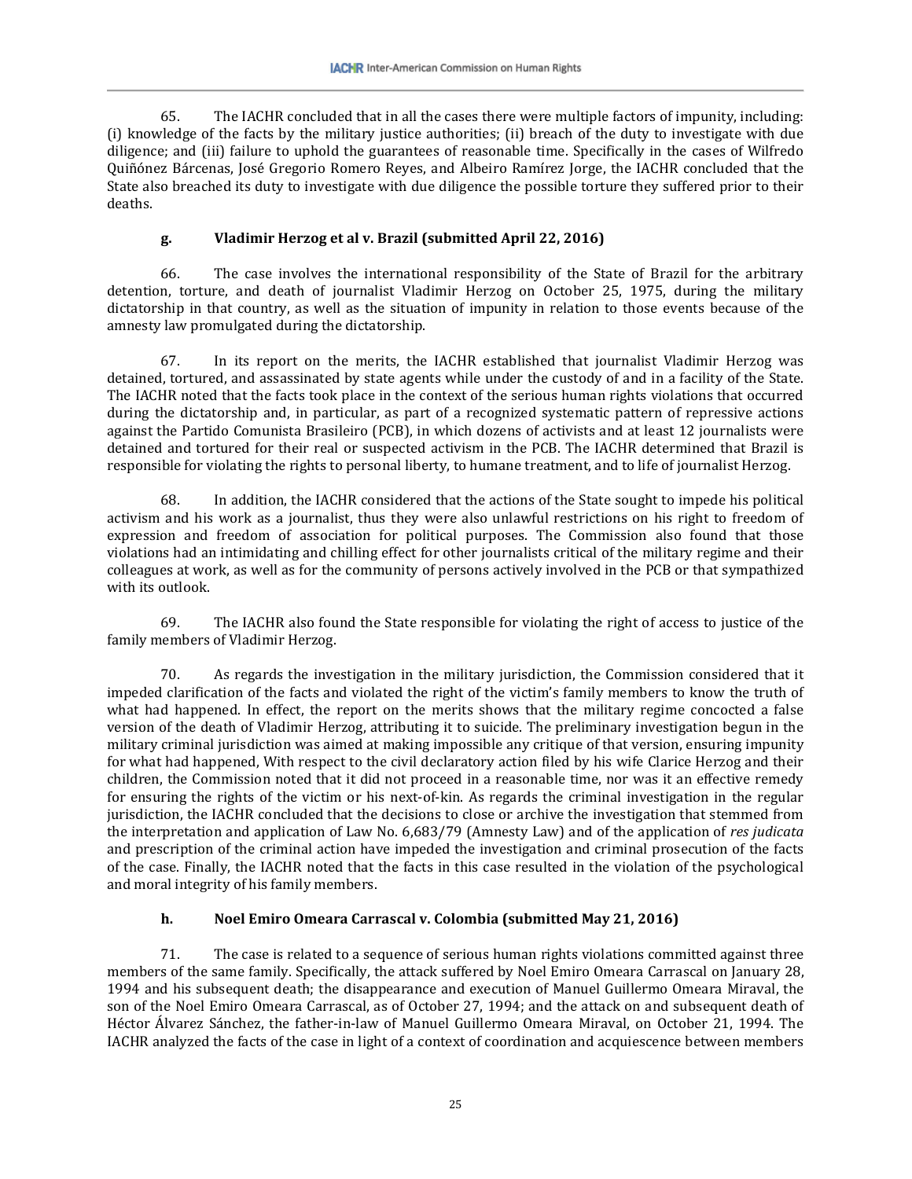65. The IACHR concluded that in all the cases there were multiple factors of impunity, including: (i) knowledge of the facts by the military justice authorities; (ii) breach of the duty to investigate with due diligence; and (iii) failure to uphold the guarantees of reasonable time. Specifically in the cases of Wilfredo Quiñónez Bárcenas, José Gregorio Romero Reyes, and Albeiro Ramírez Jorge, the IACHR concluded that the State also breached its duty to investigate with due diligence the possible torture they suffered prior to their deaths.

#### g. Vladimir Herzog et al v. Brazil (submitted April 22, 2016)

66. The case involves the international responsibility of the State of Brazil for the arbitrary detention, torture, and death of journalist Vladimir Herzog on October 25, 1975, during the military dictatorship in that country, as well as the situation of impunity in relation to those events because of the amnesty law promulgated during the dictatorship.

67. In its report on the merits, the IACHR established that journalist Vladimir Herzog was detained, tortured, and assassinated by state agents while under the custody of and in a facility of the State. The IACHR noted that the facts took place in the context of the serious human rights violations that occurred during the dictatorship and, in particular, as part of a recognized systematic pattern of repressive actions against the Partido Comunista Brasileiro (PCB), in which dozens of activists and at least 12 journalists were detained and tortured for their real or suspected activism in the PCB. The IACHR determined that Brazil is responsible for violating the rights to personal liberty, to humane treatment, and to life of journalist Herzog.

68. In addition, the IACHR considered that the actions of the State sought to impede his political activism and his work as a journalist, thus they were also unlawful restrictions on his right to freedom of expression and freedom of association for political purposes. The Commission also found that those violations had an intimidating and chilling effect for other journalists critical of the military regime and their colleagues at work, as well as for the community of persons actively involved in the PCB or that sympathized with its outlook.

69. The IACHR also found the State responsible for violating the right of access to justice of the family members of Vladimir Herzog.

70. As regards the investigation in the military jurisdiction, the Commission considered that it impeded clarification of the facts and violated the right of the victim's family members to know the truth of what had happened. In effect, the report on the merits shows that the military regime concocted a false version of the death of Vladimir Herzog, attributing it to suicide. The preliminary investigation begun in the military criminal jurisdiction was aimed at making impossible any critique of that version, ensuring impunity for what had happened, With respect to the civil declaratory action filed by his wife Clarice Herzog and their children, the Commission noted that it did not proceed in a reasonable time, nor was it an effective remedy for ensuring the rights of the victim or his next-of-kin. As regards the criminal investigation in the regular jurisdiction, the IACHR concluded that the decisions to close or archive the investigation that stemmed from the interpretation and application of Law No. 6,683/79 (Amnesty Law) and of the application of *res judicata* and prescription of the criminal action have impeded the investigation and criminal prosecution of the facts of the case. Finally, the IACHR noted that the facts in this case resulted in the violation of the psychological and moral integrity of his family members.

#### h. Noel Emiro Omeara Carrascal v. Colombia (submitted May 21, 2016)

71. The case is related to a sequence of serious human rights violations committed against three members of the same family. Specifically, the attack suffered by Noel Emiro Omeara Carrascal on January 28, 1994 and his subsequent death; the disappearance and execution of Manuel Guillermo Omeara Miraval, the son of the Noel Emiro Omeara Carrascal, as of October 27, 1994; and the attack on and subsequent death of Héctor Álvarez Sánchez, the father-in-law of Manuel Guillermo Omeara Miraval, on October 21, 1994. The IACHR analyzed the facts of the case in light of a context of coordination and acquiescence between members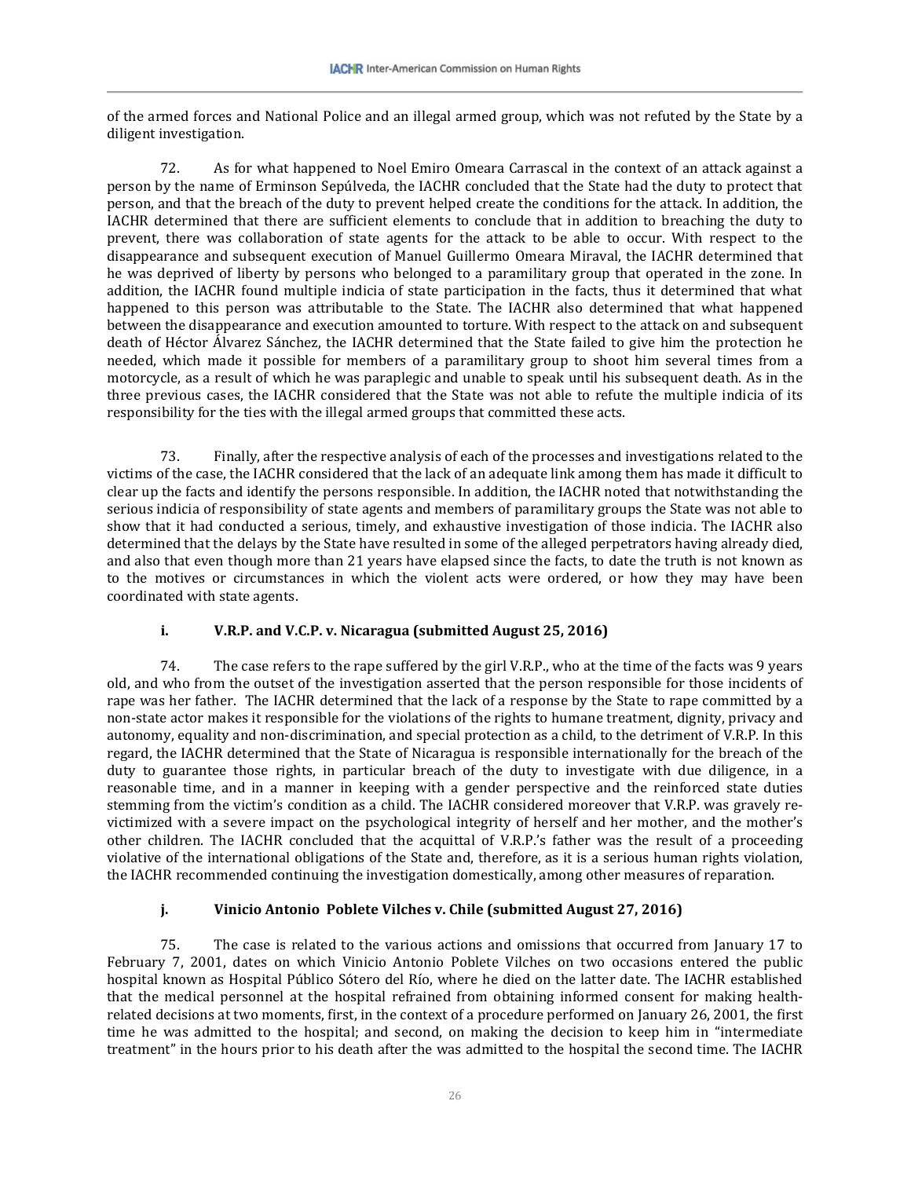of the armed forces and National Police and an illegal armed group, which was not refuted by the State by a diligent investigation.

72. As for what happened to Noel Emiro Omeara Carrascal in the context of an attack against a person by the name of Erminson Sepúlveda, the IACHR concluded that the State had the duty to protect that person, and that the breach of the duty to prevent helped create the conditions for the attack. In addition, the IACHR determined that there are sufficient elements to conclude that in addition to breaching the duty to prevent, there was collaboration of state agents for the attack to be able to occur. With respect to the disappearance and subsequent execution of Manuel Guillermo Omeara Miraval, the IACHR determined that he was deprived of liberty by persons who belonged to a paramilitary group that operated in the zone. In addition, the IACHR found multiple indicia of state participation in the facts, thus it determined that what happened to this person was attributable to the State. The IACHR also determined that what happened between the disappearance and execution amounted to torture. With respect to the attack on and subsequent death of Héctor Álvarez Sánchez, the IACHR determined that the State failed to give him the protection he needed, which made it possible for members of a paramilitary group to shoot him several times from a motorcycle, as a result of which he was paraplegic and unable to speak until his subsequent death. As in the three previous cases, the IACHR considered that the State was not able to refute the multiple indicia of its responsibility for the ties with the illegal armed groups that committed these acts.

73. Finally, after the respective analysis of each of the processes and investigations related to the victims of the case, the IACHR considered that the lack of an adequate link among them has made it difficult to clear up the facts and identify the persons responsible. In addition, the IACHR noted that notwithstanding the serious indicia of responsibility of state agents and members of paramilitary groups the State was not able to show that it had conducted a serious, timely, and exhaustive investigation of those indicia. The IACHR also determined that the delays by the State have resulted in some of the alleged perpetrators having already died, and also that even though more than 21 years have elapsed since the facts, to date the truth is not known as to the motives or circumstances in which the violent acts were ordered, or how they may have been coordinated with state agents.

#### i. V.R.P. and V.C.P. v. Nicaragua (submitted August 25, 2016)

74. The case refers to the rape suffered by the girl V.R.P., who at the time of the facts was 9 years old, and who from the outset of the investigation asserted that the person responsible for those incidents of rape was her father. The IACHR determined that the lack of a response by the State to rape committed by a non-state actor makes it responsible for the violations of the rights to humane treatment, dignity, privacy and autonomy, equality and non-discrimination, and special protection as a child, to the detriment of V.R.P. In this regard, the IACHR determined that the State of Nicaragua is responsible internationally for the breach of the duty to guarantee those rights, in particular breach of the duty to investigate with due diligence, in a reasonable time, and in a manner in keeping with a gender perspective and the reinforced state duties stemming from the victim's condition as a child. The IACHR considered moreover that V.R.P. was gravely re-victimized with a severe impact on the psychological integrity of herself and her mother, and the mother's other children. The IACHR concluded that the acquittal of V.R.P.'s father was the result of a proceeding violative of the international obligations of the State and, therefore, as it is a serious human rights violation, the IACHR recommended continuing the investigation domestically, among other measures of reparation.

#### j. Vinicio Antonio Poblete Vilches v. Chile (submitted August 27, 2016)

75. The case is related to the various actions and omissions that occurred from January 17 to February 7, 2001, dates on which Vinicio Antonio Poblete Vilches on two occasions entered the public hospital known as Hospital Público Sótero del Río, where he died on the latter date. The IACHR established that the medical personnel at the hospital refrained from obtaining informed consent for making health-related decisions at two moments, first, in the context of a procedure performed on January 26, 2001, the first time he was admitted to the hospital; and second, on making the decision to keep him in "intermediate treatment" in the hours prior to his death after the was admitted to the hospital the second time. The IACHR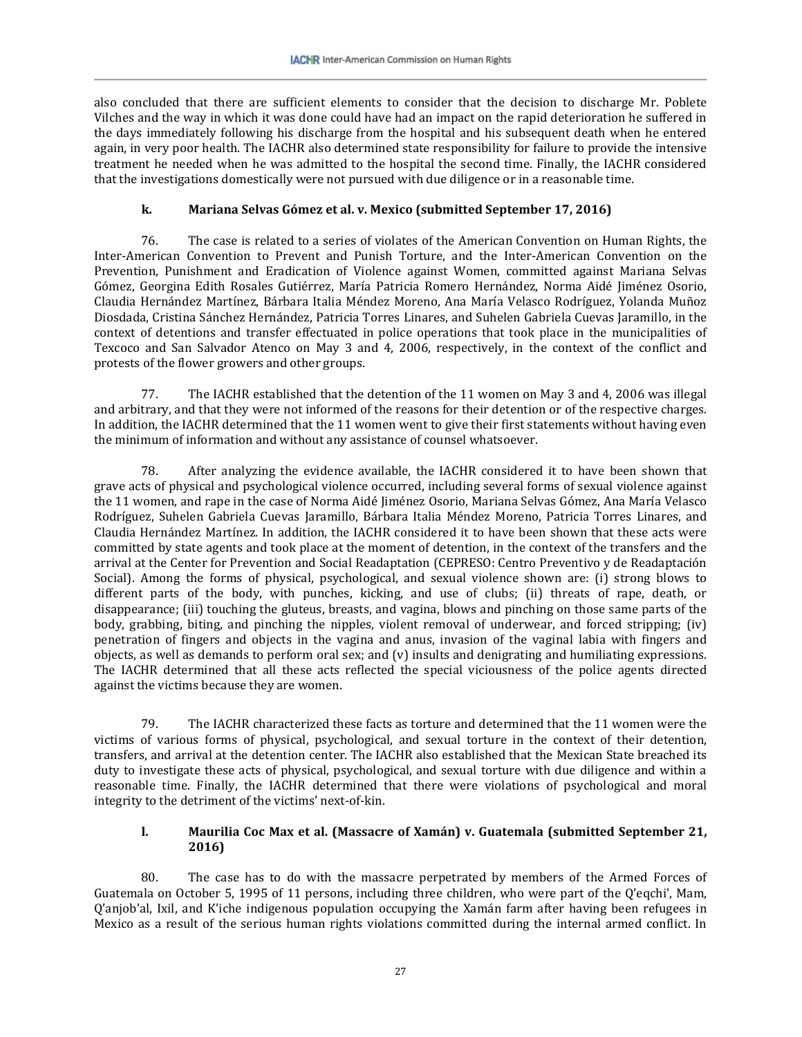also concluded that there are sufficient elements to consider that the decision to discharge Mr. Poblete Vilches and the way in which it was done could have had an impact on the rapid deterioration he suffered in the days immediately following his discharge from the hospital and his subsequent death when he entered again, in very poor health. The IACHR also determined state responsibility for failure to provide the intensive treatment he needed when he was admitted to the hospital the second time. Finally, the IACHR considered that the investigations domestically were not pursued with due diligence or in a reasonable time.

### k. Mariana Selvas Gómez et al. v. Mexico (submitted September 17, 2016)

76. The case is related to a series of violates of the American Convention on Human Rights, the Inter-American Convention to Prevent and Punish Torture, and the Inter-American Convention on the Prevention, Punishment and Eradication of Violence against Women, committed against Mariana Selvas Gómez, Georgina Edith Rosales Gutiérrez, María Patricia Romero Hernández, Norma Aidé Jiménez Osorio, Claudia Hernández Martínez, Bárbara Italia Méndez Moreno, Ana María Velasco Rodríguez, Yolanda Muñoz Diosdada, Cristina Sánchez Hernández, Patricia Torres Linares, and Suhelen Gabriela Cuevas Jaramillo, in the context of detentions and transfer effectuated in police operations that took place in the municipalities of Texcoco and San Salvador Atenco on May 3 and 4, 2006, respectively, in the context of the conflict and protests of the flower growers and other groups.

77. The IACHR established that the detention of the 11 women on May 3 and 4, 2006 was illegal and arbitrary, and that they were not informed of the reasons for their detention or of the respective charges. In addition, the IACHR determined that the 11 women went to give their first statements without having even the minimum of information and without any assistance of counsel whatsoever.

78. After analyzing the evidence available, the IACHR considered it to have been shown that grave acts of physical and psychological violence occurred, including several forms of sexual violence against the 11 women, and rape in the case of Norma Aidé Jiménez Osorio, Mariana Selvas Gómez, Ana María Velasco Rodríguez, Suhelen Gabriela Cuevas Jaramillo, Bárbara Italia Méndez Moreno, Patricia Torres Linares, and Claudia Hernández Martínez. In addition, the IACHR considered it to have been shown that these acts were committed by state agents and took place at the moment of detention, in the context of the transfers and the arrival at the Center for Prevention and Social Readaptation (CEPRESO: Centro Preventivo y de Readaptación Social). Among the forms of physical, psychological, and sexual violence shown are: (i) strong blows to different parts of the body, with punches, kicking, and use of clubs; (ii) threats of rape, death, or disappearance; (iii) touching the gluteus, breasts, and vagina, blows and pinching on those same parts of the body, grabbing, biting, and pinching the nipples, violent removal of underwear, and forced stripping; (iv) penetration of fingers and objects in the vagina and anus, invasion of the vaginal labia with fingers and objects, as well as demands to perform oral sex; and (v) insults and denigrating and humiliating expressions. The IACHR determined that all these acts reflected the special viciousness of the police agents directed against the victims because they are women.

79. The IACHR characterized these facts as torture and determined that the 11 women were the victims of various forms of physical, psychological, and sexual torture in the context of their detention, transfers, and arrival at the detention center. The IACHR also established that the Mexican State breached its duty to investigate these acts of physical, psychological, and sexual torture with due diligence and within a reasonable time. Finally, the IACHR determined that there were violations of psychological and moral integrity to the detriment of the victims' next-of-kin.

### l. Maurilia Coc Max et al. (Massacre of Xamán) v. Guatemala (submitted September 21, 2016)

80. The case has to do with the massacre perpetrated by members of the Armed Forces of Guatemala on October 5, 1995 of 11 persons, including three children, who were part of the Q'eqchi', Mam, Q'anjob'al, Ixil, and K'iche indigenous population occupying the Xamán farm after having been refugees in Mexico as a result of the serious human rights violations committed during the internal armed conflict. In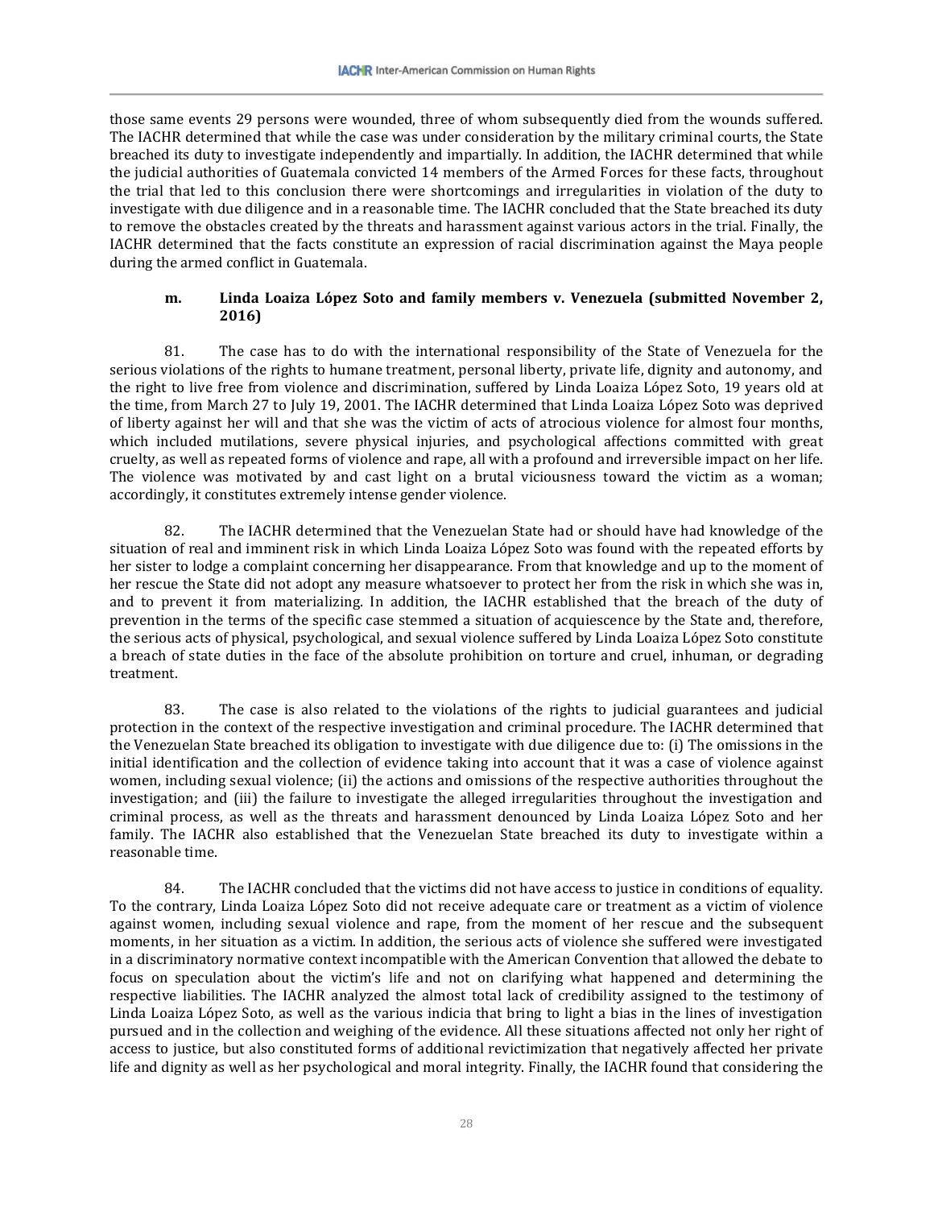those same events 29 persons were wounded, three of whom subsequently died from the wounds suffered. The IACHR determined that while the case was under consideration by the military criminal courts, the State breached its duty to investigate independently and impartially. In addition, the IACHR determined that while the judicial authorities of Guatemala convicted 14 members of the Armed Forces for these facts, throughout the trial that led to this conclusion there were shortcomings and irregularities in violation of the duty to investigate with due diligence and in a reasonable time. The IACHR concluded that the State breached its duty to remove the obstacles created by the threats and harassment against various actors in the trial. Finally, the IACHR determined that the facts constitute an expression of racial discrimination against the Maya people during the armed conflict in Guatemala.

#### m. Linda Loaiza López Soto and family members v. Venezuela (submitted November 2, 2016)

81. The case has to do with the international responsibility of the State of Venezuela for the serious violations of the rights to humane treatment, personal liberty, private life, dignity and autonomy, and the right to live free from violence and discrimination, suffered by Linda Loaiza López Soto, 19 years old at the time, from March 27 to July 19, 2001. The IACHR determined that Linda Loaiza López Soto was deprived of liberty against her will and that she was the victim of acts of atrocious violence for almost four months, which included mutilations, severe physical injuries, and psychological affections committed with great cruelty, as well as repeated forms of violence and rape, all with a profound and irreversible impact on her life. The violence was motivated by and cast light on a brutal viciousness toward the victim as a woman; accordingly, it constitutes extremely intense gender violence.

82. The IACHR determined that the Venezuelan State had or should have had knowledge of the situation of real and imminent risk in which Linda Loaiza López Soto was found with the repeated efforts by her sister to lodge a complaint concerning her disappearance. From that knowledge and up to the moment of her rescue the State did not adopt any measure whatsoever to protect her from the risk in which she was in, and to prevent it from materializing. In addition, the IACHR established that the breach of the duty of prevention in the terms of the specific case stemmed a situation of acquiescence by the State and, therefore, the serious acts of physical, psychological, and sexual violence suffered by Linda Loaiza López Soto constitute a breach of state duties in the face of the absolute prohibition on torture and cruel, inhuman, or degrading treatment.

83. The case is also related to the violations of the rights to judicial guarantees and judicial protection in the context of the respective investigation and criminal procedure. The IACHR determined that the Venezuelan State breached its obligation to investigate with due diligence due to: (i) The omissions in the initial identification and the collection of evidence taking into account that it was a case of violence against women, including sexual violence; (ii) the actions and omissions of the respective authorities throughout the investigation; and (iii) the failure to investigate the alleged irregularities throughout the investigation and criminal process, as well as the threats and harassment denounced by Linda Loaiza López Soto and her family. The IACHR also established that the Venezuelan State breached its duty to investigate within a reasonable time.

84. The IACHR concluded that the victims did not have access to justice in conditions of equality. To the contrary, Linda Loaiza López Soto did not receive adequate care or treatment as a victim of violence against women, including sexual violence and rape, from the moment of her rescue and the subsequent moments, in her situation as a victim. In addition, the serious acts of violence she suffered were investigated in a discriminatory normative context incompatible with the American Convention that allowed the debate to focus on speculation about the victim's life and not on clarifying what happened and determining the respective liabilities. The IACHR analyzed the almost total lack of credibility assigned to the testimony of Linda Loaiza López Soto, as well as the various indicia that bring to light a bias in the lines of investigation pursued and in the collection and weighing of the evidence. All these situations affected not only her right of access to justice, but also constituted forms of additional revictimization that negatively affected her private life and dignity as well as her psychological and moral integrity. Finally, the IACHR found that considering the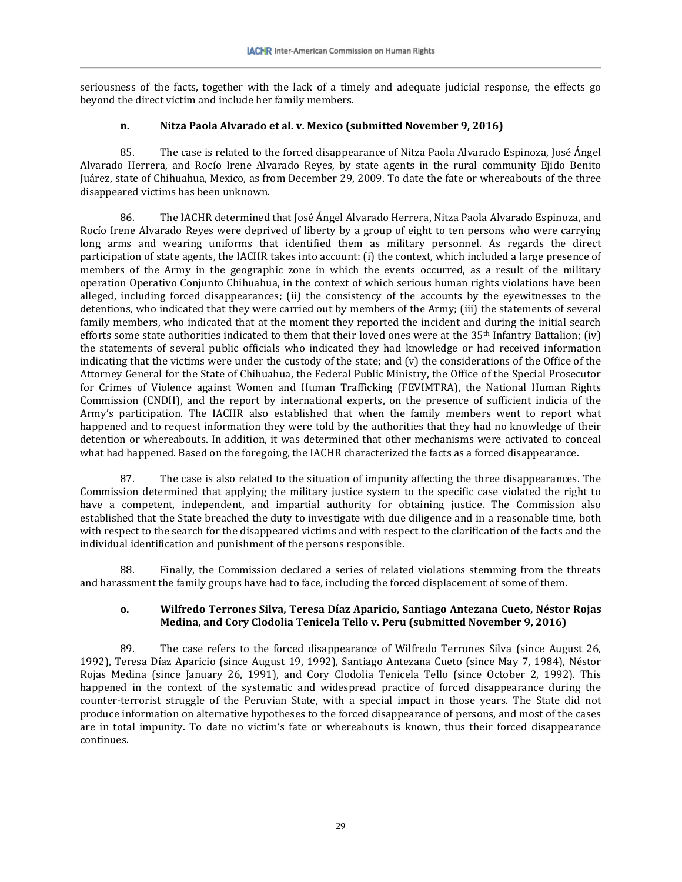seriousness of the facts, together with the lack of a timely and adequate judicial response, the effects go beyond the direct victim and include her family members.

#### n. Nitza Paola Alvarado et al. v. Mexico (submitted November 9, 2016)

85. The case is related to the forced disappearance of Nitza Paola Alvarado Espinoza, José Ángel Alvarado Herrera, and Rocío Irene Alvarado Reyes, by state agents in the rural community Ejido Benito Juárez, state of Chihuahua, Mexico, as from December 29, 2009. To date the fate or whereabouts of the three disappeared victims has been unknown.

86. The IACHR determined that José Ángel Alvarado Herrera, Nitza Paola Alvarado Espinoza, and Rocío Irene Alvarado Reyes were deprived of liberty by a group of eight to ten persons who were carrying long arms and wearing uniforms that identified them as military personnel. As regards the direct participation of state agents, the IACHR takes into account: (i) the context, which included a large presence of members of the Army in the geographic zone in which the events occurred, as a result of the military operation Operativo Conjunto Chihuahua, in the context of which serious human rights violations have been alleged, including forced disappearances; (ii) the consistency of the accounts by the eyewitnesses to the detentions, who indicated that they were carried out by members of the Army; (iii) the statements of several family members, who indicated that at the moment they reported the incident and during the initial search efforts some state authorities indicated to them that their loved ones were at the 35th Infantry Battalion; (iv) the statements of several public officials who indicated they had knowledge or had received information indicating that the victims were under the custody of the state; and (v) the considerations of the Office of the Attorney General for the State of Chihuahua, the Federal Public Ministry, the Office of the Special Prosecutor for Crimes of Violence against Women and Human Trafficking (FEVIMTRA), the National Human Rights Commission (CNDH), and the report by international experts, on the presence of sufficient indicia of the Army's participation. The IACHR also established that when the family members went to report what happened and to request information they were told by the authorities that they had no knowledge of their detention or whereabouts. In addition, it was determined that other mechanisms were activated to conceal what had happened. Based on the foregoing, the IACHR characterized the facts as a forced disappearance.

87. The case is also related to the situation of impunity affecting the three disappearances. The Commission determined that applying the military justice system to the specific case violated the right to have a competent, independent, and impartial authority for obtaining justice. The Commission also established that the State breached the duty to investigate with due diligence and in a reasonable time, both with respect to the search for the disappeared victims and with respect to the clarification of the facts and the individual identification and punishment of the persons responsible.

88. Finally, the Commission declared a series of related violations stemming from the threats and harassment the family groups have had to face, including the forced displacement of some of them.

#### o. Wilfredo Terrones Silva, Teresa Díaz Aparicio, Santiago Antezana Cueto, Néstor Rojas Medina, and Cory Clodolia Tenicela Tello v. Peru (submitted November 9, 2016)

89. The case refers to the forced disappearance of Wilfredo Terrones Silva (since August 26, 1992), Teresa Díaz Aparicio (since August 19, 1992), Santiago Antezana Cueto (since May 7, 1984), Néstor Rojas Medina (since January 26, 1991), and Cory Clodolia Tenicela Tello (since October 2, 1992). This happened in the context of the systematic and widespread practice of forced disappearance during the counter-terrorist struggle of the Peruvian State, with a special impact in those years. The State did not produce information on alternative hypotheses to the forced disappearance of persons, and most of the cases are in total impunity. To date no victim's fate or whereabouts is known, thus their forced disappearance continues.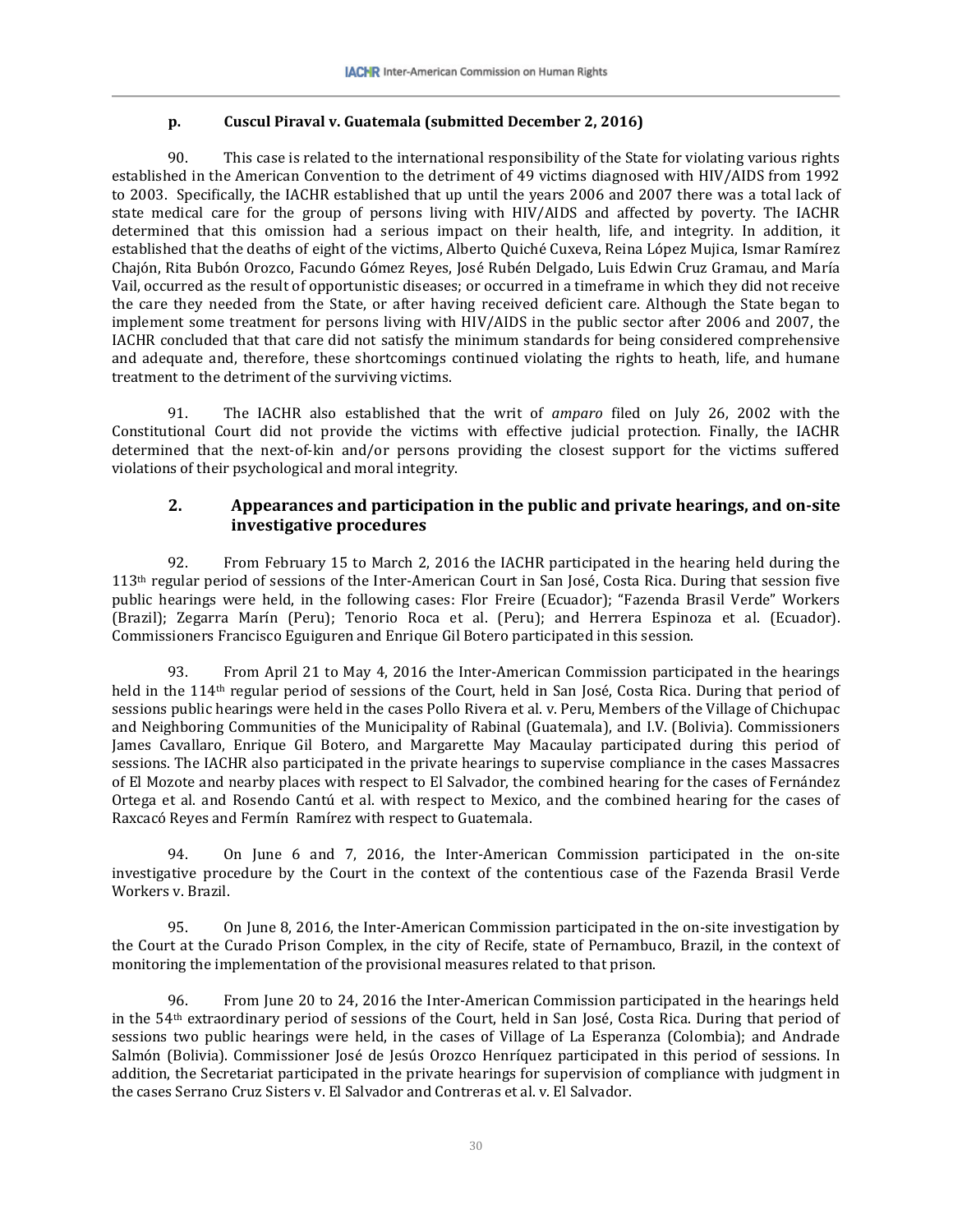#### p. Cuscul Piraval v. Guatemala (submitted December 2, 2016)

90. This case is related to the international responsibility of the State for violating various rights established in the American Convention to the detriment of 49 victims diagnosed with HIV/AIDS from 1992 to 2003. Specifically, the IACHR established that up until the years 2006 and 2007 there was a total lack of state medical care for the group of persons living with HIV/AIDS and affected by poverty. The IACHR determined that this omission had a serious impact on their health, life, and integrity. In addition, it established that the deaths of eight of the victims, Alberto Quiché Cuxeva, Reina López Mujica, Ismar Ramírez Chajón, Rita Bubón Orozco, Facundo Gómez Reyes, José Rubén Delgado, Luis Edwin Cruz Gramau, and María Vail, occurred as the result of opportunistic diseases; or occurred in a timeframe in which they did not receive the care they needed from the State, or after having received deficient care. Although the State began to implement some treatment for persons living with HIV/AIDS in the public sector after 2006 and 2007, the IACHR concluded that that care did not satisfy the minimum standards for being considered comprehensive and adequate and, therefore, these shortcomings continued violating the rights to heath, life, and humane treatment to the detriment of the surviving victims.

91. The IACHR also established that the writ of *amparo* filed on July 26, 2002 with the Constitutional Court did not provide the victims with effective judicial protection. Finally, the IACHR determined that the next-of-kin and/or persons providing the closest support for the victims suffered violations of their psychological and moral integrity.

### 2. Appearances and participation in the public and private hearings, and on-site investigative procedures

92. From February 15 to March 2, 2016 the IACHR participated in the hearing held during the 113th regular period of sessions of the Inter-American Court in San José, Costa Rica. During that session five public hearings were held, in the following cases: Flor Freire (Ecuador); "Fazenda Brasil Verde" Workers (Brazil); Zegarra Marín (Peru); Tenorio Roca et al. (Peru); and Herrera Espinoza et al. (Ecuador). Commissioners Francisco Eguiguren and Enrique Gil Botero participated in this session.

93. From April 21 to May 4, 2016 the Inter-American Commission participated in the hearings held in the 114th regular period of sessions of the Court, held in San José, Costa Rica. During that period of sessions public hearings were held in the cases Pollo Rivera et al. v. Peru, Members of the Village of Chichupac and Neighboring Communities of the Municipality of Rabinal (Guatemala), and I.V. (Bolivia). Commissioners James Cavallaro, Enrique Gil Botero, and Margarette May Macaulay participated during this period of sessions. The IACHR also participated in the private hearings to supervise compliance in the cases Massacres of El Mozote and nearby places with respect to El Salvador, the combined hearing for the cases of Fernández Ortega et al. and Rosendo Cantú et al. with respect to Mexico, and the combined hearing for the cases of Raxcacó Reyes and Fermín Ramírez with respect to Guatemala.

94. On June 6 and 7, 2016, the Inter-American Commission participated in the on-site investigative procedure by the Court in the context of the contentious case of the Fazenda Brasil Verde Workers v. Brazil.

95. On June 8, 2016, the Inter-American Commission participated in the on-site investigation by the Court at the Curado Prison Complex, in the city of Recife, state of Pernambuco, Brazil, in the context of monitoring the implementation of the provisional measures related to that prison.

96. From June 20 to 24, 2016 the Inter-American Commission participated in the hearings held in the 54th extraordinary period of sessions of the Court, held in San José, Costa Rica. During that period of sessions two public hearings were held, in the cases of Village of La Esperanza (Colombia); and Andrade Salmón (Bolivia). Commissioner José de Jesús Orozco Henríquez participated in this period of sessions. In addition, the Secretariat participated in the private hearings for supervision of compliance with judgment in the cases Serrano Cruz Sisters v. El Salvador and Contreras et al. v. El Salvador.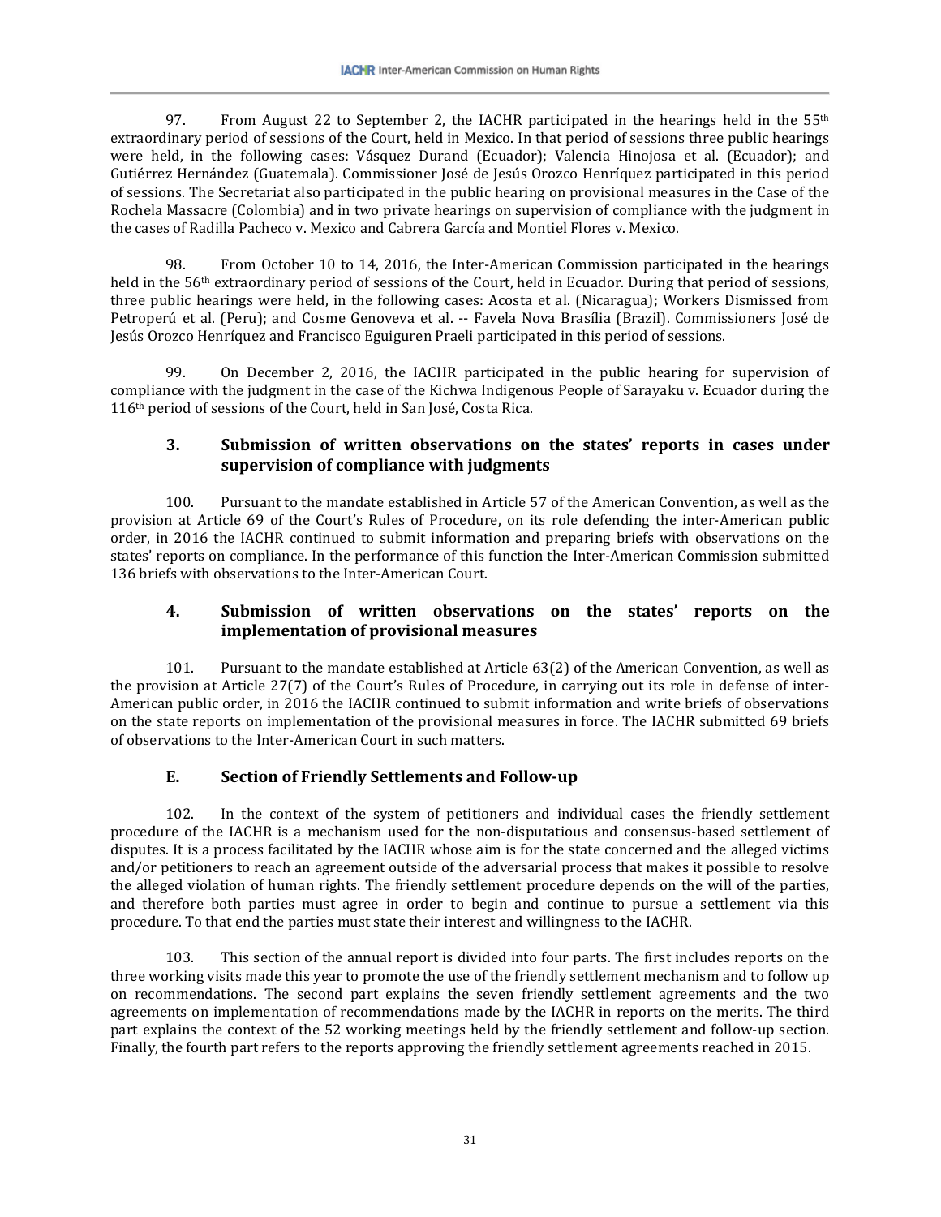97. From August 22 to September 2, the IACHR participated in the hearings held in the 55th extraordinary period of sessions of the Court, held in Mexico. In that period of sessions three public hearings were held, in the following cases: Vásquez Durand (Ecuador); Valencia Hinojosa et al. (Ecuador); and Gutiérrez Hernández (Guatemala). Commissioner José de Jesús Orozco Henríquez participated in this period of sessions. The Secretariat also participated in the public hearing on provisional measures in the Case of the Rochela Massacre (Colombia) and in two private hearings on supervision of compliance with the judgment in the cases of Radilla Pacheco v. Mexico and Cabrera García and Montiel Flores v. Mexico.

98. From October 10 to 14, 2016, the Inter-American Commission participated in the hearings held in the 56th extraordinary period of sessions of the Court, held in Ecuador. During that period of sessions, three public hearings were held, in the following cases: Acosta et al. (Nicaragua); Workers Dismissed from Petroperú et al. (Peru); and Cosme Genoveva et al. -- Favela Nova Brasília (Brazil). Commissioners José de Jesús Orozco Henríquez and Francisco Eguiguren Praeli participated in this period of sessions.

99. On December 2, 2016, the IACHR participated in the public hearing for supervision of compliance with the judgment in the case of the Kichwa Indigenous People of Sarayaku v. Ecuador during the 116th period of sessions of the Court, held in San José, Costa Rica.

### 3. Submission of written observations on the states' reports in cases under supervision of compliance with judgments

100. Pursuant to the mandate established in Article 57 of the American Convention, as well as the provision at Article 69 of the Court's Rules of Procedure, on its role defending the inter-American public order, in 2016 the IACHR continued to submit information and preparing briefs with observations on the states' reports on compliance. In the performance of this function the Inter-American Commission submitted 136 briefs with observations to the Inter-American Court.

### 4. Submission of written observations on the states' reports on the implementation of provisional measures

101. Pursuant to the mandate established at Article 63(2) of the American Convention, as well as the provision at Article 27(7) of the Court's Rules of Procedure, in carrying out its role in defense of inter-American public order, in 2016 the IACHR continued to submit information and write briefs of observations on the state reports on implementation of the provisional measures in force. The IACHR submitted 69 briefs of observations to the Inter-American Court in such matters.

## E. Section of Friendly Settlements and Follow-up

102. In the context of the system of petitioners and individual cases the friendly settlement procedure of the IACHR is a mechanism used for the non-disputatious and consensus-based settlement of disputes. It is a process facilitated by the IACHR whose aim is for the state concerned and the alleged victims and/or petitioners to reach an agreement outside of the adversarial process that makes it possible to resolve the alleged violation of human rights. The friendly settlement procedure depends on the will of the parties, and therefore both parties must agree in order to begin and continue to pursue a settlement via this procedure. To that end the parties must state their interest and willingness to the IACHR.

103. This section of the annual report is divided into four parts. The first includes reports on the three working visits made this year to promote the use of the friendly settlement mechanism and to follow up on recommendations. The second part explains the seven friendly settlement agreements and the two agreements on implementation of recommendations made by the IACHR in reports on the merits. The third part explains the context of the 52 working meetings held by the friendly settlement and follow-up section. Finally, the fourth part refers to the reports approving the friendly settlement agreements reached in 2015.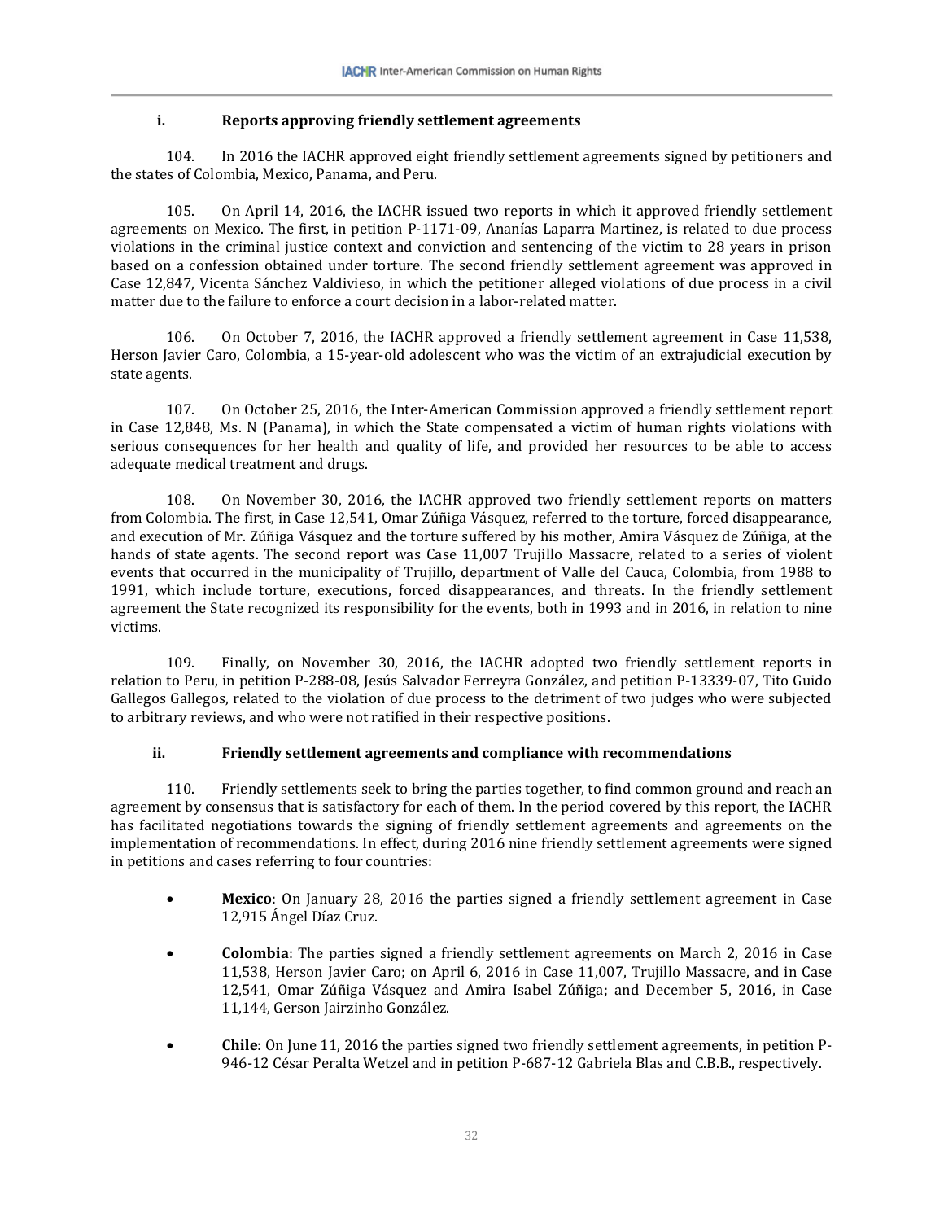### i. Reports approving friendly settlement agreements

104. In 2016 the IACHR approved eight friendly settlement agreements signed by petitioners and the states of Colombia, Mexico, Panama, and Peru.

105. On April 14, 2016, the IACHR issued two reports in which it approved friendly settlement agreements on Mexico. The first, in petition P-1171-09, Ananías Laparra Martinez, is related to due process violations in the criminal justice context and conviction and sentencing of the victim to 28 years in prison based on a confession obtained under torture. The second friendly settlement agreement was approved in Case 12,847, Vicenta Sánchez Valdivieso, in which the petitioner alleged violations of due process in a civil matter due to the failure to enforce a court decision in a labor-related matter.

106. On October 7, 2016, the IACHR approved a friendly settlement agreement in Case 11,538, Herson Javier Caro, Colombia, a 15-year-old adolescent who was the victim of an extrajudicial execution by state agents.

107. On October 25, 2016, the Inter-American Commission approved a friendly settlement report in Case 12,848, Ms. N (Panama), in which the State compensated a victim of human rights violations with serious consequences for her health and quality of life, and provided her resources to be able to access adequate medical treatment and drugs.

108. On November 30, 2016, the IACHR approved two friendly settlement reports on matters from Colombia. The first, in Case 12,541, Omar Zúñiga Vásquez, referred to the torture, forced disappearance, and execution of Mr. Zúñiga Vásquez and the torture suffered by his mother, Amira Vásquez de Zúñiga, at the hands of state agents. The second report was Case 11,007 Trujillo Massacre, related to a series of violent events that occurred in the municipality of Trujillo, department of Valle del Cauca, Colombia, from 1988 to 1991, which include torture, executions, forced disappearances, and threats. In the friendly settlement agreement the State recognized its responsibility for the events, both in 1993 and in 2016, in relation to nine victims.

109. Finally, on November 30, 2016, the IACHR adopted two friendly settlement reports in relation to Peru, in petition P-288-08, Jesús Salvador Ferreyra González, and petition P-13339-07, Tito Guido Gallegos Gallegos, related to the violation of due process to the detriment of two judges who were subjected to arbitrary reviews, and who were not ratified in their respective positions.

### ii. Friendly settlement agreements and compliance with recommendations

110. Friendly settlements seek to bring the parties together, to find common ground and reach an agreement by consensus that is satisfactory for each of them. In the period covered by this report, the IACHR has facilitated negotiations towards the signing of friendly settlement agreements and agreements on the implementation of recommendations. In effect, during 2016 nine friendly settlement agreements were signed in petitions and cases referring to four countries:

- **Mexico**: On January 28, 2016 the parties signed a friendly settlement agreement in Case 12,915 Ángel Díaz Cruz.
- **Colombia**: The parties signed a friendly settlement agreements on March 2, 2016 in Case 11,538, Herson Javier Caro; on April 6, 2016 in Case 11,007, Trujillo Massacre, and in Case 12,541, Omar Zúñiga Vásquez and Amira Isabel Zúñiga; and December 5, 2016, in Case 11,144, Gerson Jairzinho González.
- **Chile**: On June 11, 2016 the parties signed two friendly settlement agreements, in petition P-946-12 César Peralta Wetzel and in petition P-687-12 Gabriela Blas and C.B.B., respectively.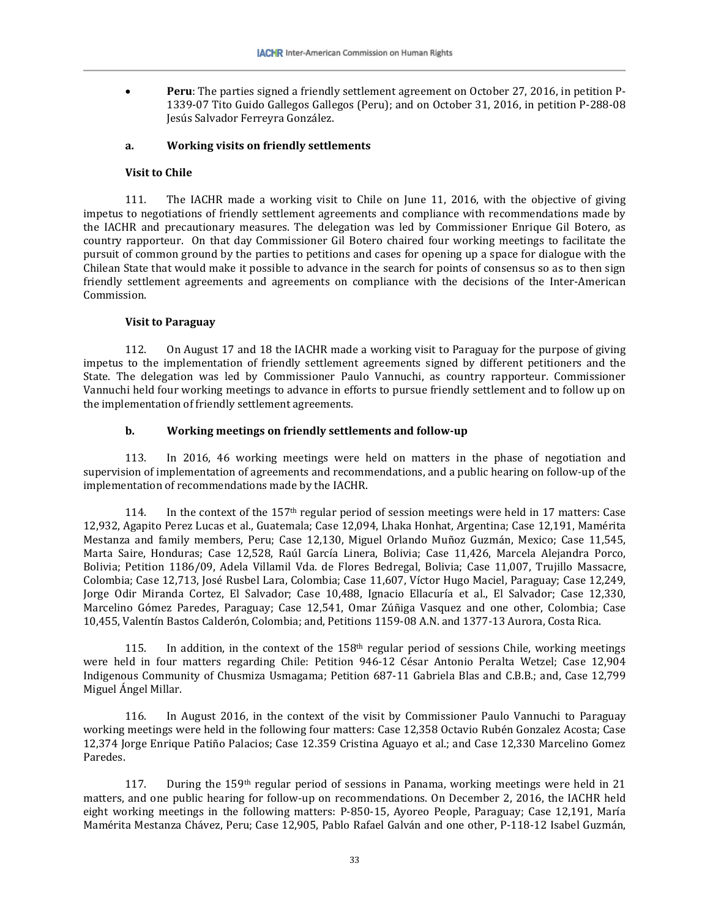- **Peru**: The parties signed a friendly settlement agreement on October 27, 2016, in petition P-1339-07 Tito Guido Gallegos Gallegos (Peru); and on October 31, 2016, in petition P-288-08 Jesús Salvador Ferreyra González.

### a. Working visits on friendly settlements

**Visit to Chile**

111. The IACHR made a working visit to Chile on June 11, 2016, with the objective of giving impetus to negotiations of friendly settlement agreements and compliance with recommendations made by the IACHR and precautionary measures. The delegation was led by Commissioner Enrique Gil Botero, as country rapporteur. On that day Commissioner Gil Botero chaired four working meetings to facilitate the pursuit of common ground by the parties to petitions and cases for opening up a space for dialogue with the Chilean State that would make it possible to advance in the search for points of consensus so as to then sign friendly settlement agreements and agreements on compliance with the decisions of the Inter-American Commission.

**Visit to Paraguay**

112. On August 17 and 18 the IACHR made a working visit to Paraguay for the purpose of giving impetus to the implementation of friendly settlement agreements signed by different petitioners and the State. The delegation was led by Commissioner Paulo Vannuchi, as country rapporteur. Commissioner Vannuchi held four working meetings to advance in efforts to pursue friendly settlement and to follow up on the implementation of friendly settlement agreements.

### b. Working meetings on friendly settlements and follow-up

113. In 2016, 46 working meetings were held on matters in the phase of negotiation and supervision of implementation of agreements and recommendations, and a public hearing on follow-up of the implementation of recommendations made by the IACHR.

114. In the context of the 157th regular period of session meetings were held in 17 matters: Case 12,932, Agapito Perez Lucas et al., Guatemala; Case 12,094, Lhaka Honhat, Argentina; Case 12,191, Mamérita Mestanza and family members, Peru; Case 12,130, Miguel Orlando Muñoz Guzmán, Mexico; Case 11,545, Marta Saire, Honduras; Case 12,528, Raúl García Linera, Bolivia; Case 11,426, Marcela Alejandra Porco, Bolivia; Petition 1186/09, Adela Villamil Vda. de Flores Bedregal, Bolivia; Case 11,007, Trujillo Massacre, Colombia; Case 12,713, José Rusbel Lara, Colombia; Case 11,607, Víctor Hugo Maciel, Paraguay; Case 12,249, Jorge Odir Miranda Cortez, El Salvador; Case 10,488, Ignacio Ellacuría et al., El Salvador; Case 12,330, Marcelino Gómez Paredes, Paraguay; Case 12,541, Omar Zúñiga Vasquez and one other, Colombia; Case 10,455, Valentín Bastos Calderón, Colombia; and, Petitions 1159-08 A.N. and 1377-13 Aurora, Costa Rica.

115. In addition, in the context of the 158th regular period of sessions Chile, working meetings were held in four matters regarding Chile: Petition 946-12 César Antonio Peralta Wetzel; Case 12,904 Indigenous Community of Chusmiza Usmagama; Petition 687-11 Gabriela Blas and C.B.B.; and, Case 12,799 Miguel Ángel Millar.

116. In August 2016, in the context of the visit by Commissioner Paulo Vannuchi to Paraguay working meetings were held in the following four matters: Case 12,358 Octavio Rubén Gonzalez Acosta; Case 12,374 Jorge Enrique Patiño Palacios; Case 12.359 Cristina Aguayo et al.; and Case 12,330 Marcelino Gomez Paredes.

117. During the 159th regular period of sessions in Panama, working meetings were held in 21 matters, and one public hearing for follow-up on recommendations. On December 2, 2016, the IACHR held eight working meetings in the following matters: P-850-15, Ayoreo People, Paraguay; Case 12,191, María Mamérita Mestanza Chávez, Peru; Case 12,905, Pablo Rafael Galván and one other, P-118-12 Isabel Guzmán,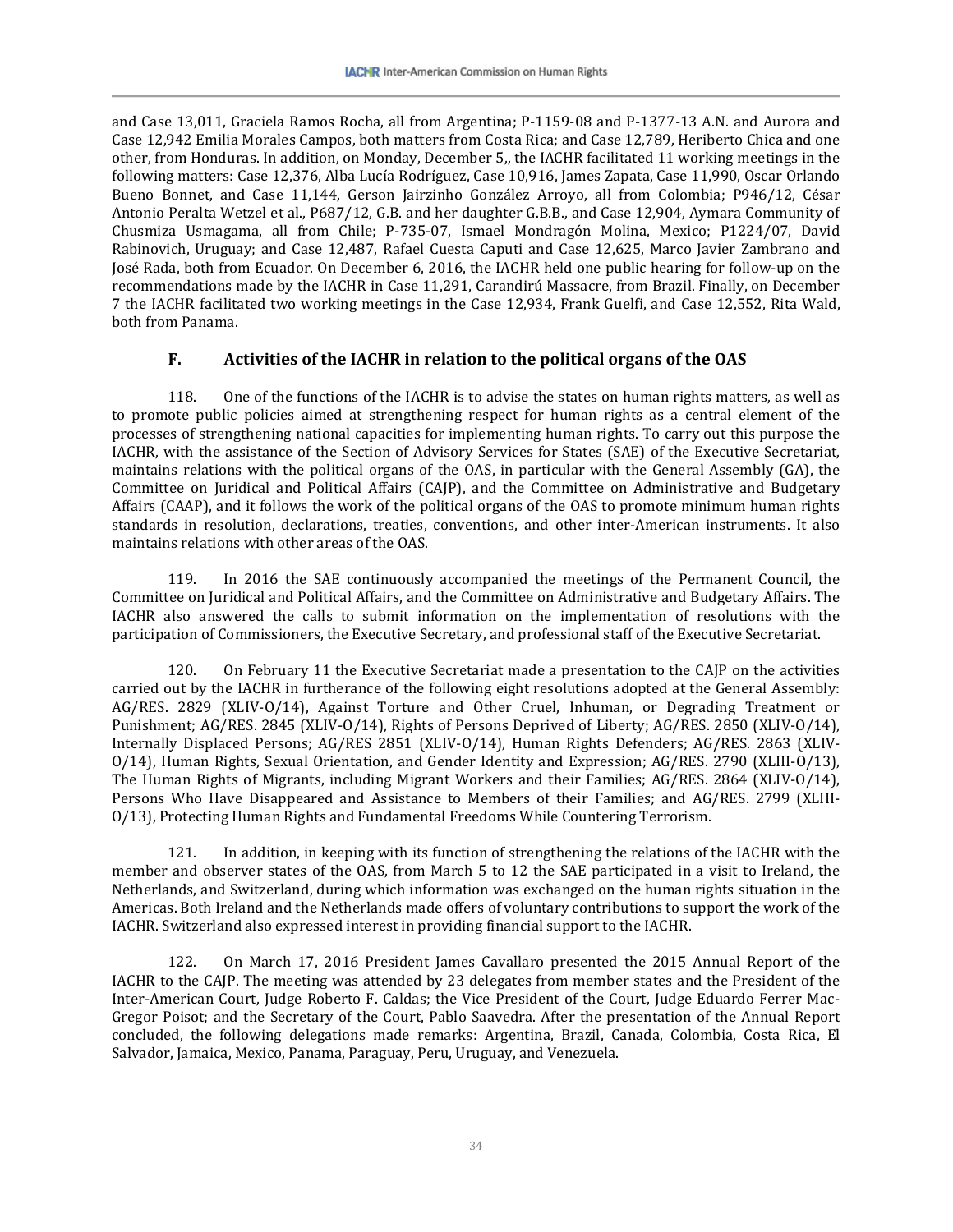and Case 13,011, Graciela Ramos Rocha, all from Argentina; P-1159-08 and P-1377-13 A.N. and Aurora and Case 12,942 Emilia Morales Campos, both matters from Costa Rica; and Case 12,789, Heriberto Chica and one other, from Honduras. In addition, on Monday, December 5,, the IACHR facilitated 11 working meetings in the following matters: Case 12,376, Alba Lucía Rodríguez, Case 10,916, James Zapata, Case 11,990, Oscar Orlando Bueno Bonnet, and Case 11,144, Gerson Jairzinho González Arroyo, all from Colombia; P946/12, César Antonio Peralta Wetzel et al., P687/12, G.B. and her daughter G.B.B., and Case 12,904, Aymara Community of Chusmiza Usmagama, all from Chile; P-735-07, Ismael Mondragón Molina, Mexico; P1224/07, David Rabinovich, Uruguay; and Case 12,487, Rafael Cuesta Caputi and Case 12,625, Marco Javier Zambrano and José Rada, both from Ecuador. On December 6, 2016, the IACHR held one public hearing for follow-up on the recommendations made by the IACHR in Case 11,291, Carandirú Massacre, from Brazil. Finally, on December 7 the IACHR facilitated two working meetings in the Case 12,934, Frank Guelfi, and Case 12,552, Rita Wald, both from Panama.

## F. Activities of the IACHR in relation to the political organs of the OAS

118. One of the functions of the IACHR is to advise the states on human rights matters, as well as to promote public policies aimed at strengthening respect for human rights as a central element of the processes of strengthening national capacities for implementing human rights. To carry out this purpose the IACHR, with the assistance of the Section of Advisory Services for States (SAE) of the Executive Secretariat, maintains relations with the political organs of the OAS, in particular with the General Assembly (GA), the Committee on Juridical and Political Affairs (CAJP), and the Committee on Administrative and Budgetary Affairs (CAAP), and it follows the work of the political organs of the OAS to promote minimum human rights standards in resolution, declarations, treaties, conventions, and other inter-American instruments. It also maintains relations with other areas of the OAS.

119. In 2016 the SAE continuously accompanied the meetings of the Permanent Council, the Committee on Juridical and Political Affairs, and the Committee on Administrative and Budgetary Affairs. The IACHR also answered the calls to submit information on the implementation of resolutions with the participation of Commissioners, the Executive Secretary, and professional staff of the Executive Secretariat.

120. On February 11 the Executive Secretariat made a presentation to the CAJP on the activities carried out by the IACHR in furtherance of the following eight resolutions adopted at the General Assembly: AG/RES. 2829 (XLIV-O/14), Against Torture and Other Cruel, Inhuman, or Degrading Treatment or Punishment; AG/RES. 2845 (XLIV-O/14), Rights of Persons Deprived of Liberty; AG/RES. 2850 (XLIV-O/14), Internally Displaced Persons; AG/RES 2851 (XLIV-O/14), Human Rights Defenders; AG/RES. 2863 (XLIV-O/14), Human Rights, Sexual Orientation, and Gender Identity and Expression; AG/RES. 2790 (XLIII-O/13), The Human Rights of Migrants, including Migrant Workers and their Families; AG/RES. 2864 (XLIV-O/14), Persons Who Have Disappeared and Assistance to Members of their Families; and AG/RES. 2799 (XLIII-O/13), Protecting Human Rights and Fundamental Freedoms While Countering Terrorism.

121. In addition, in keeping with its function of strengthening the relations of the IACHR with the member and observer states of the OAS, from March 5 to 12 the SAE participated in a visit to Ireland, the Netherlands, and Switzerland, during which information was exchanged on the human rights situation in the Americas. Both Ireland and the Netherlands made offers of voluntary contributions to support the work of the IACHR. Switzerland also expressed interest in providing financial support to the IACHR.

122. On March 17, 2016 President James Cavallaro presented the 2015 Annual Report of the IACHR to the CAJP. The meeting was attended by 23 delegates from member states and the President of the Inter-American Court, Judge Roberto F. Caldas; the Vice President of the Court, Judge Eduardo Ferrer Mac-Gregor Poisot; and the Secretary of the Court, Pablo Saavedra. After the presentation of the Annual Report concluded, the following delegations made remarks: Argentina, Brazil, Canada, Colombia, Costa Rica, El Salvador, Jamaica, Mexico, Panama, Paraguay, Peru, Uruguay, and Venezuela.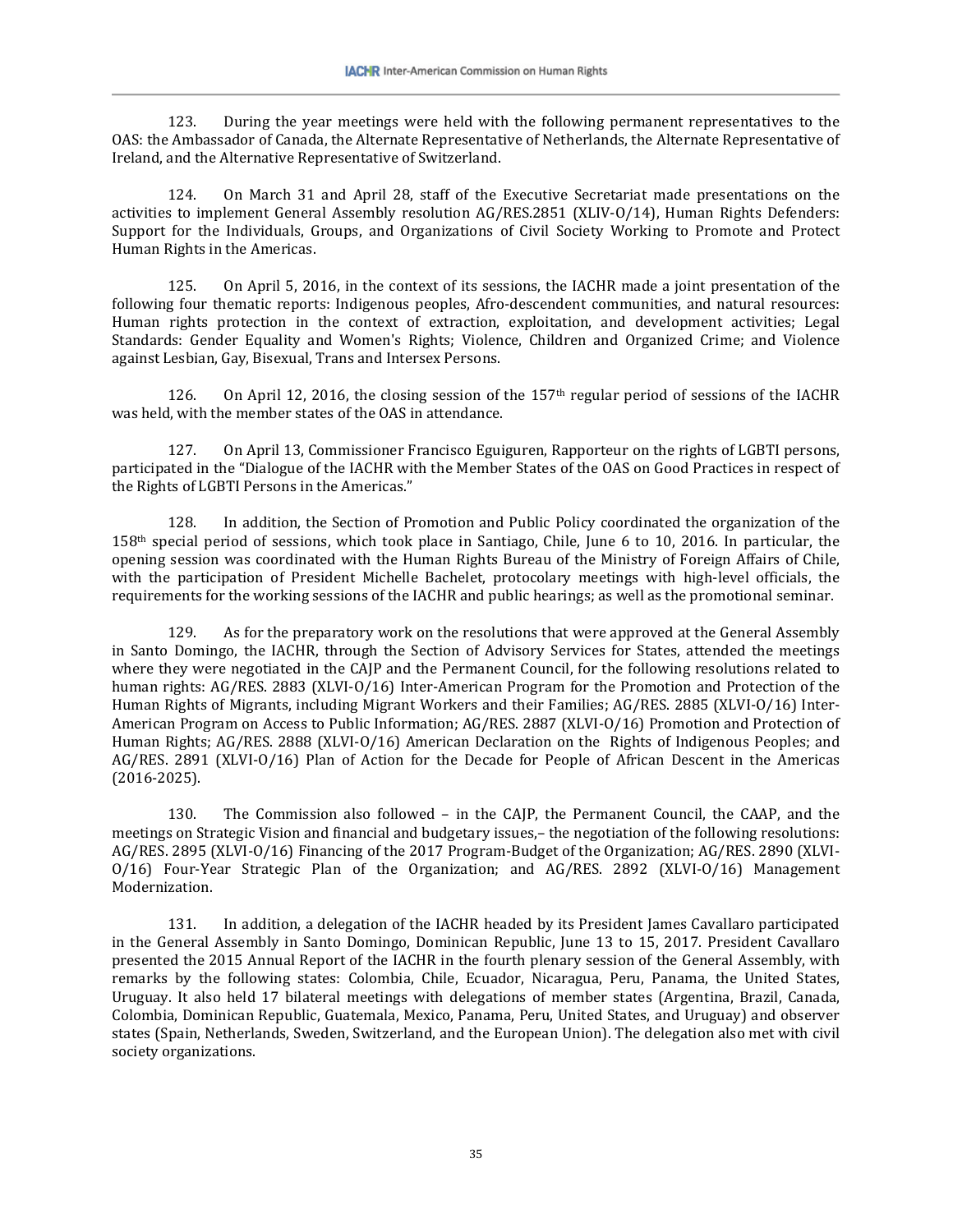123. During the year meetings were held with the following permanent representatives to the OAS: the Ambassador of Canada, the Alternate Representative of Netherlands, the Alternate Representative of Ireland, and the Alternative Representative of Switzerland.

124. On March 31 and April 28, staff of the Executive Secretariat made presentations on the activities to implement General Assembly resolution AG/RES.2851 (XLIV-O/14), Human Rights Defenders: Support for the Individuals, Groups, and Organizations of Civil Society Working to Promote and Protect Human Rights in the Americas.

125. On April 5, 2016, in the context of its sessions, the IACHR made a joint presentation of the following four thematic reports: Indigenous peoples, Afro-descendent communities, and natural resources: Human rights protection in the context of extraction, exploitation, and development activities; Legal Standards: Gender Equality and Women's Rights; Violence, Children and Organized Crime; and Violence against Lesbian, Gay, Bisexual, Trans and Intersex Persons.

126. On April 12, 2016, the closing session of the 157th regular period of sessions of the IACHR was held, with the member states of the OAS in attendance.

127. On April 13, Commissioner Francisco Eguiguren, Rapporteur on the rights of LGBTI persons, participated in the "Dialogue of the IACHR with the Member States of the OAS on Good Practices in respect of the Rights of LGBTI Persons in the Americas."

128. In addition, the Section of Promotion and Public Policy coordinated the organization of the 158th special period of sessions, which took place in Santiago, Chile, June 6 to 10, 2016. In particular, the opening session was coordinated with the Human Rights Bureau of the Ministry of Foreign Affairs of Chile, with the participation of President Michelle Bachelet, protocolary meetings with high-level officials, the requirements for the working sessions of the IACHR and public hearings; as well as the promotional seminar.

129. As for the preparatory work on the resolutions that were approved at the General Assembly in Santo Domingo, the IACHR, through the Section of Advisory Services for States, attended the meetings where they were negotiated in the CAJP and the Permanent Council, for the following resolutions related to human rights: AG/RES. 2883 (XLVI-O/16) Inter-American Program for the Promotion and Protection of the Human Rights of Migrants, including Migrant Workers and their Families; AG/RES. 2885 (XLVI-O/16) Inter-American Program on Access to Public Information; AG/RES. 2887 (XLVI-O/16) Promotion and Protection of Human Rights; AG/RES. 2888 (XLVI-O/16) American Declaration on the Rights of Indigenous Peoples; and AG/RES. 2891 (XLVI-O/16) Plan of Action for the Decade for People of African Descent in the Americas (2016-2025).

130. The Commission also followed – in the CAJP, the Permanent Council, the CAAP, and the meetings on Strategic Vision and financial and budgetary issues,– the negotiation of the following resolutions: AG/RES. 2895 (XLVI-O/16) Financing of the 2017 Program-Budget of the Organization; AG/RES. 2890 (XLVI-O/16) Four-Year Strategic Plan of the Organization; and AG/RES. 2892 (XLVI-O/16) Management Modernization.

131. In addition, a delegation of the IACHR headed by its President James Cavallaro participated in the General Assembly in Santo Domingo, Dominican Republic, June 13 to 15, 2017. President Cavallaro presented the 2015 Annual Report of the IACHR in the fourth plenary session of the General Assembly, with remarks by the following states: Colombia, Chile, Ecuador, Nicaragua, Peru, Panama, the United States, Uruguay. It also held 17 bilateral meetings with delegations of member states (Argentina, Brazil, Canada, Colombia, Dominican Republic, Guatemala, Mexico, Panama, Peru, United States, and Uruguay) and observer states (Spain, Netherlands, Sweden, Switzerland, and the European Union). The delegation also met with civil society organizations.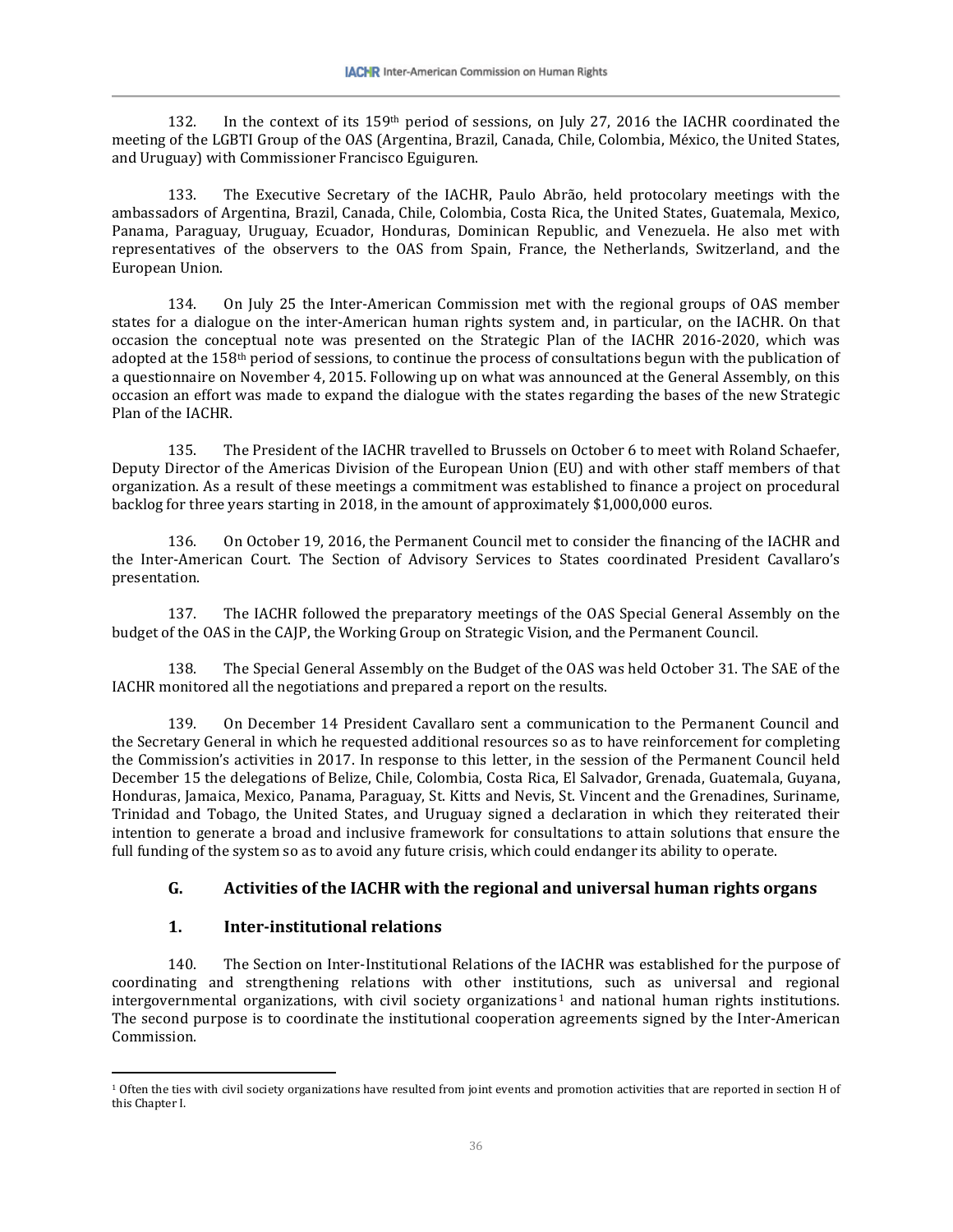132. In the context of its 159th period of sessions, on July 27, 2016 the IACHR coordinated the meeting of the LGBTI Group of the OAS (Argentina, Brazil, Canada, Chile, Colombia, México, the United States, and Uruguay) with Commissioner Francisco Eguiguren.

133. The Executive Secretary of the IACHR, Paulo Abrão, held protocolary meetings with the ambassadors of Argentina, Brazil, Canada, Chile, Colombia, Costa Rica, the United States, Guatemala, Mexico, Panama, Paraguay, Uruguay, Ecuador, Honduras, Dominican Republic, and Venezuela. He also met with representatives of the observers to the OAS from Spain, France, the Netherlands, Switzerland, and the European Union.

134. On July 25 the Inter-American Commission met with the regional groups of OAS member states for a dialogue on the inter-American human rights system and, in particular, on the IACHR. On that occasion the conceptual note was presented on the Strategic Plan of the IACHR 2016-2020, which was adopted at the 158th period of sessions, to continue the process of consultations begun with the publication of a questionnaire on November 4, 2015. Following up on what was announced at the General Assembly, on this occasion an effort was made to expand the dialogue with the states regarding the bases of the new Strategic Plan of the IACHR.

135. The President of the IACHR travelled to Brussels on October 6 to meet with Roland Schaefer, Deputy Director of the Americas Division of the European Union (EU) and with other staff members of that organization. As a result of these meetings a commitment was established to finance a project on procedural backlog for three years starting in 2018, in the amount of approximately $1,000,000 euros.

136. On October 19, 2016, the Permanent Council met to consider the financing of the IACHR and the Inter-American Court. The Section of Advisory Services to States coordinated President Cavallaro's presentation.

137. The IACHR followed the preparatory meetings of the OAS Special General Assembly on the budget of the OAS in the CAJP, the Working Group on Strategic Vision, and the Permanent Council.

138. The Special General Assembly on the Budget of the OAS was held October 31. The SAE of the IACHR monitored all the negotiations and prepared a report on the results.

139. On December 14 President Cavallaro sent a communication to the Permanent Council and the Secretary General in which he requested additional resources so as to have reinforcement for completing the Commission's activities in 2017. In response to this letter, in the session of the Permanent Council held December 15 the delegations of Belize, Chile, Colombia, Costa Rica, El Salvador, Grenada, Guatemala, Guyana, Honduras, Jamaica, Mexico, Panama, Paraguay, St. Kitts and Nevis, St. Vincent and the Grenadines, Suriname, Trinidad and Tobago, the United States, and Uruguay signed a declaration in which they reiterated their intention to generate a broad and inclusive framework for consultations to attain solutions that ensure the full funding of the system so as to avoid any future crisis, which could endanger its ability to operate.

### G. Activities of the IACHR with the regional and universal human rights organs

#### 1. Inter-institutional relations

140. The Section on Inter-Institutional Relations of the IACHR was established for the purpose of coordinating and strengthening relations with other institutions, such as universal and regional intergovernmental organizations, with civil society organizations[1] and national human rights institutions. The second purpose is to coordinate the institutional cooperation agreements signed by the Inter-American Commission.

[1] Often the ties with civil society organizations have resulted from joint events and promotion activities that are reported in section H of this Chapter I.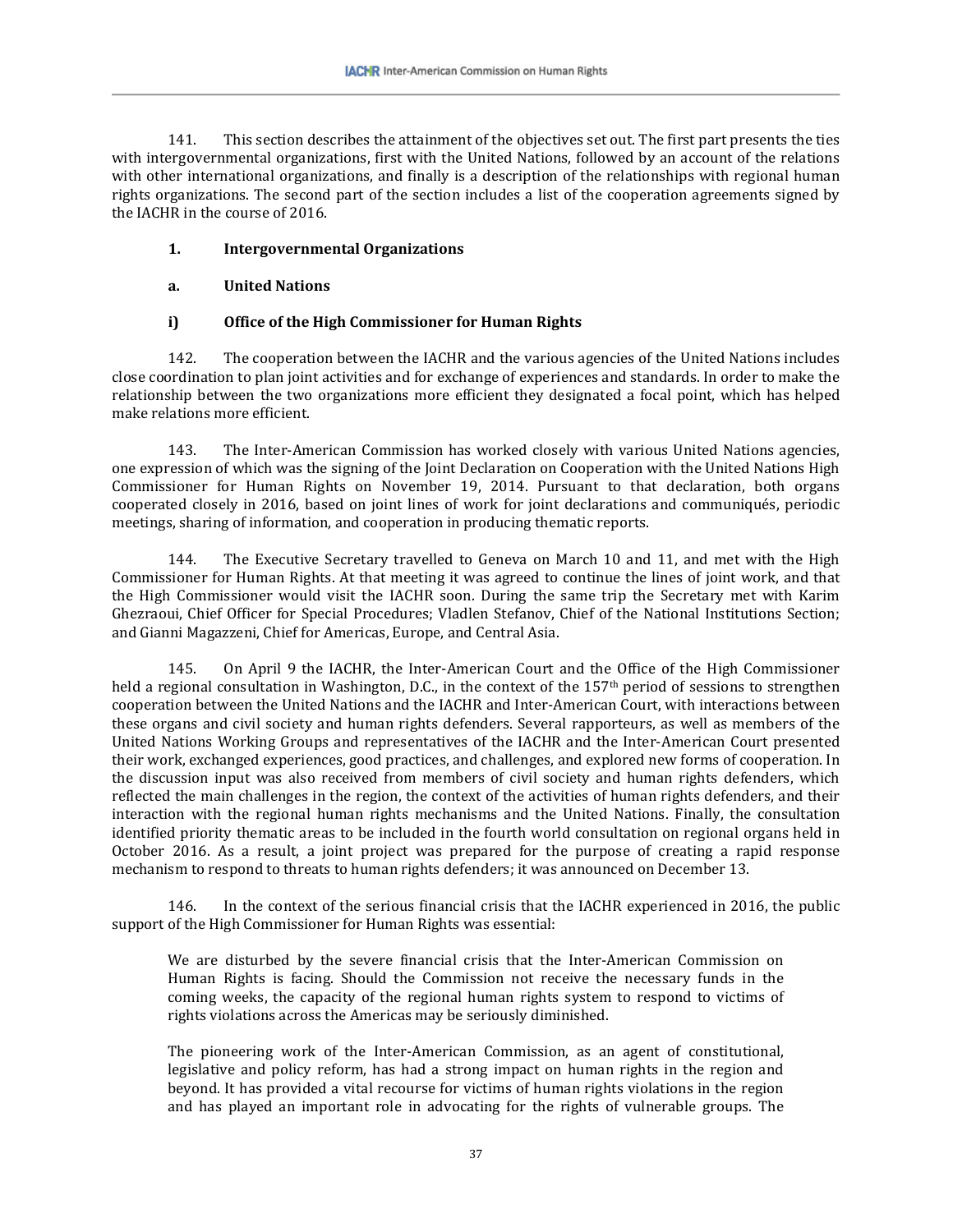141. This section describes the attainment of the objectives set out. The first part presents the ties with intergovernmental organizations, first with the United Nations, followed by an account of the relations with other international organizations, and finally is a description of the relationships with regional human rights organizations. The second part of the section includes a list of the cooperation agreements signed by the IACHR in the course of 2016.

### 1. Intergovernmental Organizations

#### a. United Nations

##### i) Office of the High Commissioner for Human Rights

142. The cooperation between the IACHR and the various agencies of the United Nations includes close coordination to plan joint activities and for exchange of experiences and standards. In order to make the relationship between the two organizations more efficient they designated a focal point, which has helped make relations more efficient.

143. The Inter-American Commission has worked closely with various United Nations agencies, one expression of which was the signing of the Joint Declaration on Cooperation with the United Nations High Commissioner for Human Rights on November 19, 2014. Pursuant to that declaration, both organs cooperated closely in 2016, based on joint lines of work for joint declarations and communiqués, periodic meetings, sharing of information, and cooperation in producing thematic reports.

144. The Executive Secretary travelled to Geneva on March 10 and 11, and met with the High Commissioner for Human Rights. At that meeting it was agreed to continue the lines of joint work, and that the High Commissioner would visit the IACHR soon. During the same trip the Secretary met with Karim Ghezraoui, Chief Officer for Special Procedures; Vladlen Stefanov, Chief of the National Institutions Section; and Gianni Magazzeni, Chief for Americas, Europe, and Central Asia.

145. On April 9 the IACHR, the Inter-American Court and the Office of the High Commissioner held a regional consultation in Washington, D.C., in the context of the 157th period of sessions to strengthen cooperation between the United Nations and the IACHR and Inter-American Court, with interactions between these organs and civil society and human rights defenders. Several rapporteurs, as well as members of the United Nations Working Groups and representatives of the IACHR and the Inter-American Court presented their work, exchanged experiences, good practices, and challenges, and explored new forms of cooperation. In the discussion input was also received from members of civil society and human rights defenders, which reflected the main challenges in the region, the context of the activities of human rights defenders, and their interaction with the regional human rights mechanisms and the United Nations. Finally, the consultation identified priority thematic areas to be included in the fourth world consultation on regional organs held in October 2016. As a result, a joint project was prepared for the purpose of creating a rapid response mechanism to respond to threats to human rights defenders; it was announced on December 13.

146. In the context of the serious financial crisis that the IACHR experienced in 2016, the public support of the High Commissioner for Human Rights was essential:

> We are disturbed by the severe financial crisis that the Inter-American Commission on Human Rights is facing. Should the Commission not receive the necessary funds in the coming weeks, the capacity of the regional human rights system to respond to victims of rights violations across the Americas may be seriously diminished.
>
> The pioneering work of the Inter-American Commission, as an agent of constitutional, legislative and policy reform, has had a strong impact on human rights in the region and beyond. It has provided a vital recourse for victims of human rights violations in the region and has played an important role in advocating for the rights of vulnerable groups. The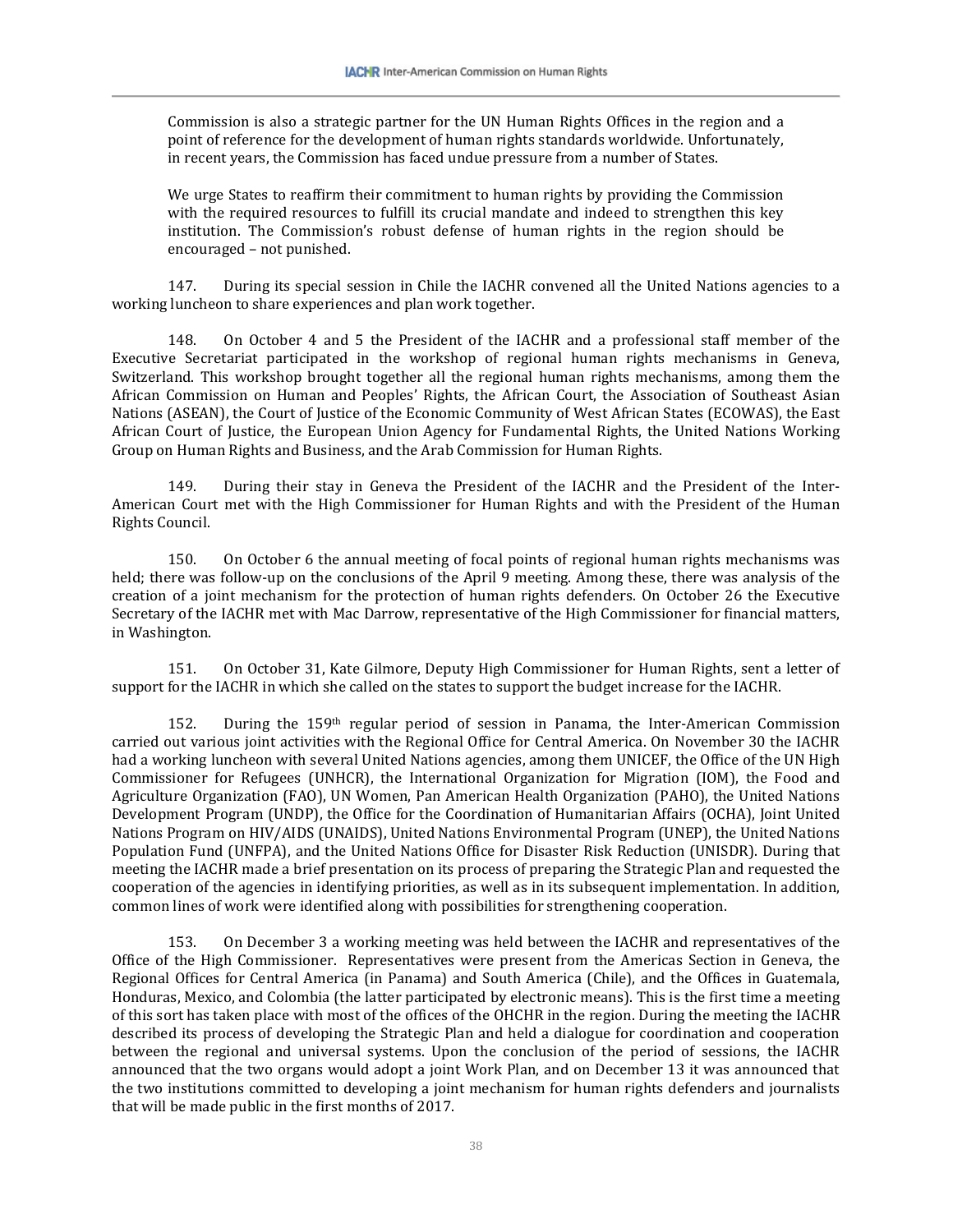> Commission is also a strategic partner for the UN Human Rights Offices in the region and a point of reference for the development of human rights standards worldwide. Unfortunately, in recent years, the Commission has faced undue pressure from a number of States.
>
> We urge States to reaffirm their commitment to human rights by providing the Commission with the required resources to fulfill its crucial mandate and indeed to strengthen this key institution. The Commission's robust defense of human rights in the region should be encouraged – not punished.

147. During its special session in Chile the IACHR convened all the United Nations agencies to a working luncheon to share experiences and plan work together.

148. On October 4 and 5 the President of the IACHR and a professional staff member of the Executive Secretariat participated in the workshop of regional human rights mechanisms in Geneva, Switzerland. This workshop brought together all the regional human rights mechanisms, among them the African Commission on Human and Peoples' Rights, the African Court, the Association of Southeast Asian Nations (ASEAN), the Court of Justice of the Economic Community of West African States (ECOWAS), the East African Court of Justice, the European Union Agency for Fundamental Rights, the United Nations Working Group on Human Rights and Business, and the Arab Commission for Human Rights.

149. During their stay in Geneva the President of the IACHR and the President of the Inter-American Court met with the High Commissioner for Human Rights and with the President of the Human Rights Council.

150. On October 6 the annual meeting of focal points of regional human rights mechanisms was held; there was follow-up on the conclusions of the April 9 meeting. Among these, there was analysis of the creation of a joint mechanism for the protection of human rights defenders. On October 26 the Executive Secretary of the IACHR met with Mac Darrow, representative of the High Commissioner for financial matters, in Washington.

151. On October 31, Kate Gilmore, Deputy High Commissioner for Human Rights, sent a letter of support for the IACHR in which she called on the states to support the budget increase for the IACHR.

152. During the 159th regular period of session in Panama, the Inter-American Commission carried out various joint activities with the Regional Office for Central America. On November 30 the IACHR had a working luncheon with several United Nations agencies, among them UNICEF, the Office of the UN High Commissioner for Refugees (UNHCR), the International Organization for Migration (IOM), the Food and Agriculture Organization (FAO), UN Women, Pan American Health Organization (PAHO), the United Nations Development Program (UNDP), the Office for the Coordination of Humanitarian Affairs (OCHA), Joint United Nations Program on HIV/AIDS (UNAIDS), United Nations Environmental Program (UNEP), the United Nations Population Fund (UNFPA), and the United Nations Office for Disaster Risk Reduction (UNISDR). During that meeting the IACHR made a brief presentation on its process of preparing the Strategic Plan and requested the cooperation of the agencies in identifying priorities, as well as in its subsequent implementation. In addition, common lines of work were identified along with possibilities for strengthening cooperation.

153. On December 3 a working meeting was held between the IACHR and representatives of the Office of the High Commissioner. Representatives were present from the Americas Section in Geneva, the Regional Offices for Central America (in Panama) and South America (Chile), and the Offices in Guatemala, Honduras, Mexico, and Colombia (the latter participated by electronic means). This is the first time a meeting of this sort has taken place with most of the offices of the OHCHR in the region. During the meeting the IACHR described its process of developing the Strategic Plan and held a dialogue for coordination and cooperation between the regional and universal systems. Upon the conclusion of the period of sessions, the IACHR announced that the two organs would adopt a joint Work Plan, and on December 13 it was announced that the two institutions committed to developing a joint mechanism for human rights defenders and journalists that will be made public in the first months of 2017.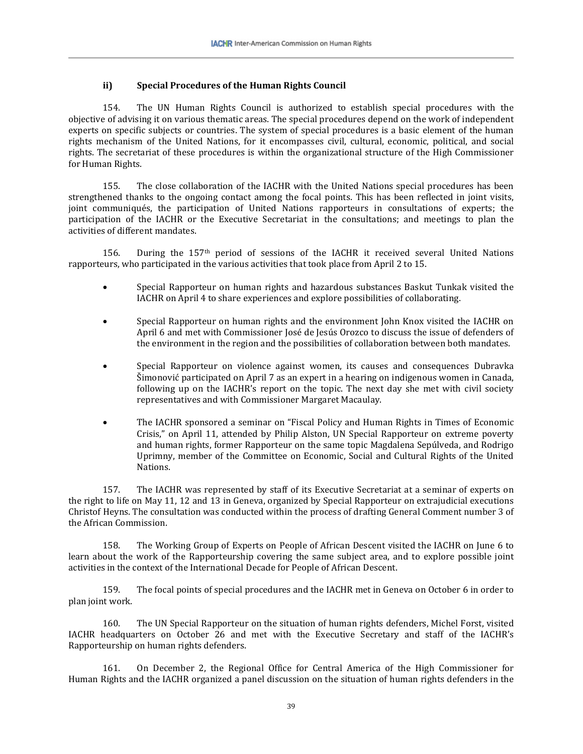### ii) Special Procedures of the Human Rights Council

154. The UN Human Rights Council is authorized to establish special procedures with the objective of advising it on various thematic areas. The special procedures depend on the work of independent experts on specific subjects or countries. The system of special procedures is a basic element of the human rights mechanism of the United Nations, for it encompasses civil, cultural, economic, political, and social rights. The secretariat of these procedures is within the organizational structure of the High Commissioner for Human Rights.

155. The close collaboration of the IACHR with the United Nations special procedures has been strengthened thanks to the ongoing contact among the focal points. This has been reflected in joint visits, joint communiqués, the participation of United Nations rapporteurs in consultations of experts; the participation of the IACHR or the Executive Secretariat in the consultations; and meetings to plan the activities of different mandates.

156. During the 157th period of sessions of the IACHR it received several United Nations rapporteurs, who participated in the various activities that took place from April 2 to 15.

- Special Rapporteur on human rights and hazardous substances Baskut Tunkak visited the IACHR on April 4 to share experiences and explore possibilities of collaborating.
- Special Rapporteur on human rights and the environment John Knox visited the IACHR on April 6 and met with Commissioner José de Jesús Orozco to discuss the issue of defenders of the environment in the region and the possibilities of collaboration between both mandates.
- Special Rapporteur on violence against women, its causes and consequences Dubravka Šimonović participated on April 7 as an expert in a hearing on indigenous women in Canada, following up on the IACHR's report on the topic. The next day she met with civil society representatives and with Commissioner Margaret Macaulay.
- The IACHR sponsored a seminar on "Fiscal Policy and Human Rights in Times of Economic Crisis," on April 11, attended by Philip Alston, UN Special Rapporteur on extreme poverty and human rights, former Rapporteur on the same topic Magdalena Sepúlveda, and Rodrigo Uprimny, member of the Committee on Economic, Social and Cultural Rights of the United Nations.

157. The IACHR was represented by staff of its Executive Secretariat at a seminar of experts on the right to life on May 11, 12 and 13 in Geneva, organized by Special Rapporteur on extrajudicial executions Christof Heyns. The consultation was conducted within the process of drafting General Comment number 3 of the African Commission.

158. The Working Group of Experts on People of African Descent visited the IACHR on June 6 to learn about the work of the Rapporteurship covering the same subject area, and to explore possible joint activities in the context of the International Decade for People of African Descent.

159. The focal points of special procedures and the IACHR met in Geneva on October 6 in order to plan joint work.

160. The UN Special Rapporteur on the situation of human rights defenders, Michel Forst, visited IACHR headquarters on October 26 and met with the Executive Secretary and staff of the IACHR's Rapporteurship on human rights defenders.

161. On December 2, the Regional Office for Central America of the High Commissioner for Human Rights and the IACHR organized a panel discussion on the situation of human rights defenders in the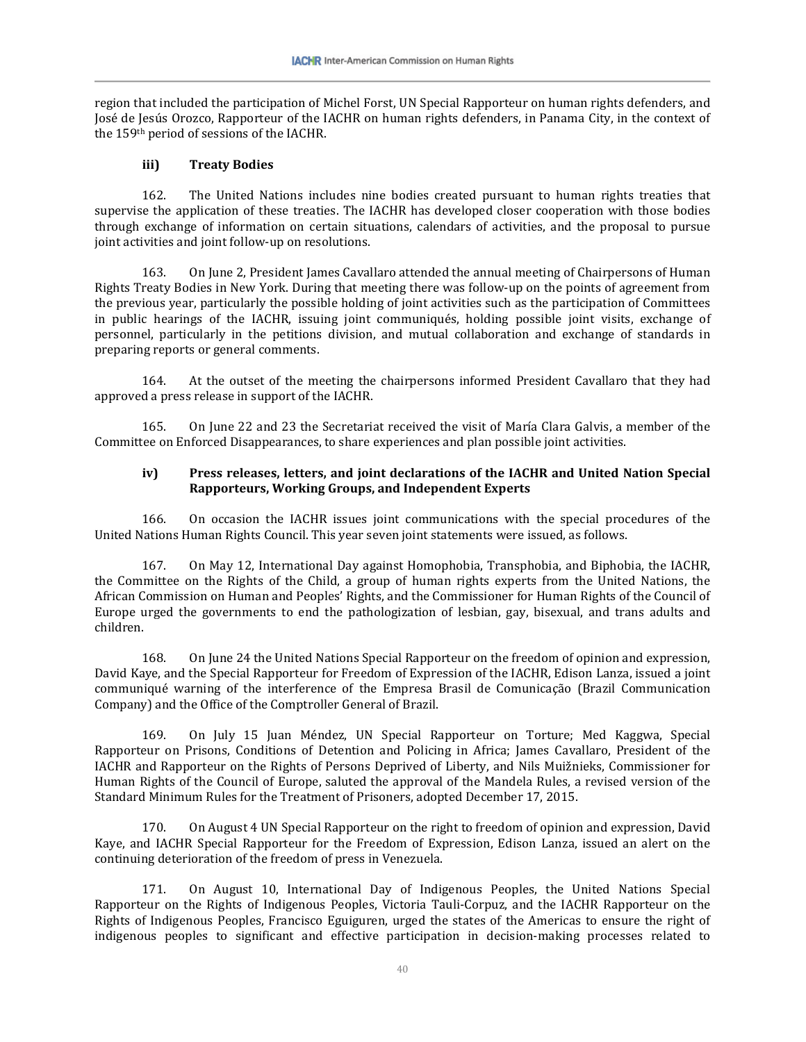region that included the participation of Michel Forst, UN Special Rapporteur on human rights defenders, and José de Jesús Orozco, Rapporteur of the IACHR on human rights defenders, in Panama City, in the context of the 159th period of sessions of the IACHR.

#### iii) Treaty Bodies

162. The United Nations includes nine bodies created pursuant to human rights treaties that supervise the application of these treaties. The IACHR has developed closer cooperation with those bodies through exchange of information on certain situations, calendars of activities, and the proposal to pursue joint activities and joint follow-up on resolutions.

163. On June 2, President James Cavallaro attended the annual meeting of Chairpersons of Human Rights Treaty Bodies in New York. During that meeting there was follow-up on the points of agreement from the previous year, particularly the possible holding of joint activities such as the participation of Committees in public hearings of the IACHR, issuing joint communiqués, holding possible joint visits, exchange of personnel, particularly in the petitions division, and mutual collaboration and exchange of standards in preparing reports or general comments.

164. At the outset of the meeting the chairpersons informed President Cavallaro that they had approved a press release in support of the IACHR.

165. On June 22 and 23 the Secretariat received the visit of María Clara Galvis, a member of the Committee on Enforced Disappearances, to share experiences and plan possible joint activities.

#### iv) Press releases, letters, and joint declarations of the IACHR and United Nation Special Rapporteurs, Working Groups, and Independent Experts

166. On occasion the IACHR issues joint communications with the special procedures of the United Nations Human Rights Council. This year seven joint statements were issued, as follows.

167. On May 12, International Day against Homophobia, Transphobia, and Biphobia, the IACHR, the Committee on the Rights of the Child, a group of human rights experts from the United Nations, the African Commission on Human and Peoples' Rights, and the Commissioner for Human Rights of the Council of Europe urged the governments to end the pathologization of lesbian, gay, bisexual, and trans adults and children.

168. On June 24 the United Nations Special Rapporteur on the freedom of opinion and expression, David Kaye, and the Special Rapporteur for Freedom of Expression of the IACHR, Edison Lanza, issued a joint communiqué warning of the interference of the Empresa Brasil de Comunicação (Brazil Communication Company) and the Office of the Comptroller General of Brazil.

169. On July 15 Juan Méndez, UN Special Rapporteur on Torture; Med Kaggwa, Special Rapporteur on Prisons, Conditions of Detention and Policing in Africa; James Cavallaro, President of the IACHR and Rapporteur on the Rights of Persons Deprived of Liberty, and Nils Muižnieks, Commissioner for Human Rights of the Council of Europe, saluted the approval of the Mandela Rules, a revised version of the Standard Minimum Rules for the Treatment of Prisoners, adopted December 17, 2015.

170. On August 4 UN Special Rapporteur on the right to freedom of opinion and expression, David Kaye, and IACHR Special Rapporteur for the Freedom of Expression, Edison Lanza, issued an alert on the continuing deterioration of the freedom of press in Venezuela.

171. On August 10, International Day of Indigenous Peoples, the United Nations Special Rapporteur on the Rights of Indigenous Peoples, Victoria Tauli-Corpuz, and the IACHR Rapporteur on the Rights of Indigenous Peoples, Francisco Eguiguren, urged the states of the Americas to ensure the right of indigenous peoples to significant and effective participation in decision-making processes related to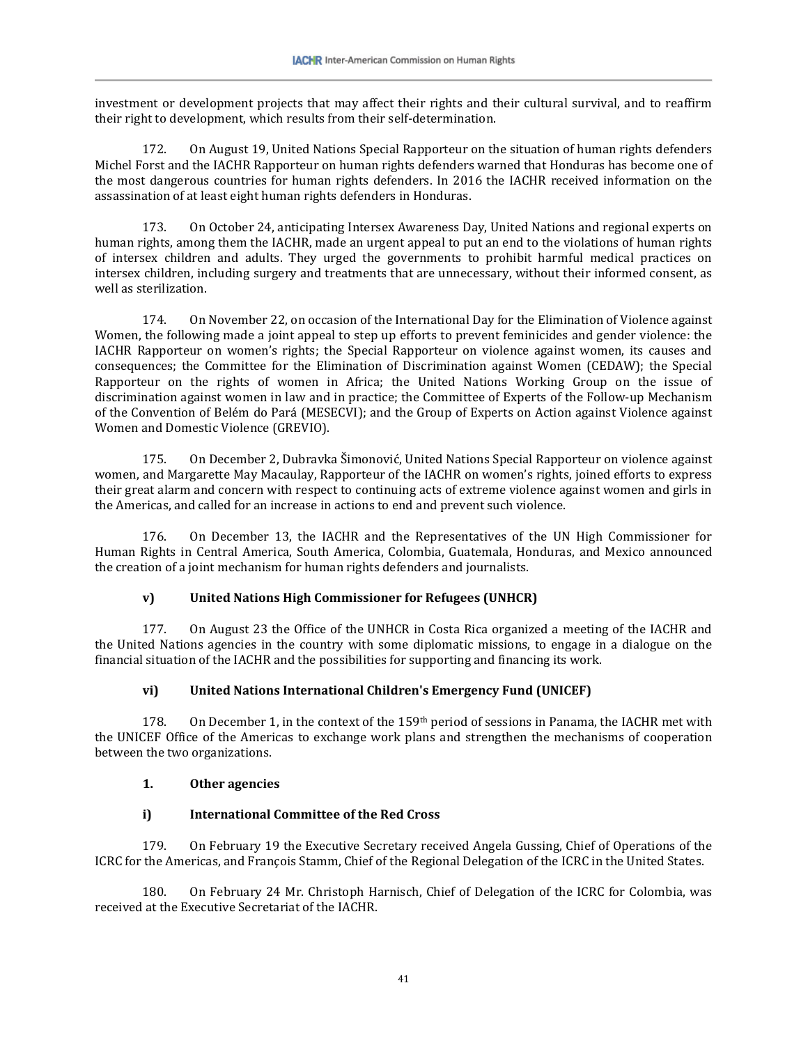investment or development projects that may affect their rights and their cultural survival, and to reaffirm their right to development, which results from their self-determination.

172. On August 19, United Nations Special Rapporteur on the situation of human rights defenders Michel Forst and the IACHR Rapporteur on human rights defenders warned that Honduras has become one of the most dangerous countries for human rights defenders. In 2016 the IACHR received information on the assassination of at least eight human rights defenders in Honduras.

173. On October 24, anticipating Intersex Awareness Day, United Nations and regional experts on human rights, among them the IACHR, made an urgent appeal to put an end to the violations of human rights of intersex children and adults. They urged the governments to prohibit harmful medical practices on intersex children, including surgery and treatments that are unnecessary, without their informed consent, as well as sterilization.

174. On November 22, on occasion of the International Day for the Elimination of Violence against Women, the following made a joint appeal to step up efforts to prevent feminicides and gender violence: the IACHR Rapporteur on women's rights; the Special Rapporteur on violence against women, its causes and consequences; the Committee for the Elimination of Discrimination against Women (CEDAW); the Special Rapporteur on the rights of women in Africa; the United Nations Working Group on the issue of discrimination against women in law and in practice; the Committee of Experts of the Follow-up Mechanism of the Convention of Belém do Pará (MESECVI); and the Group of Experts on Action against Violence against Women and Domestic Violence (GREVIO).

175. On December 2, Dubravka Šimonović, United Nations Special Rapporteur on violence against women, and Margarette May Macaulay, Rapporteur of the IACHR on women's rights, joined efforts to express their great alarm and concern with respect to continuing acts of extreme violence against women and girls in the Americas, and called for an increase in actions to end and prevent such violence.

176. On December 13, the IACHR and the Representatives of the UN High Commissioner for Human Rights in Central America, South America, Colombia, Guatemala, Honduras, and Mexico announced the creation of a joint mechanism for human rights defenders and journalists.

**v) United Nations High Commissioner for Refugees (UNHCR)**

177. On August 23 the Office of the UNHCR in Costa Rica organized a meeting of the IACHR and the United Nations agencies in the country with some diplomatic missions, to engage in a dialogue on the financial situation of the IACHR and the possibilities for supporting and financing its work.

**vi) United Nations International Children's Emergency Fund (UNICEF)**

178. On December 1, in the context of the 159th period of sessions in Panama, the IACHR met with the UNICEF Office of the Americas to exchange work plans and strengthen the mechanisms of cooperation between the two organizations.

**1. Other agencies**

**i) International Committee of the Red Cross**

179. On February 19 the Executive Secretary received Angela Gussing, Chief of Operations of the ICRC for the Americas, and François Stamm, Chief of the Regional Delegation of the ICRC in the United States.

180. On February 24 Mr. Christoph Harnisch, Chief of Delegation of the ICRC for Colombia, was received at the Executive Secretariat of the IACHR.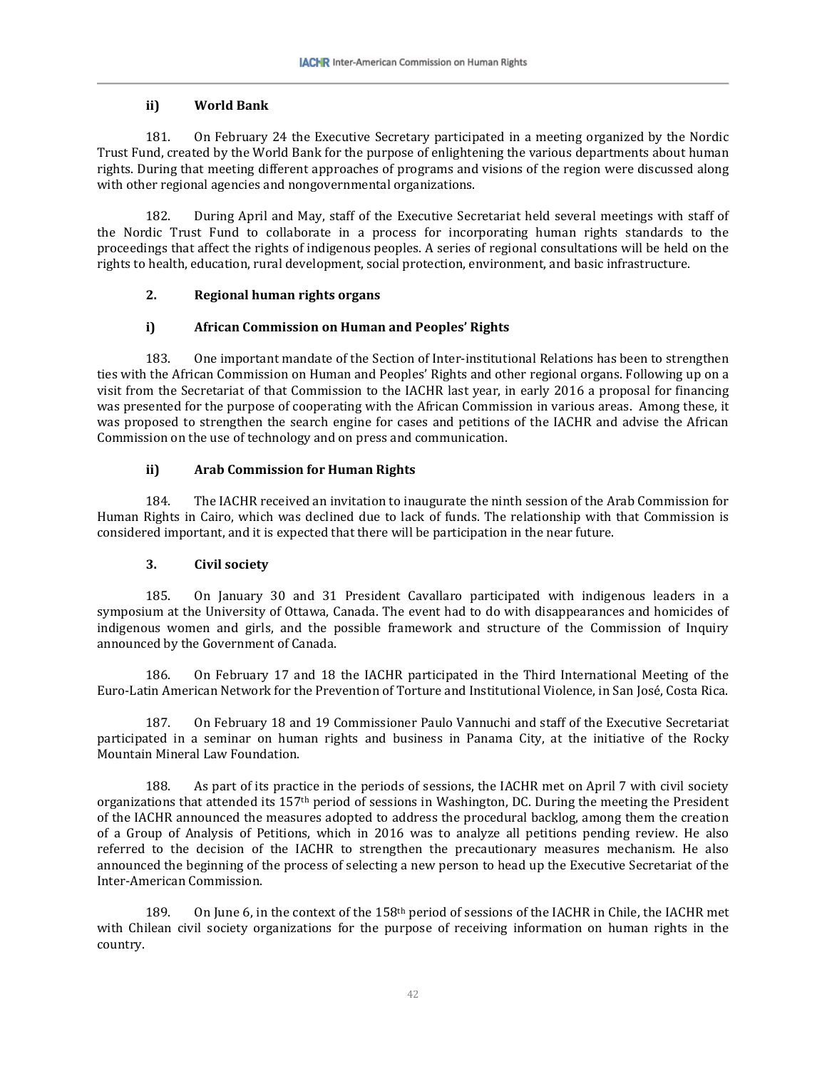#### ii) World Bank

181. On February 24 the Executive Secretary participated in a meeting organized by the Nordic Trust Fund, created by the World Bank for the purpose of enlightening the various departments about human rights. During that meeting different approaches of programs and visions of the region were discussed along with other regional agencies and nongovernmental organizations.

182. During April and May, staff of the Executive Secretariat held several meetings with staff of the Nordic Trust Fund to collaborate in a process for incorporating human rights standards to the proceedings that affect the rights of indigenous peoples. A series of regional consultations will be held on the rights to health, education, rural development, social protection, environment, and basic infrastructure.

### 2. Regional human rights organs

#### i) African Commission on Human and Peoples' Rights

183. One important mandate of the Section of Inter-institutional Relations has been to strengthen ties with the African Commission on Human and Peoples' Rights and other regional organs. Following up on a visit from the Secretariat of that Commission to the IACHR last year, in early 2016 a proposal for financing was presented for the purpose of cooperating with the African Commission in various areas. Among these, it was proposed to strengthen the search engine for cases and petitions of the IACHR and advise the African Commission on the use of technology and on press and communication.

#### ii) Arab Commission for Human Rights

184. The IACHR received an invitation to inaugurate the ninth session of the Arab Commission for Human Rights in Cairo, which was declined due to lack of funds. The relationship with that Commission is considered important, and it is expected that there will be participation in the near future.

### 3. Civil society

185. On January 30 and 31 President Cavallaro participated with indigenous leaders in a symposium at the University of Ottawa, Canada. The event had to do with disappearances and homicides of indigenous women and girls, and the possible framework and structure of the Commission of Inquiry announced by the Government of Canada.

186. On February 17 and 18 the IACHR participated in the Third International Meeting of the Euro-Latin American Network for the Prevention of Torture and Institutional Violence, in San José, Costa Rica.

187. On February 18 and 19 Commissioner Paulo Vannuchi and staff of the Executive Secretariat participated in a seminar on human rights and business in Panama City, at the initiative of the Rocky Mountain Mineral Law Foundation.

188. As part of its practice in the periods of sessions, the IACHR met on April 7 with civil society organizations that attended its 157th period of sessions in Washington, DC. During the meeting the President of the IACHR announced the measures adopted to address the procedural backlog, among them the creation of a Group of Analysis of Petitions, which in 2016 was to analyze all petitions pending review. He also referred to the decision of the IACHR to strengthen the precautionary measures mechanism. He also announced the beginning of the process of selecting a new person to head up the Executive Secretariat of the Inter-American Commission.

189. On June 6, in the context of the 158th period of sessions of the IACHR in Chile, the IACHR met with Chilean civil society organizations for the purpose of receiving information on human rights in the country.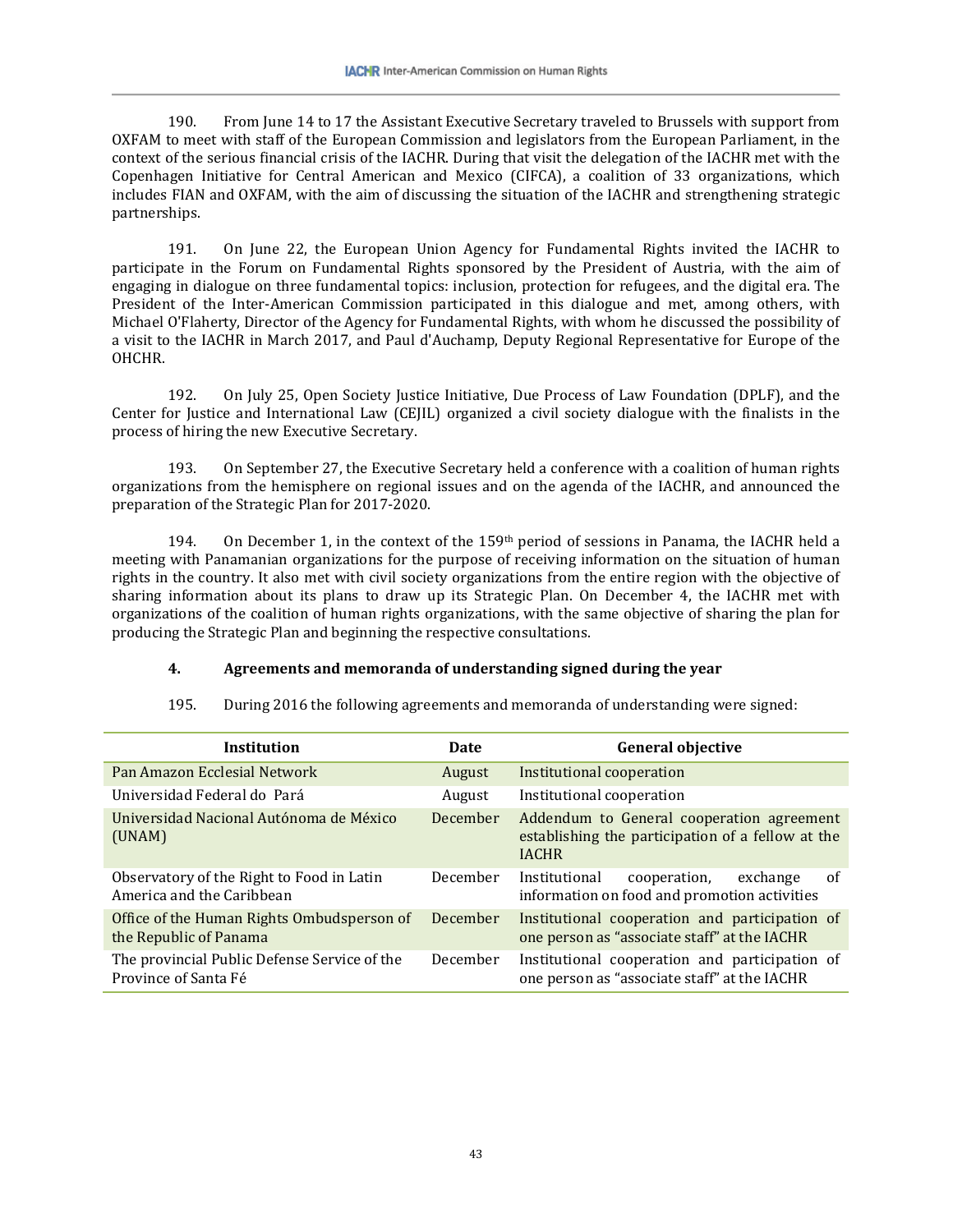190. From June 14 to 17 the Assistant Executive Secretary traveled to Brussels with support from OXFAM to meet with staff of the European Commission and legislators from the European Parliament, in the context of the serious financial crisis of the IACHR. During that visit the delegation of the IACHR met with the Copenhagen Initiative for Central American and Mexico (CIFCA), a coalition of 33 organizations, which includes FIAN and OXFAM, with the aim of discussing the situation of the IACHR and strengthening strategic partnerships.

191. On June 22, the European Union Agency for Fundamental Rights invited the IACHR to participate in the Forum on Fundamental Rights sponsored by the President of Austria, with the aim of engaging in dialogue on three fundamental topics: inclusion, protection for refugees, and the digital era. The President of the Inter-American Commission participated in this dialogue and met, among others, with Michael O'Flaherty, Director of the Agency for Fundamental Rights, with whom he discussed the possibility of a visit to the IACHR in March 2017, and Paul d'Auchamp, Deputy Regional Representative for Europe of the OHCHR.

192. On July 25, Open Society Justice Initiative, Due Process of Law Foundation (DPLF), and the Center for Justice and International Law (CEJIL) organized a civil society dialogue with the finalists in the process of hiring the new Executive Secretary.

193. On September 27, the Executive Secretary held a conference with a coalition of human rights organizations from the hemisphere on regional issues and on the agenda of the IACHR, and announced the preparation of the Strategic Plan for 2017-2020.

194. On December 1, in the context of the 159th period of sessions in Panama, the IACHR held a meeting with Panamanian organizations for the purpose of receiving information on the situation of human rights in the country. It also met with civil society organizations from the entire region with the objective of sharing information about its plans to draw up its Strategic Plan. On December 4, the IACHR met with organizations of the coalition of human rights organizations, with the same objective of sharing the plan for producing the Strategic Plan and beginning the respective consultations.

#### 4. Agreements and memoranda of understanding signed during the year

195. During 2016 the following agreements and memoranda of understanding were signed:

| Institution | Date | General objective |
|---|---|---|
| Pan Amazon Ecclesial Network | August | Institutional cooperation |
| Universidad Federal do Pará | August | Institutional cooperation |
| Universidad Nacional Autónoma de México (UNAM) | December | Addendum to General cooperation agreement establishing the participation of a fellow at the IACHR |
| Observatory of the Right to Food in Latin America and the Caribbean | December | Institutional cooperation, exchange of information on food and promotion activities |
| Office of the Human Rights Ombudsperson of the Republic of Panama | December | Institutional cooperation and participation of one person as "associate staff" at the IACHR |
| The provincial Public Defense Service of the Province of Santa Fé | December | Institutional cooperation and participation of one person as "associate staff" at the IACHR |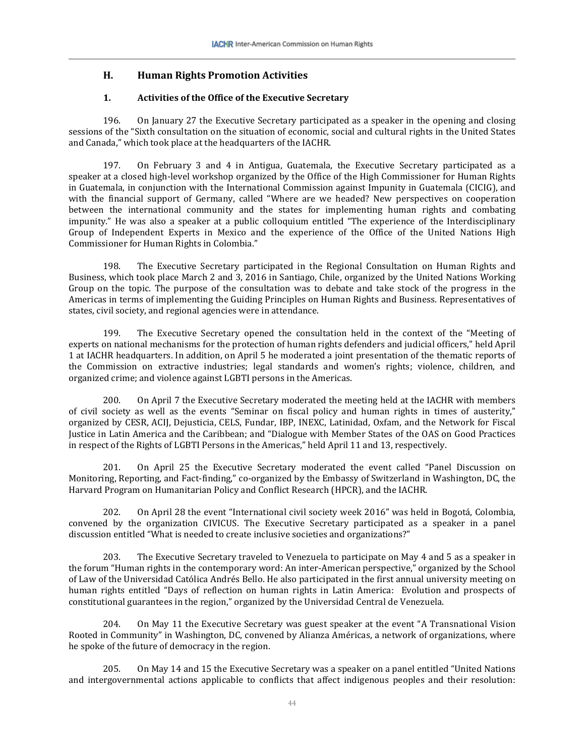## H. Human Rights Promotion Activities

### 1. Activities of the Office of the Executive Secretary

196. On January 27 the Executive Secretary participated as a speaker in the opening and closing sessions of the "Sixth consultation on the situation of economic, social and cultural rights in the United States and Canada," which took place at the headquarters of the IACHR.

197. On February 3 and 4 in Antigua, Guatemala, the Executive Secretary participated as a speaker at a closed high-level workshop organized by the Office of the High Commissioner for Human Rights in Guatemala, in conjunction with the International Commission against Impunity in Guatemala (CICIG), and with the financial support of Germany, called "Where are we headed? New perspectives on cooperation between the international community and the states for implementing human rights and combating impunity." He was also a speaker at a public colloquium entitled "The experience of the Interdisciplinary Group of Independent Experts in Mexico and the experience of the Office of the United Nations High Commissioner for Human Rights in Colombia."

198. The Executive Secretary participated in the Regional Consultation on Human Rights and Business, which took place March 2 and 3, 2016 in Santiago, Chile, organized by the United Nations Working Group on the topic. The purpose of the consultation was to debate and take stock of the progress in the Americas in terms of implementing the Guiding Principles on Human Rights and Business. Representatives of states, civil society, and regional agencies were in attendance.

199. The Executive Secretary opened the consultation held in the context of the "Meeting of experts on national mechanisms for the protection of human rights defenders and judicial officers," held April 1 at IACHR headquarters. In addition, on April 5 he moderated a joint presentation of the thematic reports of the Commission on extractive industries; legal standards and women's rights; violence, children, and organized crime; and violence against LGBTI persons in the Americas.

200. On April 7 the Executive Secretary moderated the meeting held at the IACHR with members of civil society as well as the events "Seminar on fiscal policy and human rights in times of austerity," organized by CESR, ACIJ, Dejusticia, CELS, Fundar, IBP, INEXC, Latinidad, Oxfam, and the Network for Fiscal Justice in Latin America and the Caribbean; and "Dialogue with Member States of the OAS on Good Practices in respect of the Rights of LGBTI Persons in the Americas," held April 11 and 13, respectively.

201. On April 25 the Executive Secretary moderated the event called "Panel Discussion on Monitoring, Reporting, and Fact-finding," co-organized by the Embassy of Switzerland in Washington, DC, the Harvard Program on Humanitarian Policy and Conflict Research (HPCR), and the IACHR.

202. On April 28 the event "International civil society week 2016" was held in Bogotá, Colombia, convened by the organization CIVICUS. The Executive Secretary participated as a speaker in a panel discussion entitled "What is needed to create inclusive societies and organizations?"

203. The Executive Secretary traveled to Venezuela to participate on May 4 and 5 as a speaker in the forum "Human rights in the contemporary word: An inter-American perspective," organized by the School of Law of the Universidad Católica Andrés Bello. He also participated in the first annual university meeting on human rights entitled "Days of reflection on human rights in Latin America: Evolution and prospects of constitutional guarantees in the region," organized by the Universidad Central de Venezuela.

204. On May 11 the Executive Secretary was guest speaker at the event "A Transnational Vision Rooted in Community" in Washington, DC, convened by Alianza Américas, a network of organizations, where he spoke of the future of democracy in the region.

205. On May 14 and 15 the Executive Secretary was a speaker on a panel entitled "United Nations and intergovernmental actions applicable to conflicts that affect indigenous peoples and their resolution: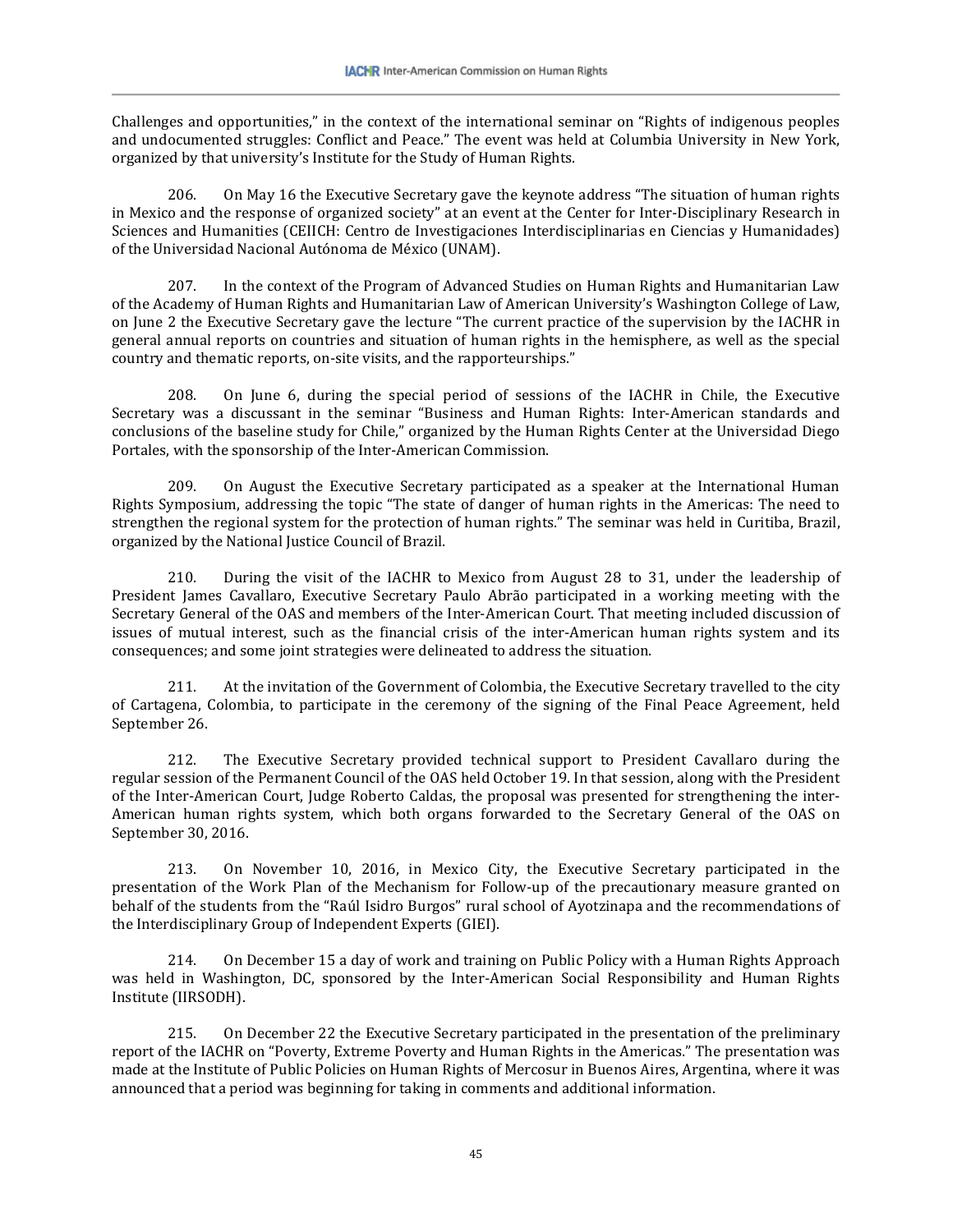Challenges and opportunities," in the context of the international seminar on "Rights of indigenous peoples and undocumented struggles: Conflict and Peace." The event was held at Columbia University in New York, organized by that university's Institute for the Study of Human Rights.

206. On May 16 the Executive Secretary gave the keynote address "The situation of human rights in Mexico and the response of organized society" at an event at the Center for Inter-Disciplinary Research in Sciences and Humanities (CEIICH: Centro de Investigaciones Interdisciplinarias en Ciencias y Humanidades) of the Universidad Nacional Autónoma de México (UNAM).

207. In the context of the Program of Advanced Studies on Human Rights and Humanitarian Law of the Academy of Human Rights and Humanitarian Law of American University's Washington College of Law, on June 2 the Executive Secretary gave the lecture "The current practice of the supervision by the IACHR in general annual reports on countries and situation of human rights in the hemisphere, as well as the special country and thematic reports, on-site visits, and the rapporteurships."

208. On June 6, during the special period of sessions of the IACHR in Chile, the Executive Secretary was a discussant in the seminar "Business and Human Rights: Inter-American standards and conclusions of the baseline study for Chile," organized by the Human Rights Center at the Universidad Diego Portales, with the sponsorship of the Inter-American Commission.

209. On August the Executive Secretary participated as a speaker at the International Human Rights Symposium, addressing the topic "The state of danger of human rights in the Americas: The need to strengthen the regional system for the protection of human rights." The seminar was held in Curitiba, Brazil, organized by the National Justice Council of Brazil.

210. During the visit of the IACHR to Mexico from August 28 to 31, under the leadership of President James Cavallaro, Executive Secretary Paulo Abrão participated in a working meeting with the Secretary General of the OAS and members of the Inter-American Court. That meeting included discussion of issues of mutual interest, such as the financial crisis of the inter-American human rights system and its consequences; and some joint strategies were delineated to address the situation.

211. At the invitation of the Government of Colombia, the Executive Secretary travelled to the city of Cartagena, Colombia, to participate in the ceremony of the signing of the Final Peace Agreement, held September 26.

212. The Executive Secretary provided technical support to President Cavallaro during the regular session of the Permanent Council of the OAS held October 19. In that session, along with the President of the Inter-American Court, Judge Roberto Caldas, the proposal was presented for strengthening the inter-American human rights system, which both organs forwarded to the Secretary General of the OAS on September 30, 2016.

213. On November 10, 2016, in Mexico City, the Executive Secretary participated in the presentation of the Work Plan of the Mechanism for Follow-up of the precautionary measure granted on behalf of the students from the "Raúl Isidro Burgos" rural school of Ayotzinapa and the recommendations of the Interdisciplinary Group of Independent Experts (GIEI).

214. On December 15 a day of work and training on Public Policy with a Human Rights Approach was held in Washington, DC, sponsored by the Inter-American Social Responsibility and Human Rights Institute (IIRSODH).

215. On December 22 the Executive Secretary participated in the presentation of the preliminary report of the IACHR on "Poverty, Extreme Poverty and Human Rights in the Americas." The presentation was made at the Institute of Public Policies on Human Rights of Mercosur in Buenos Aires, Argentina, where it was announced that a period was beginning for taking in comments and additional information.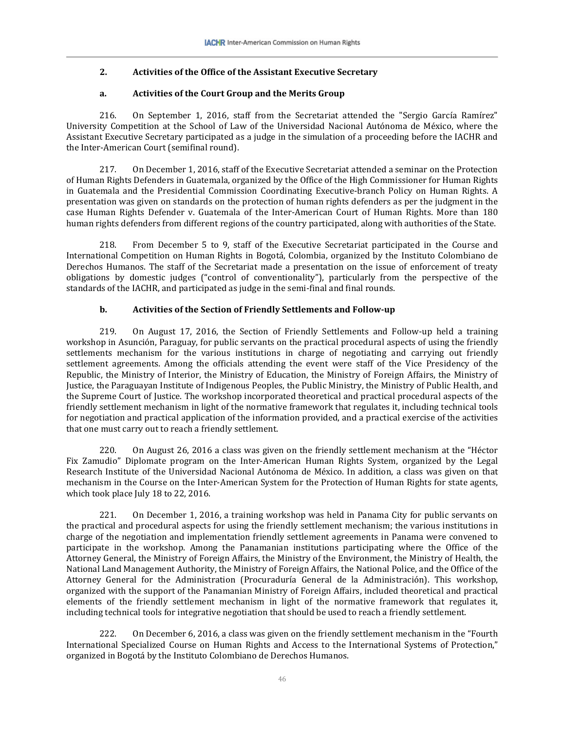### 2. Activities of the Office of the Assistant Executive Secretary

#### a. Activities of the Court Group and the Merits Group

216. On September 1, 2016, staff from the Secretariat attended the "Sergio García Ramírez" University Competition at the School of Law of the Universidad Nacional Autónoma de México, where the Assistant Executive Secretary participated as a judge in the simulation of a proceeding before the IACHR and the Inter-American Court (semifinal round).

217. On December 1, 2016, staff of the Executive Secretariat attended a seminar on the Protection of Human Rights Defenders in Guatemala, organized by the Office of the High Commissioner for Human Rights in Guatemala and the Presidential Commission Coordinating Executive-branch Policy on Human Rights. A presentation was given on standards on the protection of human rights defenders as per the judgment in the case Human Rights Defender v. Guatemala of the Inter-American Court of Human Rights. More than 180 human rights defenders from different regions of the country participated, along with authorities of the State.

218. From December 5 to 9, staff of the Executive Secretariat participated in the Course and International Competition on Human Rights in Bogotá, Colombia, organized by the Instituto Colombiano de Derechos Humanos. The staff of the Secretariat made a presentation on the issue of enforcement of treaty obligations by domestic judges ("control of conventionality"), particularly from the perspective of the standards of the IACHR, and participated as judge in the semi-final and final rounds.

#### b. Activities of the Section of Friendly Settlements and Follow-up

219. On August 17, 2016, the Section of Friendly Settlements and Follow-up held a training workshop in Asunción, Paraguay, for public servants on the practical procedural aspects of using the friendly settlements mechanism for the various institutions in charge of negotiating and carrying out friendly settlement agreements. Among the officials attending the event were staff of the Vice Presidency of the Republic, the Ministry of Interior, the Ministry of Education, the Ministry of Foreign Affairs, the Ministry of Justice, the Paraguayan Institute of Indigenous Peoples, the Public Ministry, the Ministry of Public Health, and the Supreme Court of Justice. The workshop incorporated theoretical and practical procedural aspects of the friendly settlement mechanism in light of the normative framework that regulates it, including technical tools for negotiation and practical application of the information provided, and a practical exercise of the activities that one must carry out to reach a friendly settlement.

220. On August 26, 2016 a class was given on the friendly settlement mechanism at the "Héctor Fix Zamudio" Diplomate program on the Inter-American Human Rights System, organized by the Legal Research Institute of the Universidad Nacional Autónoma de México. In addition, a class was given on that mechanism in the Course on the Inter-American System for the Protection of Human Rights for state agents, which took place July 18 to 22, 2016.

221. On December 1, 2016, a training workshop was held in Panama City for public servants on the practical and procedural aspects for using the friendly settlement mechanism; the various institutions in charge of the negotiation and implementation friendly settlement agreements in Panama were convened to participate in the workshop. Among the Panamanian institutions participating where the Office of the Attorney General, the Ministry of Foreign Affairs, the Ministry of the Environment, the Ministry of Health, the National Land Management Authority, the Ministry of Foreign Affairs, the National Police, and the Office of the Attorney General for the Administration (Procuraduría General de la Administración). This workshop, organized with the support of the Panamanian Ministry of Foreign Affairs, included theoretical and practical elements of the friendly settlement mechanism in light of the normative framework that regulates it, including technical tools for integrative negotiation that should be used to reach a friendly settlement.

222. On December 6, 2016, a class was given on the friendly settlement mechanism in the "Fourth International Specialized Course on Human Rights and Access to the International Systems of Protection," organized in Bogotá by the Instituto Colombiano de Derechos Humanos.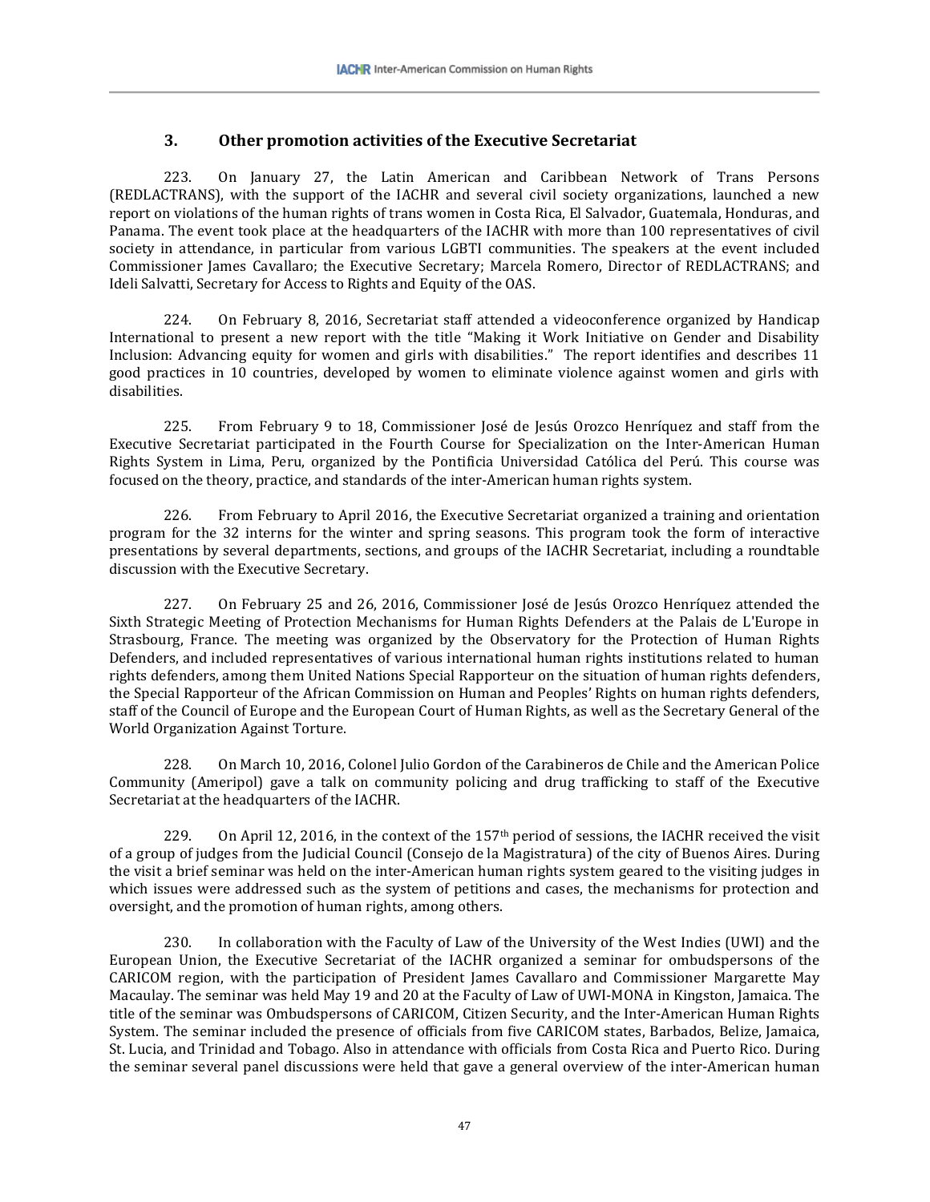### 3. Other promotion activities of the Executive Secretariat

223. On January 27, the Latin American and Caribbean Network of Trans Persons (REDLACTRANS), with the support of the IACHR and several civil society organizations, launched a new report on violations of the human rights of trans women in Costa Rica, El Salvador, Guatemala, Honduras, and Panama. The event took place at the headquarters of the IACHR with more than 100 representatives of civil society in attendance, in particular from various LGBTI communities. The speakers at the event included Commissioner James Cavallaro; the Executive Secretary; Marcela Romero, Director of REDLACTRANS; and Ideli Salvatti, Secretary for Access to Rights and Equity of the OAS.

224. On February 8, 2016, Secretariat staff attended a videoconference organized by Handicap International to present a new report with the title "Making it Work Initiative on Gender and Disability Inclusion: Advancing equity for women and girls with disabilities." The report identifies and describes 11 good practices in 10 countries, developed by women to eliminate violence against women and girls with disabilities.

225. From February 9 to 18, Commissioner José de Jesús Orozco Henríquez and staff from the Executive Secretariat participated in the Fourth Course for Specialization on the Inter-American Human Rights System in Lima, Peru, organized by the Pontificia Universidad Católica del Perú. This course was focused on the theory, practice, and standards of the inter-American human rights system.

226. From February to April 2016, the Executive Secretariat organized a training and orientation program for the 32 interns for the winter and spring seasons. This program took the form of interactive presentations by several departments, sections, and groups of the IACHR Secretariat, including a roundtable discussion with the Executive Secretary.

227. On February 25 and 26, 2016, Commissioner José de Jesús Orozco Henríquez attended the Sixth Strategic Meeting of Protection Mechanisms for Human Rights Defenders at the Palais de L'Europe in Strasbourg, France. The meeting was organized by the Observatory for the Protection of Human Rights Defenders, and included representatives of various international human rights institutions related to human rights defenders, among them United Nations Special Rapporteur on the situation of human rights defenders, the Special Rapporteur of the African Commission on Human and Peoples' Rights on human rights defenders, staff of the Council of Europe and the European Court of Human Rights, as well as the Secretary General of the World Organization Against Torture.

228. On March 10, 2016, Colonel Julio Gordon of the Carabineros de Chile and the American Police Community (Ameripol) gave a talk on community policing and drug trafficking to staff of the Executive Secretariat at the headquarters of the IACHR.

229. On April 12, 2016, in the context of the 157th period of sessions, the IACHR received the visit of a group of judges from the Judicial Council (Consejo de la Magistratura) of the city of Buenos Aires. During the visit a brief seminar was held on the inter-American human rights system geared to the visiting judges in which issues were addressed such as the system of petitions and cases, the mechanisms for protection and oversight, and the promotion of human rights, among others.

230. In collaboration with the Faculty of Law of the University of the West Indies (UWI) and the European Union, the Executive Secretariat of the IACHR organized a seminar for ombudspersons of the CARICOM region, with the participation of President James Cavallaro and Commissioner Margarette May Macaulay. The seminar was held May 19 and 20 at the Faculty of Law of UWI-MONA in Kingston, Jamaica. The title of the seminar was Ombudspersons of CARICOM, Citizen Security, and the Inter-American Human Rights System. The seminar included the presence of officials from five CARICOM states, Barbados, Belize, Jamaica, St. Lucia, and Trinidad and Tobago. Also in attendance with officials from Costa Rica and Puerto Rico. During the seminar several panel discussions were held that gave a general overview of the inter-American human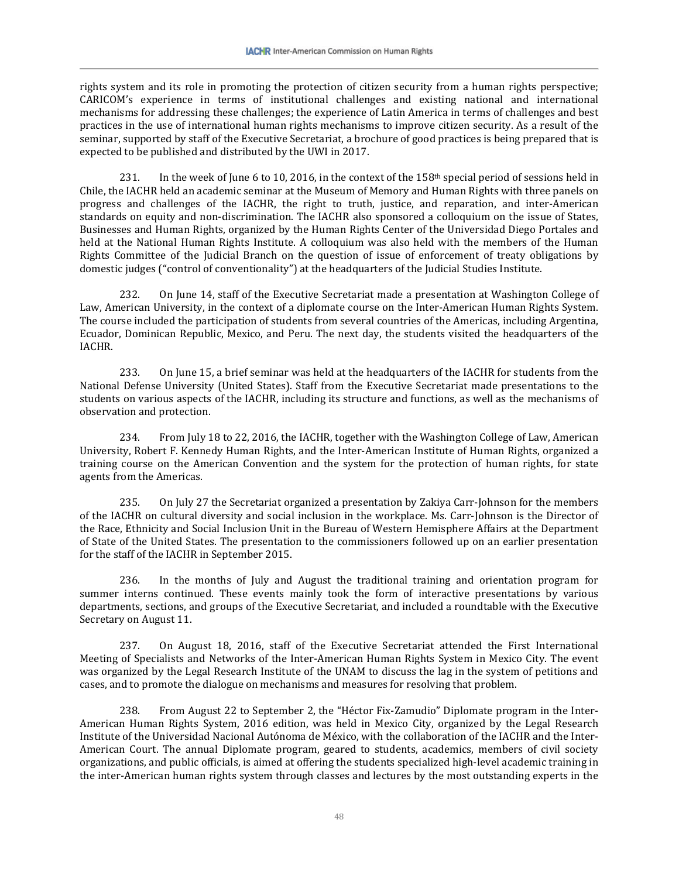rights system and its role in promoting the protection of citizen security from a human rights perspective; CARICOM's experience in terms of institutional challenges and existing national and international mechanisms for addressing these challenges; the experience of Latin America in terms of challenges and best practices in the use of international human rights mechanisms to improve citizen security. As a result of the seminar, supported by staff of the Executive Secretariat, a brochure of good practices is being prepared that is expected to be published and distributed by the UWI in 2017.

231. In the week of June 6 to 10, 2016, in the context of the 158th special period of sessions held in Chile, the IACHR held an academic seminar at the Museum of Memory and Human Rights with three panels on progress and challenges of the IACHR, the right to truth, justice, and reparation, and inter-American standards on equity and non-discrimination. The IACHR also sponsored a colloquium on the issue of States, Businesses and Human Rights, organized by the Human Rights Center of the Universidad Diego Portales and held at the National Human Rights Institute. A colloquium was also held with the members of the Human Rights Committee of the Judicial Branch on the question of issue of enforcement of treaty obligations by domestic judges ("control of conventionality") at the headquarters of the Judicial Studies Institute.

232. On June 14, staff of the Executive Secretariat made a presentation at Washington College of Law, American University, in the context of a diplomate course on the Inter-American Human Rights System. The course included the participation of students from several countries of the Americas, including Argentina, Ecuador, Dominican Republic, Mexico, and Peru. The next day, the students visited the headquarters of the IACHR.

233. On June 15, a brief seminar was held at the headquarters of the IACHR for students from the National Defense University (United States). Staff from the Executive Secretariat made presentations to the students on various aspects of the IACHR, including its structure and functions, as well as the mechanisms of observation and protection.

234. From July 18 to 22, 2016, the IACHR, together with the Washington College of Law, American University, Robert F. Kennedy Human Rights, and the Inter-American Institute of Human Rights, organized a training course on the American Convention and the system for the protection of human rights, for state agents from the Americas.

235. On July 27 the Secretariat organized a presentation by Zakiya Carr-Johnson for the members of the IACHR on cultural diversity and social inclusion in the workplace. Ms. Carr-Johnson is the Director of the Race, Ethnicity and Social Inclusion Unit in the Bureau of Western Hemisphere Affairs at the Department of State of the United States. The presentation to the commissioners followed up on an earlier presentation for the staff of the IACHR in September 2015.

236. In the months of July and August the traditional training and orientation program for summer interns continued. These events mainly took the form of interactive presentations by various departments, sections, and groups of the Executive Secretariat, and included a roundtable with the Executive Secretary on August 11.

237. On August 18, 2016, staff of the Executive Secretariat attended the First International Meeting of Specialists and Networks of the Inter-American Human Rights System in Mexico City. The event was organized by the Legal Research Institute of the UNAM to discuss the lag in the system of petitions and cases, and to promote the dialogue on mechanisms and measures for resolving that problem.

238. From August 22 to September 2, the "Héctor Fix-Zamudio" Diplomate program in the Inter-American Human Rights System, 2016 edition, was held in Mexico City, organized by the Legal Research Institute of the Universidad Nacional Autónoma de México, with the collaboration of the IACHR and the Inter-American Court. The annual Diplomate program, geared to students, academics, members of civil society organizations, and public officials, is aimed at offering the students specialized high-level academic training in the inter-American human rights system through classes and lectures by the most outstanding experts in the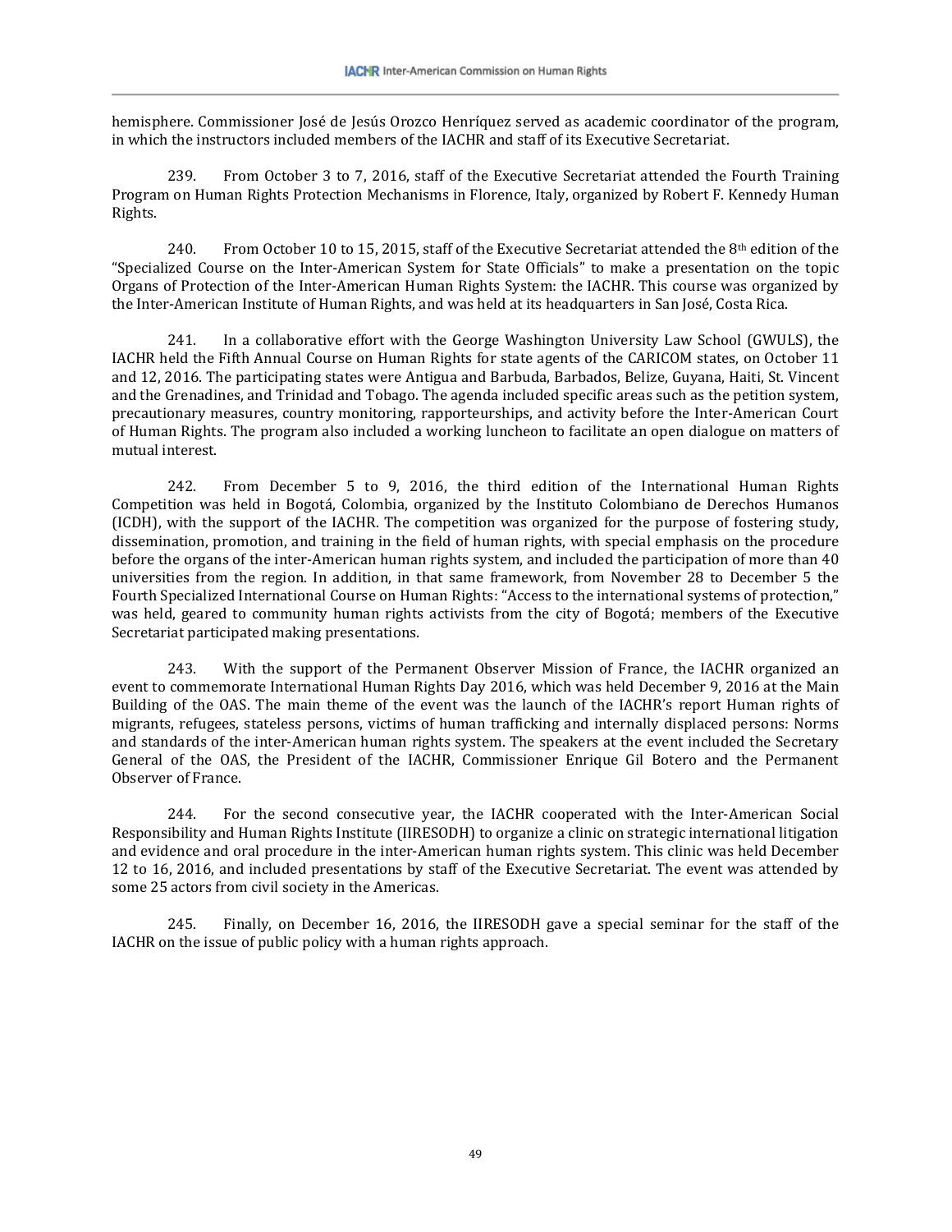hemisphere. Commissioner José de Jesús Orozco Henríquez served as academic coordinator of the program, in which the instructors included members of the IACHR and staff of its Executive Secretariat.

239. From October 3 to 7, 2016, staff of the Executive Secretariat attended the Fourth Training Program on Human Rights Protection Mechanisms in Florence, Italy, organized by Robert F. Kennedy Human Rights.

240. From October 10 to 15, 2015, staff of the Executive Secretariat attended the 8th edition of the "Specialized Course on the Inter-American System for State Officials" to make a presentation on the topic Organs of Protection of the Inter-American Human Rights System: the IACHR. This course was organized by the Inter-American Institute of Human Rights, and was held at its headquarters in San José, Costa Rica.

241. In a collaborative effort with the George Washington University Law School (GWULS), the IACHR held the Fifth Annual Course on Human Rights for state agents of the CARICOM states, on October 11 and 12, 2016. The participating states were Antigua and Barbuda, Barbados, Belize, Guyana, Haiti, St. Vincent and the Grenadines, and Trinidad and Tobago. The agenda included specific areas such as the petition system, precautionary measures, country monitoring, rapporteurships, and activity before the Inter-American Court of Human Rights. The program also included a working luncheon to facilitate an open dialogue on matters of mutual interest.

242. From December 5 to 9, 2016, the third edition of the International Human Rights Competition was held in Bogotá, Colombia, organized by the Instituto Colombiano de Derechos Humanos (ICDH), with the support of the IACHR. The competition was organized for the purpose of fostering study, dissemination, promotion, and training in the field of human rights, with special emphasis on the procedure before the organs of the inter-American human rights system, and included the participation of more than 40 universities from the region. In addition, in that same framework, from November 28 to December 5 the Fourth Specialized International Course on Human Rights: "Access to the international systems of protection," was held, geared to community human rights activists from the city of Bogotá; members of the Executive Secretariat participated making presentations.

243. With the support of the Permanent Observer Mission of France, the IACHR organized an event to commemorate International Human Rights Day 2016, which was held December 9, 2016 at the Main Building of the OAS. The main theme of the event was the launch of the IACHR's report Human rights of migrants, refugees, stateless persons, victims of human trafficking and internally displaced persons: Norms and standards of the inter-American human rights system. The speakers at the event included the Secretary General of the OAS, the President of the IACHR, Commissioner Enrique Gil Botero and the Permanent Observer of France.

244. For the second consecutive year, the IACHR cooperated with the Inter-American Social Responsibility and Human Rights Institute (IIRESODH) to organize a clinic on strategic international litigation and evidence and oral procedure in the inter-American human rights system. This clinic was held December 12 to 16, 2016, and included presentations by staff of the Executive Secretariat. The event was attended by some 25 actors from civil society in the Americas.

245. Finally, on December 16, 2016, the IIRESODH gave a special seminar for the staff of the IACHR on the issue of public policy with a human rights approach.